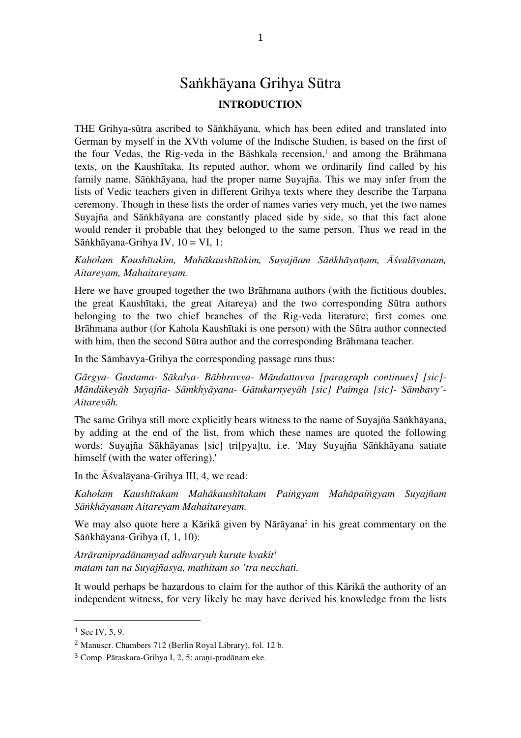# Saṅkhāyana Grihya Sūtra

## INTRODUCTION

THE Grihya-sūtra ascribed to Sāṅkhāyana, which has been edited and translated into German by myself in the XVth volume of the Indische Studien, is based on the first of the four Vedas, the Rig-veda in the Bāshkala recension,[1] and among the Brāhmana texts, on the Kaushītaka. Its reputed author, whom we ordinarily find called by his family name, Sāṅkhāyana, had the proper name Suyajña. This we may infer from the lists of Vedic teachers given in different Grihya texts where they describe the Tarpana ceremony. Though in these lists the order of names varies very much, yet the two names Suyajña and Sāṅkhāyana are constantly placed side by side, so that this fact alone would render it probable that they belonged to the same person. Thus we read in the Sāṅkhāyana-Grihya IV, 10 = VI, 1:

*Kaholam Kaushītakim, Mahākaushītakim, Suyajñam Sāṅkhāyaṇam, Āśvalāyanam, Aitareyam, Mahaitareyam.*

Here we have grouped together the two Brāhmana authors (with the fictitious doubles, the great Kaushītaki, the great Aitareya) and the two corresponding Sūtra authors belonging to the two chief branches of the Rig-veda literature; first comes one Brāhmana author (for Kahola Kaushītaki is one person) with the Sūtra author connected with him, then the second Sūtra author and the corresponding Brāhmana teacher.

In the Sāmbavya-Grihya the corresponding passage runs thus:

*Gārgya- Gautama- Sākalya- Bābhravya- Māndattavya [paragraph continues] [sic]- Māndūkeyāh Suyajña- Sāmkhyāyana- Gātukarnyeyāh [sic] Paimga [sic]- Sāmbavy'- Aitareyāh.*

The same Grihya still more explicitly bears witness to the name of Suyajña Sāṅkhāyana, by adding at the end of the list, from which these names are quoted the following words: Suyajña Sākhāyanas [sic] tri[pya]tu, i.e. 'May Suyajña Sāṅkhāyana satiate himself (with the water offering).'

In the Āśvalāyana-Grihya III, 4, we read:

*Kaholam Kaushītakam Mahākaushītakam Paiṅgyam Mahāpaiṅgyam Suyajñam Sāṅkhāyanam Aitareyam Mahaitareyam.*

We may also quote here a Kārikā given by Nārāyana[2] in his great commentary on the Sāṅkhāyana-Grihya (I, 1, 10):

*Atrāranipradānamyad adhvaryuh kurute kvakit*[3]
*matam tan na Suyajñasya, mathitam so 'tra ne*cc*hati.*

It would perhaps be hazardous to claim for the author of this Kārikā the authority of an independent witness, for very likely he may have derived his knowledge from the lists

---

[1] See IV, 5, 9.

[2] Manuscr. Chambers 712 (Berlin Royal Library), fol. 12 b.

[3] Comp. Pāraskara-Grihya I, 2, 5: araṇi-pradānam eke.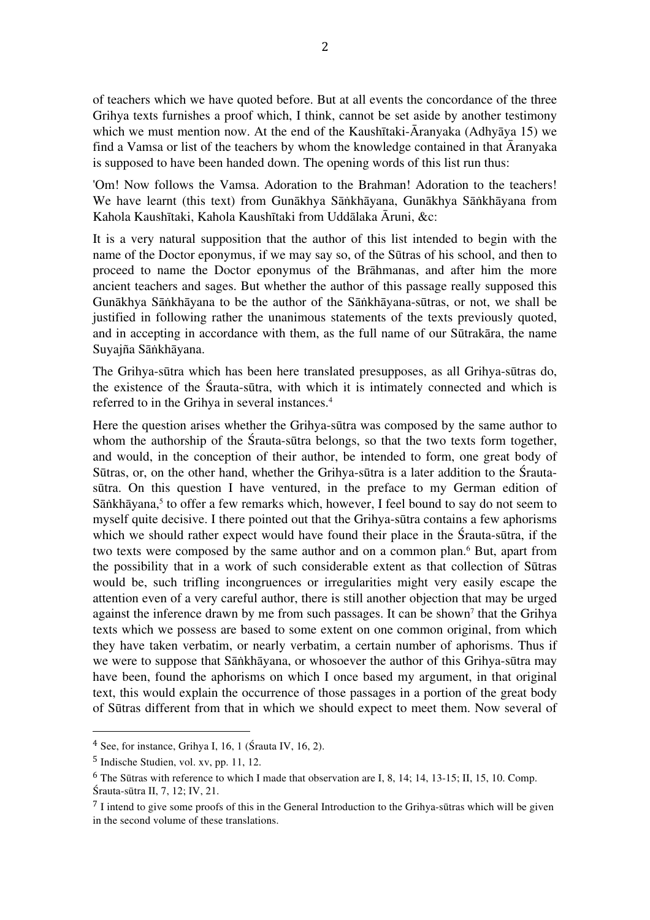of teachers which we have quoted before. But at all events the concordance of the three Grihya texts furnishes a proof which, I think, cannot be set aside by another testimony which we must mention now. At the end of the Kaushītaki-Āranyaka (Adhyāya 15) we find a Vamsa or list of the teachers by whom the knowledge contained in that Āranyaka is supposed to have been handed down. The opening words of this list run thus:

'Om! Now follows the Vamsa. Adoration to the Brahman! Adoration to the teachers! We have learnt (this text) from Gunākhya Sāṅkhāyana, Gunākhya Sāṅkhāyana from Kahola Kaushītaki, Kahola Kaushītaki from Uddālaka Āruni, &c:

It is a very natural supposition that the author of this list intended to begin with the name of the Doctor eponymus, if we may say so, of the Sūtras of his school, and then to proceed to name the Doctor eponymus of the Brāhmanas, and after him the more ancient teachers and sages. But whether the author of this passage really supposed this Gunākhya Sāṅkhāyana to be the author of the Sāṅkhāyana-sūtras, or not, we shall be justified in following rather the unanimous statements of the texts previously quoted, and in accepting in accordance with them, as the full name of our Sūtrakāra, the name Suyajña Sāṅkhāyana.

The Grihya-sūtra which has been here translated presupposes, as all Grihya-sūtras do, the existence of the Śrauta-sūtra, with which it is intimately connected and which is referred to in the Grihya in several instances.[4]

Here the question arises whether the Grihya-sūtra was composed by the same author to whom the authorship of the Śrauta-sūtra belongs, so that the two texts form together, and would, in the conception of their author, be intended to form, one great body of Sūtras, or, on the other hand, whether the Grihya-sūtra is a later addition to the Śrauta-sūtra. On this question I have ventured, in the preface to my German edition of Sāṅkhāyana,[5] to offer a few remarks which, however, I feel bound to say do not seem to myself quite decisive. I there pointed out that the Grihya-sūtra contains a few aphorisms which we should rather expect would have found their place in the Śrauta-sūtra, if the two texts were composed by the same author and on a common plan.[6] But, apart from the possibility that in a work of such considerable extent as that collection of Sūtras would be, such trifling incongruences or irregularities might very easily escape the attention even of a very careful author, there is still another objection that may be urged against the inference drawn by me from such passages. It can be shown[7] that the Grihya texts which we possess are based to some extent on one common original, from which they have taken verbatim, or nearly verbatim, a certain number of aphorisms. Thus if we were to suppose that Sāṅkhāyana, or whosoever the author of this Grihya-sūtra may have been, found the aphorisms on which I once based my argument, in that original text, this would explain the occurrence of those passages in a portion of the great body of Sūtras different from that in which we should expect to meet them. Now several of

---

[4] See, for instance, Grihya I, 16, 1 (Śrauta IV, 16, 2).

[5] Indische Studien, vol. xv, pp. 11, 12.

[6] The Sūtras with reference to which I made that observation are I, 8, 14; 14, 13-15; II, 15, 10. Comp. Śrauta-sūtra II, 7, 12; IV, 21.

[7] I intend to give some proofs of this in the General Introduction to the Grihya-sūtras which will be given in the second volume of these translations.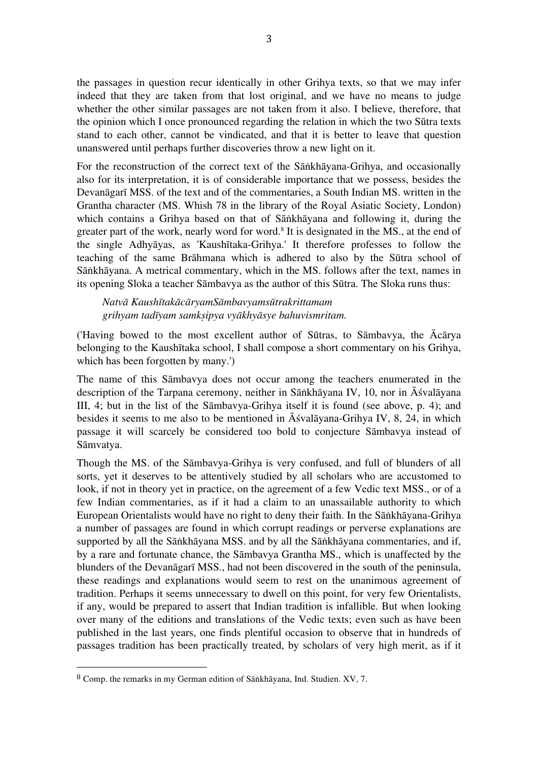the passages in question recur identically in other Grihya texts, so that we may infer indeed that they are taken from that lost original, and we have no means to judge whether the other similar passages are not taken from it also. I believe, therefore, that the opinion which I once pronounced regarding the relation in which the two Sūtra texts stand to each other, cannot be vindicated, and that it is better to leave that question unanswered until perhaps further discoveries throw a new light on it.

For the reconstruction of the correct text of the Sāṅkhāyana-Grihya, and occasionally also for its interpretation, it is of considerable importance that we possess, besides the Devanāgarī MSS. of the text and of the commentaries, a South Indian MS. written in the Grantha character (MS. Whish 78 in the library of the Royal Asiatic Society, London) which contains a Grihya based on that of Sāṅkhāyana and following it, during the greater part of the work, nearly word for word.[8] It is designated in the MS., at the end of the single Adhyāyas, as 'Kaushītaka-Grihya.' It therefore professes to follow the teaching of the same Brāhmana which is adhered to also by the Sūtra school of Sāṅkhāyana. A metrical commentary, which in the MS. follows after the text, names in its opening Sloka a teacher Sāmbavya as the author of this Sūtra. The Sloka runs thus:

> *Natvā KaushītakācāryamSāmbavyamsūtrakrittamam*
> *grihyam tadīyam samkṣipya vyākhyāsye bahuvismritam.*

('Having bowed to the most excellent author of Sūtras, to Sāmbavya, the Ācārya belonging to the Kaushītaka school, I shall compose a short commentary on his Grihya, which has been forgotten by many.')

The name of this Sāmbavya does not occur among the teachers enumerated in the description of the Tarpana ceremony, neither in Sāṅkhāyana IV, 10, nor in Āśvalāyana III, 4; but in the list of the Sāmbavya-Grihya itself it is found (see above, p. 4); and besides it seems to me also to be mentioned in Āśvalāyana-Grihya IV, 8, 24, in which passage it will scarcely be considered too bold to conjecture Sāmbavya instead of Sāmvatya.

Though the MS. of the Sāmbavya-Grihya is very confused, and full of blunders of all sorts, yet it deserves to be attentively studied by all scholars who are accustomed to look, if not in theory yet in practice, on the agreement of a few Vedic text MSS., or of a few Indian commentaries, as if it had a claim to an unassailable authority to which European Orientalists would have no right to deny their faith. In the Sāṅkhāyana-Grihya a number of passages are found in which corrupt readings or perverse explanations are supported by all the Sāṅkhāyana MSS. and by all the Sāṅkhāyana commentaries, and if, by a rare and fortunate chance, the Sāmbavya Grantha MS., which is unaffected by the blunders of the Devanāgarī MSS., had not been discovered in the south of the peninsula, these readings and explanations would seem to rest on the unanimous agreement of tradition. Perhaps it seems unnecessary to dwell on this point, for very few Orientalists, if any, would be prepared to assert that Indian tradition is infallible. But when looking over many of the editions and translations of the Vedic texts; even such as have been published in the last years, one finds plentiful occasion to observe that in hundreds of passages tradition has been practically treated, by scholars of very high merit, as if it

[8] Comp. the remarks in my German edition of Sāṅkhāyana, Ind. Studien. XV, 7.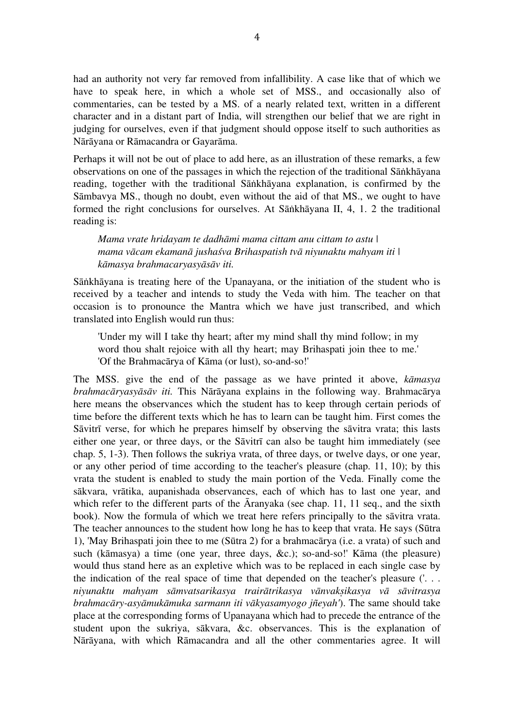had an authority not very far removed from infallibility. A case like that of which we have to speak here, in which a whole set of MSS., and occasionally also of commentaries, can be tested by a MS. of a nearly related text, written in a different character and in a distant part of India, will strengthen our belief that we are right in judging for ourselves, even if that judgment should oppose itself to such authorities as Nārāyana or Rāmacandra or Gayarāma.

Perhaps it will not be out of place to add here, as an illustration of these remarks, a few observations on one of the passages in which the rejection of the traditional Sāṅkhāyana reading, together with the traditional Sāṅkhāyana explanation, is confirmed by the Sāmbavya MS., though no doubt, even without the aid of that MS., we ought to have formed the right conclusions for ourselves. At Sāṅkhāyana II, 4, 1. 2 the traditional reading is:

> *Mama vrate hridayam te dadhāmi mama cittam anu cittam to astu |*
> *mama vācam ekamanā jushaśva Brihaspatish tvā niyunaktu mahyam iti |*
> *kāmasya brahmacaryasyāsāv iti.*

Sāṅkhāyana is treating here of the Upanayana, or the initiation of the student who is received by a teacher and intends to study the Veda with him. The teacher on that occasion is to pronounce the Mantra which we have just transcribed, and which translated into English would run thus:

> 'Under my will I take thy heart; after my mind shall thy mind follow; in my word thou shalt rejoice with all thy heart; may Brihaspati join thee to me.'
> 'Of the Brahmacārya of Kāma (or lust), so-and-so!'

The MSS. give the end of the passage as we have printed it above, *kāmasya brahmacāryasyāsāv iti.* This Nārāyana explains in the following way. Brahmacārya here means the observances which the student has to keep through certain periods of time before the different texts which he has to learn can be taught him. First comes the Sāvitrī verse, for which he prepares himself by observing the sāvitra vrata; this lasts either one year, or three days, or the Sāvitrī can also be taught him immediately (see chap. 5, 1-3). Then follows the sukriya vrata, of three days, or twelve days, or one year, or any other period of time according to the teacher's pleasure (chap. 11, 10); by this vrata the student is enabled to study the main portion of the Veda. Finally come the sākvara, vrātika, aupanishada observances, each of which has to last one year, and which refer to the different parts of the Āranyaka (see chap. 11, 11 seq., and the sixth book). Now the formula of which we treat here refers principally to the sāvitra vrata. The teacher announces to the student how long he has to keep that vrata. He says (Sūtra 1), 'May Brihaspati join thee to me (Sūtra 2) for a brahmacārya (i.e. a vrata) of such and such (kāmasya) a time (one year, three days, &c.); so-and-so!' Kāma (the pleasure) would thus stand here as an expletive which was to be replaced in each single case by the indication of the real space of time that depended on the teacher's pleasure ('. . . *niyunaktu mahyam sāmvatsarikasya trairātrikasya vānvakṣikasya vā sāvitrasya brahmacāry-asyāmukāmuka sarmann iti vākyasamyogo jñeyah'*). The same should take place at the corresponding forms of Upanayana which had to precede the entrance of the student upon the sukriya, sākvara, &c. observances. This is the explanation of Nārāyana, with which Rāmacandra and all the other commentaries agree. It will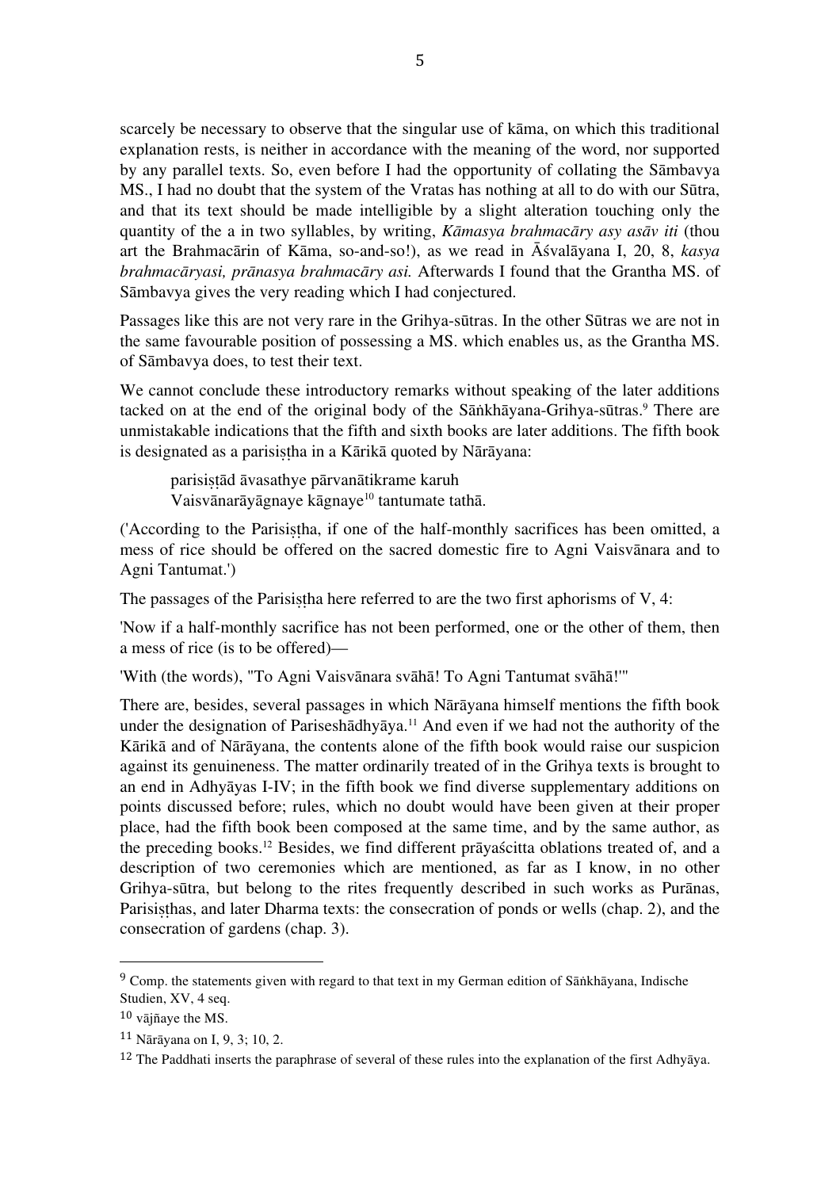scarcely be necessary to observe that the singular use of kāma, on which this traditional explanation rests, is neither in accordance with the meaning of the word, nor supported by any parallel texts. So, even before I had the opportunity of collating the Sāmbavya MS., I had no doubt that the system of the Vratas has nothing at all to do with our Sūtra, and that its text should be made intelligible by a slight alteration touching only the quantity of the a in two syllables, by writing, *Kāmasya brahmacāry asy asāv iti* (thou art the Brahmacārin of Kāma, so-and-so!), as we read in Āśvalāyana I, 20, 8, *kasya brahmacāryasi, prānasya brahmacāry asi.* Afterwards I found that the Grantha MS. of Sāmbavya gives the very reading which I had conjectured.

Passages like this are not very rare in the Grihya-sūtras. In the other Sūtras we are not in the same favourable position of possessing a MS. which enables us, as the Grantha MS. of Sāmbavya does, to test their text.

We cannot conclude these introductory remarks without speaking of the later additions tacked on at the end of the original body of the Sāṅkhāyana-Grihya-sūtras.[9] There are unmistakable indications that the fifth and sixth books are later additions. The fifth book is designated as a parisiṣṭha in a Kārikā quoted by Nārāyana:

> parisiṣṭād āvasathye pārvanātikrame karuh
> Vaisvānarāyāgnaye kāgnaye[10] tantumate tathā.

('According to the Parisiṣṭha, if one of the half-monthly sacrifices has been omitted, a mess of rice should be offered on the sacred domestic fire to Agni Vaisvānara and to Agni Tantumat.')

The passages of the Parisiṣṭha here referred to are the two first aphorisms of V, 4:

'Now if a half-monthly sacrifice has not been performed, one or the other of them, then a mess of rice (is to be offered)—

'With (the words), "To Agni Vaisvānara svāhā! To Agni Tantumat svāhā!"'

There are, besides, several passages in which Nārāyana himself mentions the fifth book under the designation of Pariseshādhyāya.[11] And even if we had not the authority of the Kārikā and of Nārāyana, the contents alone of the fifth book would raise our suspicion against its genuineness. The matter ordinarily treated of in the Grihya texts is brought to an end in Adhyāyas I-IV; in the fifth book we find diverse supplementary additions on points discussed before; rules, which no doubt would have been given at their proper place, had the fifth book been composed at the same time, and by the same author, as the preceding books.[12] Besides, we find different prāyaścitta oblations treated of, and a description of two ceremonies which are mentioned, as far as I know, in no other Grihya-sūtra, but belong to the rites frequently described in such works as Purānas, Parisiṣṭhas, and later Dharma texts: the consecration of ponds or wells (chap. 2), and the consecration of gardens (chap. 3).

---

[9] Comp. the statements given with regard to that text in my German edition of Sāṅkhāyana, Indische Studien, XV, 4 seq.

[10] vājñaye the MS.

[11] Nārāyana on I, 9, 3; 10, 2.

[12] The Paddhati inserts the paraphrase of several of these rules into the explanation of the first Adhyāya.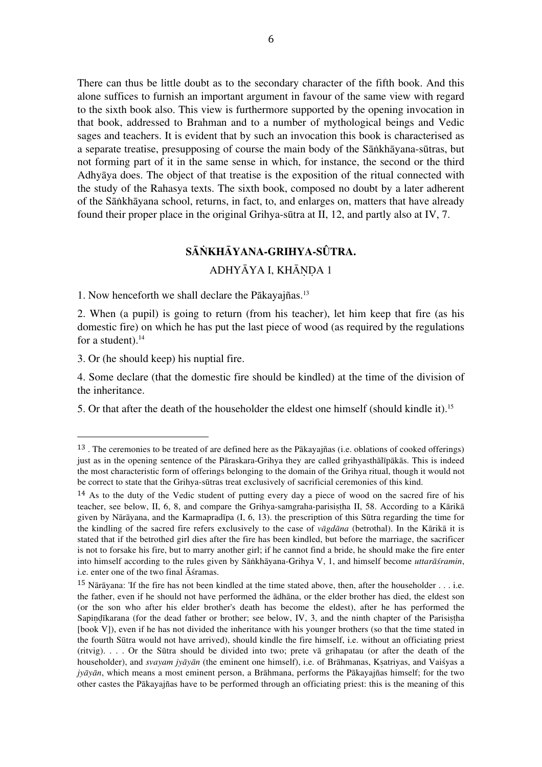There can thus be little doubt as to the secondary character of the fifth book. And this alone suffices to furnish an important argument in favour of the same view with regard to the sixth book also. This view is furthermore supported by the opening invocation in that book, addressed to Brahman and to a number of mythological beings and Vedic sages and teachers. It is evident that by such an invocation this book is characterised as a separate treatise, presupposing of course the main body of the Sāṅkhāyana-sūtras, but not forming part of it in the same sense in which, for instance, the second or the third Adhyāya does. The object of that treatise is the exposition of the ritual connected with the study of the Rahasya texts. The sixth book, composed no doubt by a later adherent of the Sāṅkhāyana school, returns, in fact, to, and enlarges on, matters that have already found their proper place in the original Grihya-sūtra at II, 12, and partly also at IV, 7.

## SĀṄKHĀYANA-GRIHYA-SÛTRA.

### ADHYĀYA I, KHĀṆḌA 1

1. Now henceforth we shall declare the Pākayajñas.[13]

2. When (a pupil) is going to return (from his teacher), let him keep that fire (as his domestic fire) on which he has put the last piece of wood (as required by the regulations for a student).[14]

3. Or (he should keep) his nuptial fire.

4. Some declare (that the domestic fire should be kindled) at the time of the division of the inheritance.

5. Or that after the death of the householder the eldest one himself (should kindle it).[15]

---

[13] . The ceremonies to be treated of are defined here as the Pākayajñas (i.e. oblations of cooked offerings) just as in the opening sentence of the Pāraskara-Grihya they are called grihyasthālīpākās. This is indeed the most characteristic form of offerings belonging to the domain of the Grihya ritual, though it would not be correct to state that the Grihya-sūtras treat exclusively of sacrificial ceremonies of this kind.

[14] As to the duty of the Vedic student of putting every day a piece of wood on the sacred fire of his teacher, see below, II, 6, 8, and compare the Grihya-samgraha-parisiṣṭha II, 58. According to a Kārikā given by Nārāyana, and the Karmapradīpa (I, 6, 13). the prescription of this Sūtra regarding the time for the kindling of the sacred fire refers exclusively to the case of *vāgdāna* (betrothal). In the Kārikā it is stated that if the betrothed girl dies after the fire has been kindled, but before the marriage, the sacrificer is not to forsake his fire, but to marry another girl; if he cannot find a bride, he should make the fire enter into himself according to the rules given by Sāṅkhāyana-Grihya V, 1, and himself become *uttarāśramin*, i.e. enter one of the two final Āśramas.

[15] Nārāyana: 'If the fire has not been kindled at the time stated above, then, after the householder . . . i.e. the father, even if he should not have performed the ādhāna, or the elder brother has died, the eldest son (or the son who after his elder brother's death has become the eldest), after he has performed the Sapiṇḍīkarana (for the dead father or brother; see below, IV, 3, and the ninth chapter of the Parisiṣṭha [book V]), even if he has not divided the inheritance with his younger brothers (so that the time stated in the fourth Sūtra would not have arrived), should kindle the fire himself, i.e. without an officiating priest (ritvig). . . . Or the Sūtra should be divided into two; prete vā grihapatau (or after the death of the householder), and *svayam jyāyān* (the eminent one himself), i.e. of Brāhmanas, Kṣatriyas, and Vaiśyas a *jyāyān*, which means a most eminent person, a Brāhmana, performs the Pākayajñas himself; for the two other castes the Pākayajñas have to be performed through an officiating priest: this is the meaning of this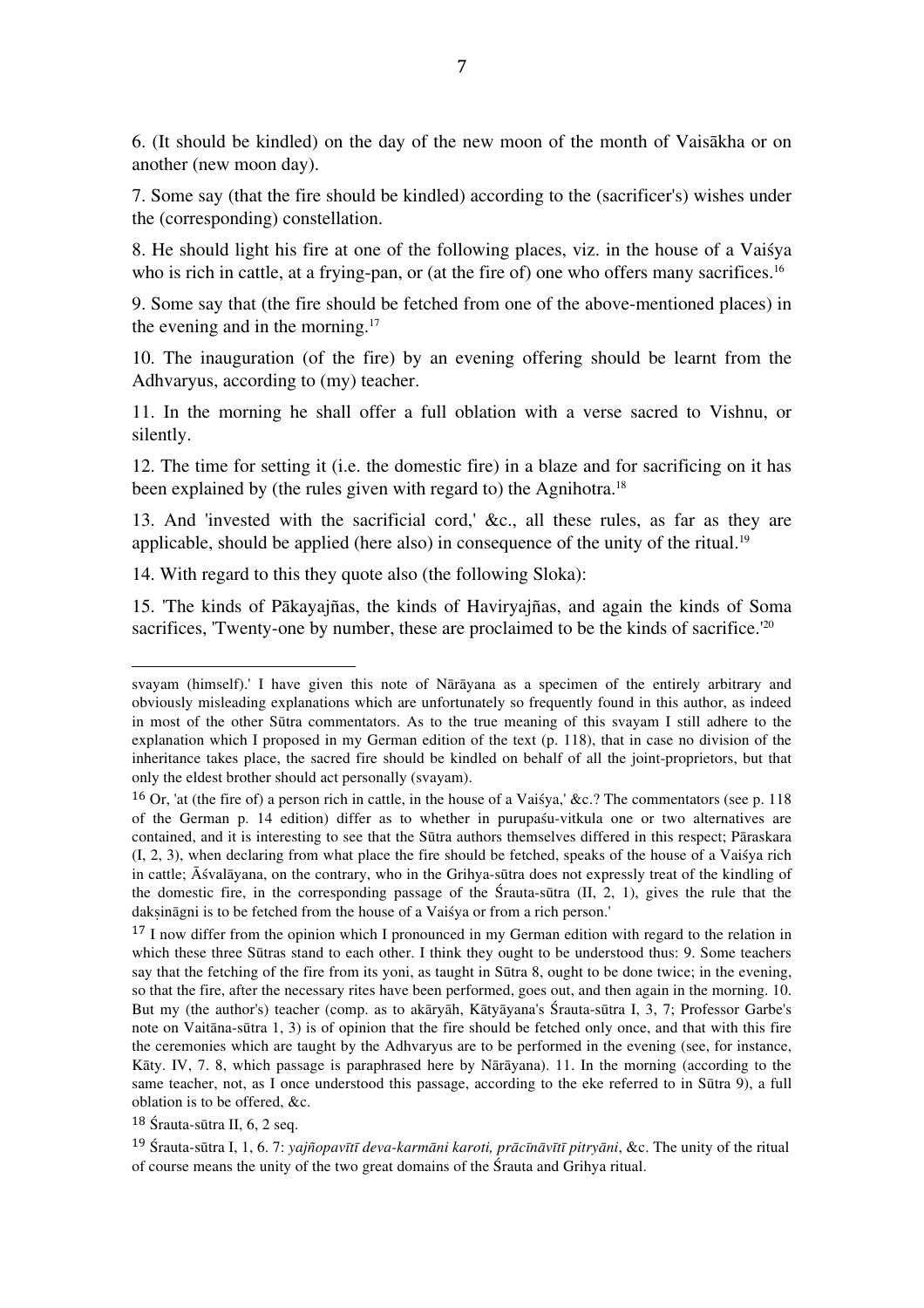6. (It should be kindled) on the day of the new moon of the month of Vaisākha or on another (new moon day).

7. Some say (that the fire should be kindled) according to the (sacrificer's) wishes under the (corresponding) constellation.

8. He should light his fire at one of the following places, viz. in the house of a Vaiśya who is rich in cattle, at a frying-pan, or (at the fire of) one who offers many sacrifices.[16]

9. Some say that (the fire should be fetched from one of the above-mentioned places) in the evening and in the morning.[17]

10. The inauguration (of the fire) by an evening offering should be learnt from the Adhvaryus, according to (my) teacher.

11. In the morning he shall offer a full oblation with a verse sacred to Vishnu, or silently.

12. The time for setting it (i.e. the domestic fire) in a blaze and for sacrificing on it has been explained by (the rules given with regard to) the Agnihotra.[18]

13. And 'invested with the sacrificial cord,' &c., all these rules, as far as they are applicable, should be applied (here also) in consequence of the unity of the ritual.[19]

14. With regard to this they quote also (the following Sloka):

15. 'The kinds of Pākayajñas, the kinds of Haviryajñas, and again the kinds of Soma sacrifices, 'Twenty-one by number, these are proclaimed to be the kinds of sacrifice.'[20]

---

svayam (himself).' I have given this note of Nārāyana as a specimen of the entirely arbitrary and obviously misleading explanations which are unfortunately so frequently found in this author, as indeed in most of the other Sūtra commentators. As to the true meaning of this svayam I still adhere to the explanation which I proposed in my German edition of the text (p. 118), that in case no division of the inheritance takes place, the sacred fire should be kindled on behalf of all the joint-proprietors, but that only the eldest brother should act personally (svayam).

[16] Or, 'at (the fire of) a person rich in cattle, in the house of a Vaiśya,' &c.? The commentators (see p. 118 of the German p. 14 edition) differ as to whether in purupaśu-vitkula one or two alternatives are contained, and it is interesting to see that the Sūtra authors themselves differed in this respect; Pāraskara (I, 2, 3), when declaring from what place the fire should be fetched, speaks of the house of a Vaiśya rich in cattle; Āśvalāyana, on the contrary, who in the Grihya-sūtra does not expressly treat of the kindling of the domestic fire, in the corresponding passage of the Śrauta-sūtra (II, 2, 1), gives the rule that the dakṣināgni is to be fetched from the house of a Vaiśya or from a rich person.'

[17] I now differ from the opinion which I pronounced in my German edition with regard to the relation in which these three Sūtras stand to each other. I think they ought to be understood thus: 9. Some teachers say that the fetching of the fire from its yoni, as taught in Sūtra 8, ought to be done twice; in the evening, so that the fire, after the necessary rites have been performed, goes out, and then again in the morning. 10. But my (the author's) teacher (comp. as to akāryāh, Kātyāyana's Śrauta-sūtra I, 3, 7; Professor Garbe's note on Vaitāna-sūtra 1, 3) is of opinion that the fire should be fetched only once, and that with this fire the ceremonies which are taught by the Adhvaryus are to be performed in the evening (see, for instance, Kāty. IV, 7. 8, which passage is paraphrased here by Nārāyana). 11. In the morning (according to the same teacher, not, as I once understood this passage, according to the eke referred to in Sūtra 9), a full oblation is to be offered, &c.

[18] Śrauta-sūtra II, 6, 2 seq.

[19] Śrauta-sūtra I, 1, 6. 7: *yajñopavītī deva-karmāni karoti, prācīnāvītī pitryāni*, &c. The unity of the ritual of course means the unity of the two great domains of the Śrauta and Grihya ritual.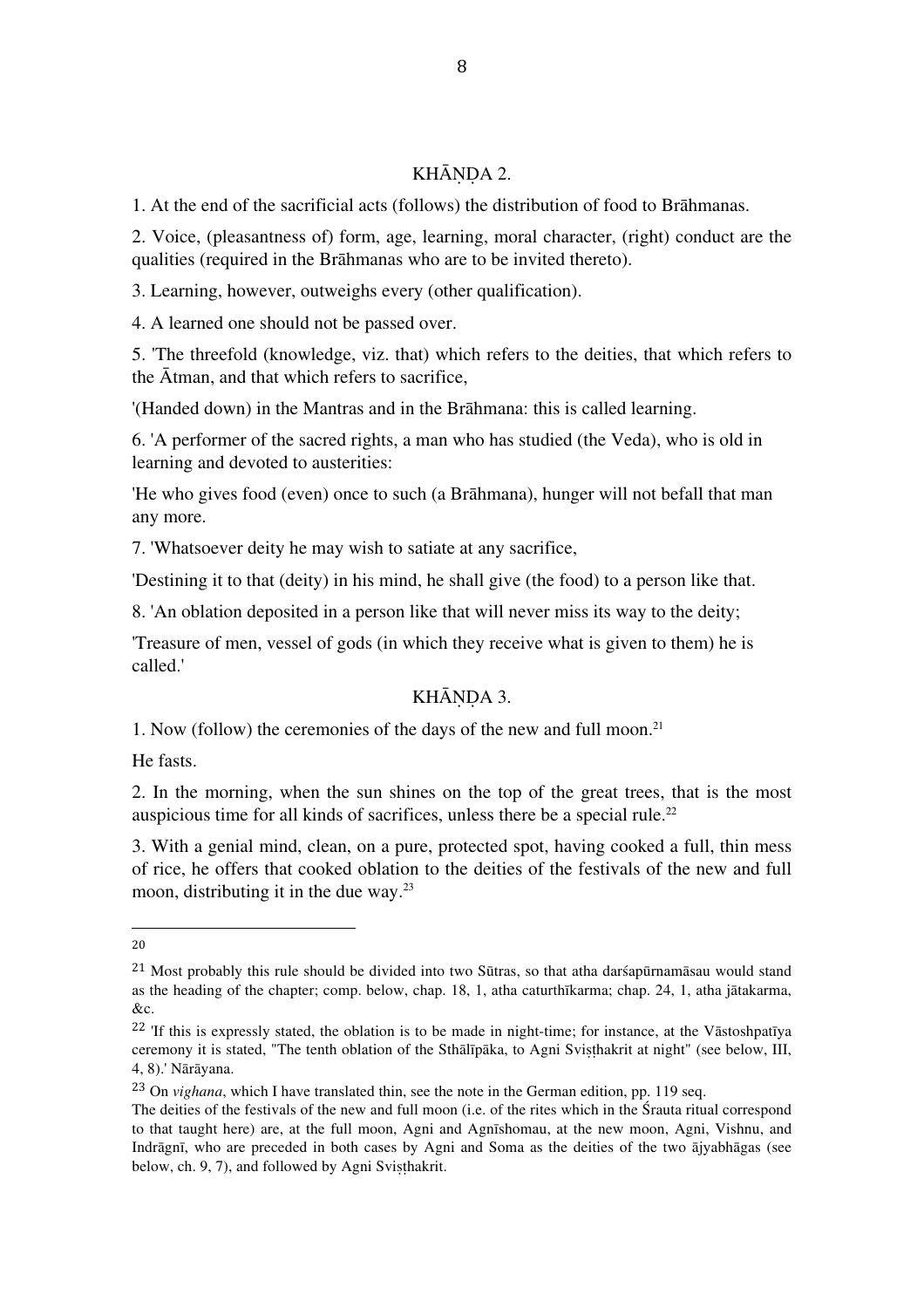## KHĀṆḌA 2.

1. At the end of the sacrificial acts (follows) the distribution of food to Brāhmanas.

2. Voice, (pleasantness of) form, age, learning, moral character, (right) conduct are the qualities (required in the Brāhmanas who are to be invited thereto).

3. Learning, however, outweighs every (other qualification).

4. A learned one should not be passed over.

5. 'The threefold (knowledge, viz. that) which refers to the deities, that which refers to the Ātman, and that which refers to sacrifice,

'(Handed down) in the Mantras and in the Brāhmana: this is called learning.

6. 'A performer of the sacred rights, a man who has studied (the Veda), who is old in learning and devoted to austerities:

'He who gives food (even) once to such (a Brāhmana), hunger will not befall that man any more.

7. 'Whatsoever deity he may wish to satiate at any sacrifice,

'Destining it to that (deity) in his mind, he shall give (the food) to a person like that.

8. 'An oblation deposited in a person like that will never miss its way to the deity;

'Treasure of men, vessel of gods (in which they receive what is given to them) he is called.'

## KHĀṆḌA 3.

1. Now (follow) the ceremonies of the days of the new and full moon.[21]

He fasts.

2. In the morning, when the sun shines on the top of the great trees, that is the most auspicious time for all kinds of sacrifices, unless there be a special rule.[22]

3. With a genial mind, clean, on a pure, protected spot, having cooked a full, thin mess of rice, he offers that cooked oblation to the deities of the festivals of the new and full moon, distributing it in the due way.[23]

---

20

[21] Most probably this rule should be divided into two Sūtras, so that atha darśapūrnamāsau would stand as the heading of the chapter; comp. below, chap. 18, 1, atha caturthīkarma; chap. 24, 1, atha jātakarma, &c.

[22] 'If this is expressly stated, the oblation is to be made in night-time; for instance, at the Vāstoshpatīya ceremony it is stated, "The tenth oblation of the Sthālīpāka, to Agni Sviṣṭhakrit at night" (see below, III, 4, 8).' Nārāyana.

[23] On *vighana*, which I have translated thin, see the note in the German edition, pp. 119 seq.

The deities of the festivals of the new and full moon (i.e. of the rites which in the Śrauta ritual correspond to that taught here) are, at the full moon, Agni and Agnīshomau, at the new moon, Agni, Vishnu, and Indrāgnī, who are preceded in both cases by Agni and Soma as the deities of the two ājyabhāgas (see below, ch. 9, 7), and followed by Agni Sviṣṭhakrit.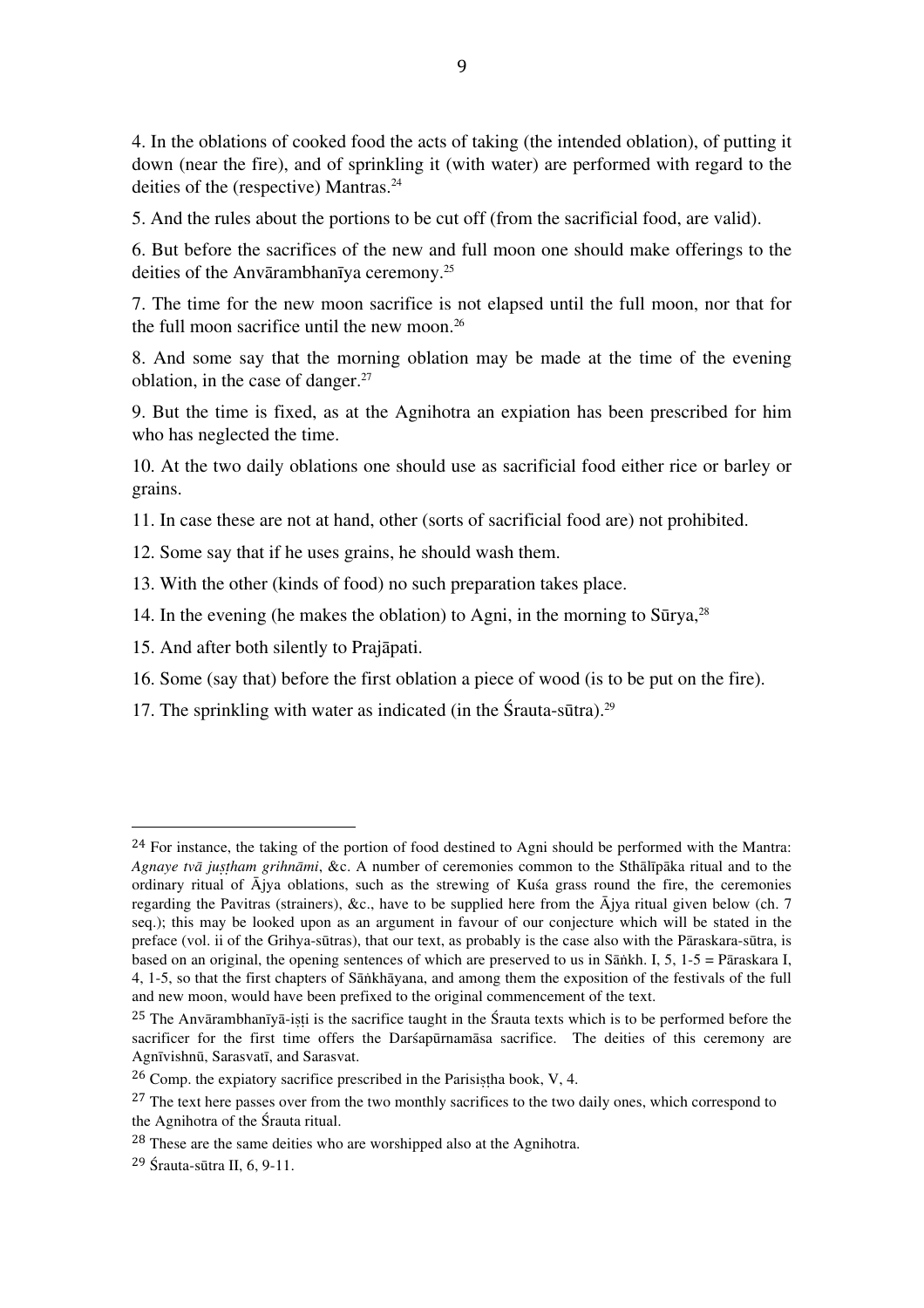4. In the oblations of cooked food the acts of taking (the intended oblation), of putting it down (near the fire), and of sprinkling it (with water) are performed with regard to the deities of the (respective) Mantras.[24]

5. And the rules about the portions to be cut off (from the sacrificial food, are valid).

6. But before the sacrifices of the new and full moon one should make offerings to the deities of the Anvārambhanīya ceremony.[25]

7. The time for the new moon sacrifice is not elapsed until the full moon, nor that for the full moon sacrifice until the new moon.[26]

8. And some say that the morning oblation may be made at the time of the evening oblation, in the case of danger.[27]

9. But the time is fixed, as at the Agnihotra an expiation has been prescribed for him who has neglected the time.

10. At the two daily oblations one should use as sacrificial food either rice or barley or grains.

11. In case these are not at hand, other (sorts of sacrificial food are) not prohibited.

12. Some say that if he uses grains, he should wash them.

13. With the other (kinds of food) no such preparation takes place.

14. In the evening (he makes the oblation) to Agni, in the morning to Sūrya,[28]

15. And after both silently to Prajāpati.

16. Some (say that) before the first oblation a piece of wood (is to be put on the fire).

17. The sprinkling with water as indicated (in the Śrauta-sūtra).[29]

---

[24] For instance, the taking of the portion of food destined to Agni should be performed with the Mantra: *Agnaye tvā juṣṭham grihnāmi*, &c. A number of ceremonies common to the Sthālīpāka ritual and to the ordinary ritual of Ājya oblations, such as the strewing of Kuśa grass round the fire, the ceremonies regarding the Pavitras (strainers), &c., have to be supplied here from the Ājya ritual given below (ch. 7 seq.); this may be looked upon as an argument in favour of our conjecture which will be stated in the preface (vol. ii of the Grihya-sūtras), that our text, as probably is the case also with the Pāraskara-sūtra, is based on an original, the opening sentences of which are preserved to us in Sāṅkh. I, 5, 1-5 = Pāraskara I, 4, 1-5, so that the first chapters of Sāṅkhāyana, and among them the exposition of the festivals of the full and new moon, would have been prefixed to the original commencement of the text.

[25] The Anvārambhanīyā-iṣṭi is the sacrifice taught in the Śrauta texts which is to be performed before the sacrificer for the first time offers the Darśapūrnamāsa sacrifice. The deities of this ceremony are Agnīvishnū, Sarasvatī, and Sarasvat.

[26] Comp. the expiatory sacrifice prescribed in the Parisiṣṭha book, V, 4.

[27] The text here passes over from the two monthly sacrifices to the two daily ones, which correspond to the Agnihotra of the Śrauta ritual.

[28] These are the same deities who are worshipped also at the Agnihotra.

[29] Śrauta-sūtra II, 6, 9-11.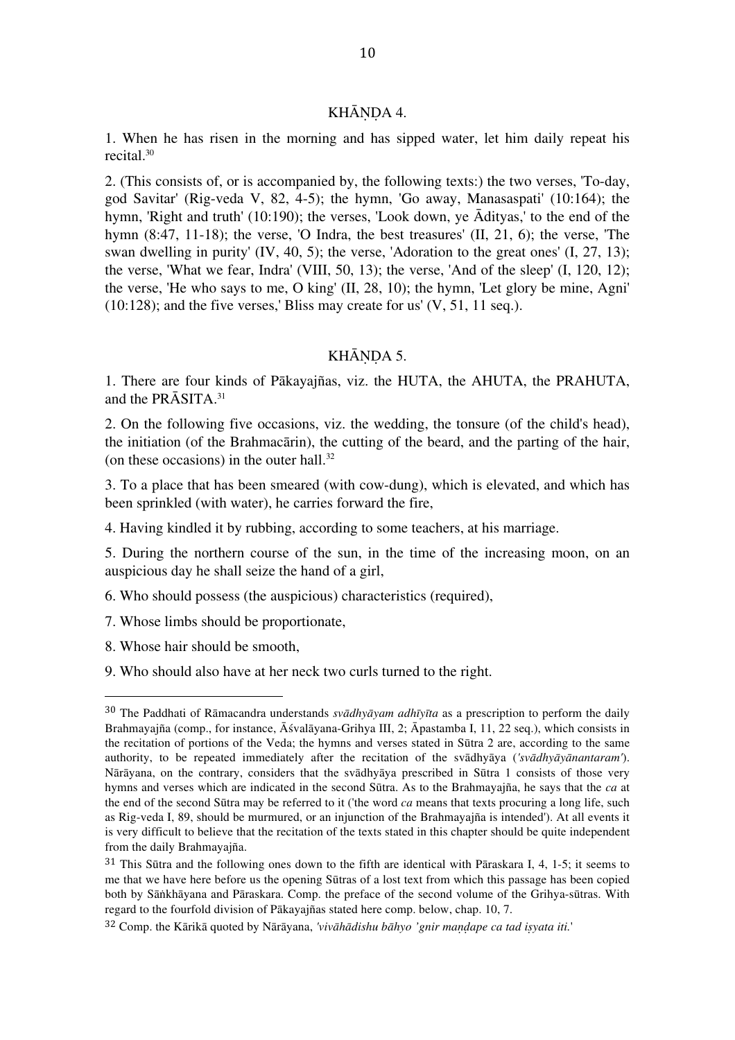## KHĀṆḌA 4.

1. When he has risen in the morning and has sipped water, let him daily repeat his recital.[30]

2. (This consists of, or is accompanied by, the following texts:) the two verses, 'To-day, god Savitar' (Rig-veda V, 82, 4-5); the hymn, 'Go away, Manasaspati' (10:164); the hymn, 'Right and truth' (10:190); the verses, 'Look down, ye Ādityas,' to the end of the hymn (8:47, 11-18); the verse, 'O Indra, the best treasures' (II, 21, 6); the verse, 'The swan dwelling in purity' (IV, 40, 5); the verse, 'Adoration to the great ones' (I, 27, 13); the verse, 'What we fear, Indra' (VIII, 50, 13); the verse, 'And of the sleep' (I, 120, 12); the verse, 'He who says to me, O king' (II, 28, 10); the hymn, 'Let glory be mine, Agni' (10:128); and the five verses,' Bliss may create for us' (V, 51, 11 seq.).

## KHĀṆḌA 5.

1. There are four kinds of Pākayajñas, viz. the HUTA, the AHUTA, the PRAHUTA, and the PRĀSITA.[31]

2. On the following five occasions, viz. the wedding, the tonsure (of the child's head), the initiation (of the Brahmacārin), the cutting of the beard, and the parting of the hair, (on these occasions) in the outer hall.[32]

3. To a place that has been smeared (with cow-dung), which is elevated, and which has been sprinkled (with water), he carries forward the fire,

4. Having kindled it by rubbing, according to some teachers, at his marriage.

5. During the northern course of the sun, in the time of the increasing moon, on an auspicious day he shall seize the hand of a girl,

6. Who should possess (the auspicious) characteristics (required),

7. Whose limbs should be proportionate,

8. Whose hair should be smooth,

9. Who should also have at her neck two curls turned to the right.

---

[30] The Paddhati of Rāmacandra understands *svādhyāyam adhīyīta* as a prescription to perform the daily Brahmayajña (comp., for instance, Āśvalāyana-Grihya III, 2; Āpastamba I, 11, 22 seq.), which consists in the recitation of portions of the Veda; the hymns and verses stated in Sūtra 2 are, according to the same authority, to be repeated immediately after the recitation of the svādhyāya (*'svādhyāyānantaram'*). Nārāyana, on the contrary, considers that the svādhyāya prescribed in Sūtra 1 consists of those very hymns and verses which are indicated in the second Sūtra. As to the Brahmayajña, he says that the *ca* at the end of the second Sūtra may be referred to it ('the word *ca* means that texts procuring a long life, such as Rig-veda I, 89, should be murmured, or an injunction of the Brahmayajña is intended'). At all events it is very difficult to believe that the recitation of the texts stated in this chapter should be quite independent from the daily Brahmayajña.

[31] This Sūtra and the following ones down to the fifth are identical with Pāraskara I, 4, 1-5; it seems to me that we have here before us the opening Sūtras of a lost text from which this passage has been copied both by Sāṅkhāyana and Pāraskara. Comp. the preface of the second volume of the Grihya-sūtras. With regard to the fourfold division of Pākayajñas stated here comp. below, chap. 10, 7.

[32] Comp. the Kārikā quoted by Nārāyana, *'vivāhādishu bāhyo 'gnir maṇḍape ca tad iṣyata iti.'*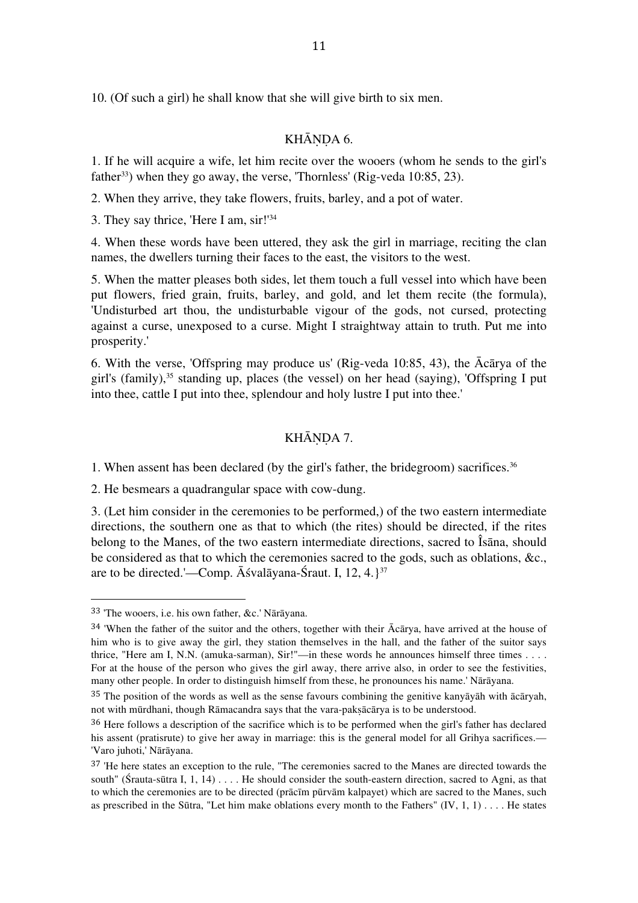10. (Of such a girl) he shall know that she will give birth to six men.

## KHĀṆḌA 6.

1. If he will acquire a wife, let him recite over the wooers (whom he sends to the girl's father[33]) when they go away, the verse, 'Thornless' (Rig-veda 10:85, 23).

2. When they arrive, they take flowers, fruits, barley, and a pot of water.

3. They say thrice, 'Here I am, sir!'[34]

4. When these words have been uttered, they ask the girl in marriage, reciting the clan names, the dwellers turning their faces to the east, the visitors to the west.

5. When the matter pleases both sides, let them touch a full vessel into which have been put flowers, fried grain, fruits, barley, and gold, and let them recite (the formula), 'Undisturbed art thou, the undisturbable vigour of the gods, not cursed, protecting against a curse, unexposed to a curse. Might I straightway attain to truth. Put me into prosperity.'

6. With the verse, 'Offspring may produce us' (Rig-veda 10:85, 43), the Ācārya of the girl's (family),[35] standing up, places (the vessel) on her head (saying), 'Offspring I put into thee, cattle I put into thee, splendour and holy lustre I put into thee.'

## KHĀṆḌA 7.

1. When assent has been declared (by the girl's father, the bridegroom) sacrifices.[36]

2. He besmears a quadrangular space with cow-dung.

3. (Let him consider in the ceremonies to be performed,) of the two eastern intermediate directions, the southern one as that to which (the rites) should be directed, if the rites belong to the Manes, of the two eastern intermediate directions, sacred to Îsāna, should be considered as that to which the ceremonies sacred to the gods, such as oblations, &c., are to be directed.'—Comp. Āśvalāyana-Śraut. I, 12, 4.}[37]

---

[33] 'The wooers, i.e. his own father, &c.' Nārāyana.

[34] 'When the father of the suitor and the others, together with their Ācārya, have arrived at the house of him who is to give away the girl, they station themselves in the hall, and the father of the suitor says thrice, "Here am I, N.N. (amuka-sarman), Sir!"—in these words he announces himself three times . . . . For at the house of the person who gives the girl away, there arrive also, in order to see the festivities, many other people. In order to distinguish himself from these, he pronounces his name.' Nārāyana.

[35] The position of the words as well as the sense favours combining the genitive kanyāyāh with ācāryah, not with mūrdhani, though Rāmacandra says that the vara-pakṣācārya is to be understood.

[36] Here follows a description of the sacrifice which is to be performed when the girl's father has declared his assent (pratisrute) to give her away in marriage: this is the general model for all Grihya sacrifices.—'Varo juhoti,' Nārāyana.

[37] 'He here states an exception to the rule, "The ceremonies sacred to the Manes are directed towards the south" (Śrauta-sūtra I, 1, 14) . . . . He should consider the south-eastern direction, sacred to Agni, as that to which the ceremonies are to be directed (prācīm pūrvām kalpayet) which are sacred to the Manes, such as prescribed in the Sūtra, "Let him make oblations every month to the Fathers" (IV, 1, 1) . . . . He states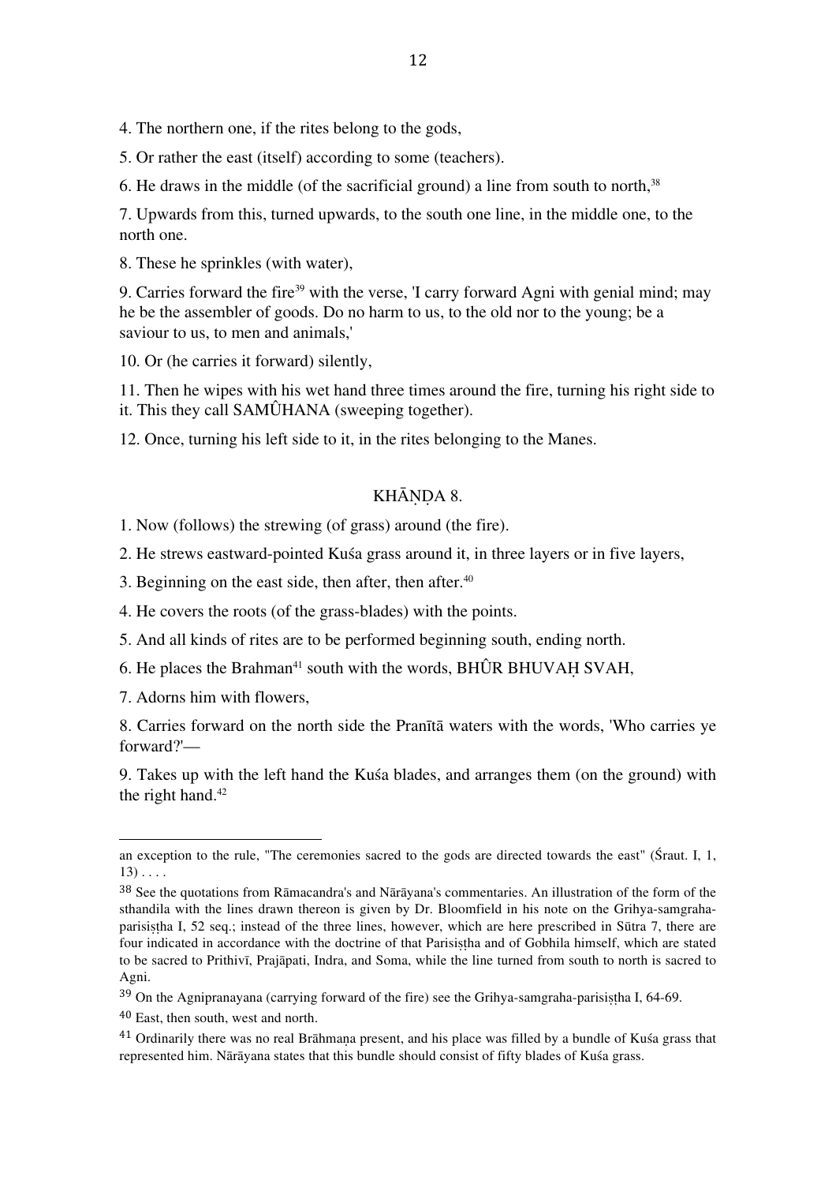4. The northern one, if the rites belong to the gods,

5. Or rather the east (itself) according to some (teachers).

6. He draws in the middle (of the sacrificial ground) a line from south to north,[38]

7. Upwards from this, turned upwards, to the south one line, in the middle one, to the north one.

8. These he sprinkles (with water),

9. Carries forward the fire[39] with the verse, 'I carry forward Agni with genial mind; may he be the assembler of goods. Do no harm to us, to the old nor to the young; be a saviour to us, to men and animals,'

10. Or (he carries it forward) silently,

11. Then he wipes with his wet hand three times around the fire, turning his right side to it. This they call SAMÛHANA (sweeping together).

12. Once, turning his left side to it, in the rites belonging to the Manes.

## KHĀṆḌA 8.

1. Now (follows) the strewing (of grass) around (the fire).

2. He strews eastward-pointed Kuśa grass around it, in three layers or in five layers,

3. Beginning on the east side, then after, then after.[40]

4. He covers the roots (of the grass-blades) with the points.

5. And all kinds of rites are to be performed beginning south, ending north.

6. He places the Brahman[41] south with the words, BHÛR BHUVAḤ SVAH,

7. Adorns him with flowers,

8. Carries forward on the north side the Pranītā waters with the words, 'Who carries ye forward?'—

9. Takes up with the left hand the Kuśa blades, and arranges them (on the ground) with the right hand.[42]

---

an exception to the rule, "The ceremonies sacred to the gods are directed towards the east" (Śraut. I, 1, 13) . . . .

[38] See the quotations from Rāmacandra's and Nārāyana's commentaries. An illustration of the form of the sthandila with the lines drawn thereon is given by Dr. Bloomfield in his note on the Grihya-samgraha-parisiṣṭha I, 52 seq.; instead of the three lines, however, which are here prescribed in Sūtra 7, there are four indicated in accordance with the doctrine of that Parisiṣṭha and of Gobhila himself, which are stated to be sacred to Prithivī, Prajāpati, Indra, and Soma, while the line turned from south to north is sacred to Agni.

[39] On the Agnipranayana (carrying forward of the fire) see the Grihya-samgraha-parisiṣṭha I, 64-69.

[40] East, then south, west and north.

[41] Ordinarily there was no real Brāhmaṇa present, and his place was filled by a bundle of Kuśa grass that represented him. Nārāyana states that this bundle should consist of fifty blades of Kuśa grass.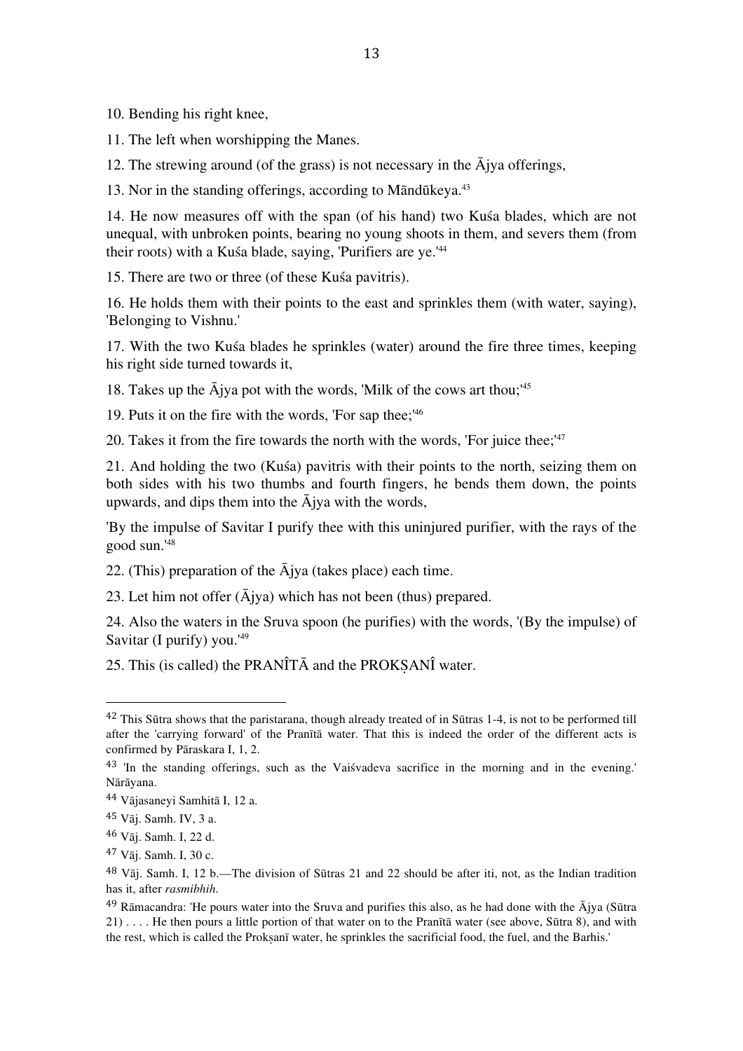10. Bending his right knee,

11. The left when worshipping the Manes.

12. The strewing around (of the grass) is not necessary in the Ājya offerings,

13. Nor in the standing offerings, according to Māndūkeya.[43]

14. He now measures off with the span (of his hand) two Kuśa blades, which are not unequal, with unbroken points, bearing no young shoots in them, and severs them (from their roots) with a Kuśa blade, saying, 'Purifiers are ye.'[44]

15. There are two or three (of these Kuśa pavitris).

16. He holds them with their points to the east and sprinkles them (with water, saying), 'Belonging to Vishnu.'

17. With the two Kuśa blades he sprinkles (water) around the fire three times, keeping his right side turned towards it,

18. Takes up the Ājya pot with the words, 'Milk of the cows art thou;'[45]

19. Puts it on the fire with the words, 'For sap thee;'[46]

20. Takes it from the fire towards the north with the words, 'For juice thee;'[47]

21. And holding the two (Kuśa) pavitris with their points to the north, seizing them on both sides with his two thumbs and fourth fingers, he bends them down, the points upwards, and dips them into the Ājya with the words,

'By the impulse of Savitar I purify thee with this uninjured purifier, with the rays of the good sun.'[48]

22. (This) preparation of the Ājya (takes place) each time.

23. Let him not offer (Ājya) which has not been (thus) prepared.

24. Also the waters in the Sruva spoon (he purifies) with the words, '(By the impulse) of Savitar (I purify) you.'[49]

25. This (is called) the PRANÎTĀ and the PROKṢANÎ water.

---

[42] This Sūtra shows that the paristarana, though already treated of in Sūtras 1-4, is not to be performed till after the 'carrying forward' of the Pranītā water. That this is indeed the order of the different acts is confirmed by Pāraskara I, 1, 2.

[43] 'In the standing offerings, such as the Vaiśvadeva sacrifice in the morning and in the evening.' Nārāyana.

[44] Vājasaneyi Samhitā I, 12 a.

[45] Vāj. Samh. IV, 3 a.

[46] Vāj. Samh. I, 22 d.

[47] Vāj. Samh. I, 30 c.

[48] Vāj. Samh. I, 12 b.—The division of Sūtras 21 and 22 should be after iti, not, as the Indian tradition has it, after *rasmibhih*.

[49] Rāmacandra: 'He pours water into the Sruva and purifies this also, as he had done with the Ājya (Sūtra 21) . . . . He then pours a little portion of that water on to the Pranītā water (see above, Sūtra 8), and with the rest, which is called the Prokṣanī water, he sprinkles the sacrificial food, the fuel, and the Barhis.'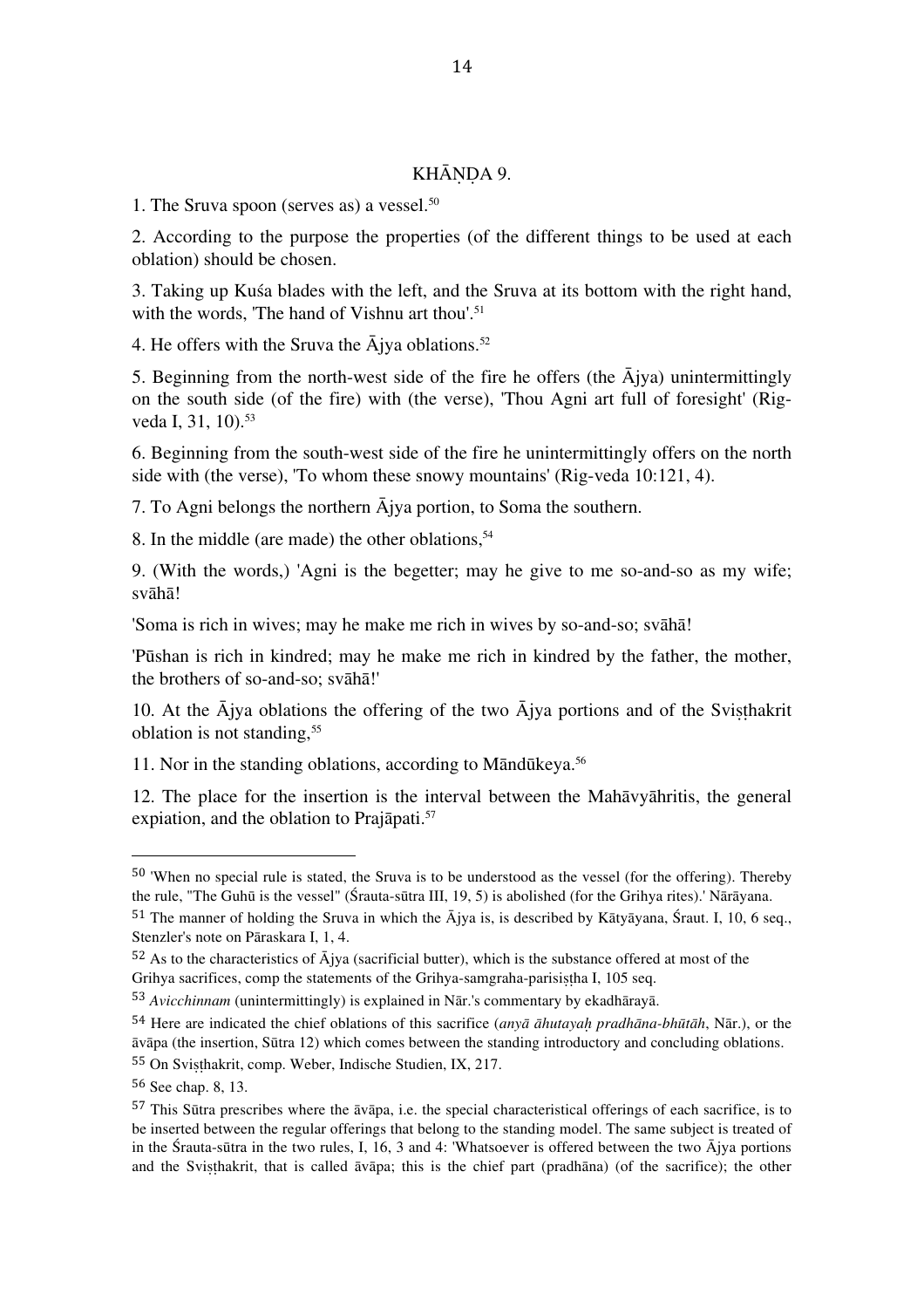## KHĀṆḌA 9.

1. The Sruva spoon (serves as) a vessel.[50]

2. According to the purpose the properties (of the different things to be used at each oblation) should be chosen.

3. Taking up Kuśa blades with the left, and the Sruva at its bottom with the right hand, with the words, 'The hand of Vishnu art thou'.[51]

4. He offers with the Sruva the Ājya oblations.[52]

5. Beginning from the north-west side of the fire he offers (the Ājya) unintermittingly on the south side (of the fire) with (the verse), 'Thou Agni art full of foresight' (Rig-veda I, 31, 10).[53]

6. Beginning from the south-west side of the fire he unintermittingly offers on the north side with (the verse), 'To whom these snowy mountains' (Rig-veda 10:121, 4).

7. To Agni belongs the northern Ājya portion, to Soma the southern.

8. In the middle (are made) the other oblations,[54]

9. (With the words,) 'Agni is the begetter; may he give to me so-and-so as my wife; svāhā!

'Soma is rich in wives; may he make me rich in wives by so-and-so; svāhā!

'Pūshan is rich in kindred; may he make me rich in kindred by the father, the mother, the brothers of so-and-so; svāhā!'

10. At the Ājya oblations the offering of the two Ājya portions and of the Sviṣṭhakrit oblation is not standing,[55]

11. Nor in the standing oblations, according to Māndūkeya.[56]

12. The place for the insertion is the interval between the Mahāvyāhritis, the general expiation, and the oblation to Prajāpati.[57]

---

[50] 'When no special rule is stated, the Sruva is to be understood as the vessel (for the offering). Thereby the rule, "The Guhū is the vessel" (Śrauta-sūtra III, 19, 5) is abolished (for the Grihya rites).' Nārāyana.

[51] The manner of holding the Sruva in which the Ājya is, is described by Kātyāyana, Śraut. I, 10, 6 seq., Stenzler's note on Pāraskara I, 1, 4.

[52] As to the characteristics of Ājya (sacrificial butter), which is the substance offered at most of the Grihya sacrifices, comp the statements of the Grihya-samgraha-parisisṭha I, 105 seq.

[53] *Avicchinnam* (unintermittingly) is explained in Nār.'s commentary by ekadhārayā.

[54] Here are indicated the chief oblations of this sacrifice (*anyā āhutayaḥ pradhāna-bhūtāh*, Nār.), or the āvāpa (the insertion, Sūtra 12) which comes between the standing introductory and concluding oblations.

[55] On Sviṣṭhakrit, comp. Weber, Indische Studien, IX, 217.

[56] See chap. 8, 13.

[57] This Sūtra prescribes where the āvāpa, i.e. the special characteristical offerings of each sacrifice, is to be inserted between the regular offerings that belong to the standing model. The same subject is treated of in the Śrauta-sūtra in the two rules, I, 16, 3 and 4: 'Whatsoever is offered between the two Ājya portions and the Sviṣṭhakrit, that is called āvāpa; this is the chief part (pradhāna) (of the sacrifice); the other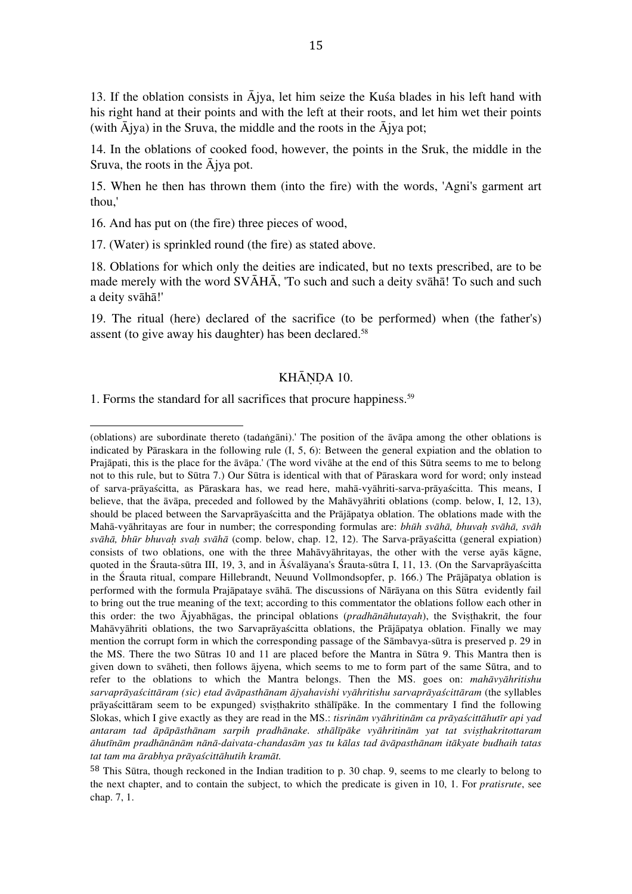13. If the oblation consists in Ājya, let him seize the Kuśa blades in his left hand with his right hand at their points and with the left at their roots, and let him wet their points (with Ājya) in the Sruva, the middle and the roots in the Ājya pot;

14. In the oblations of cooked food, however, the points in the Sruk, the middle in the Sruva, the roots in the Ājya pot.

15. When he then has thrown them (into the fire) with the words, 'Agni's garment art thou,'

16. And has put on (the fire) three pieces of wood,

17. (Water) is sprinkled round (the fire) as stated above.

18. Oblations for which only the deities are indicated, but no texts prescribed, are to be made merely with the word SVĀHĀ, 'To such and such a deity svāhā! To such and such a deity svāhā!'

19. The ritual (here) declared of the sacrifice (to be performed) when (the father's) assent (to give away his daughter) has been declared.[58]

## KHĀṆḌA 10.

1. Forms the standard for all sacrifices that procure happiness.[59]

---

(oblations) are subordinate thereto (tadaṅgāni).' The position of the āvāpa among the other oblations is indicated by Pāraskara in the following rule (I, 5, 6): Between the general expiation and the oblation to Prajāpati, this is the place for the āvāpa.' (The word vivāhe at the end of this Sūtra seems to me to belong not to this rule, but to Sūtra 7.) Our Sūtra is identical with that of Pāraskara word for word; only instead of sarva-prāyaścitta, as Pāraskara has, we read here, mahā-vyāhriti-sarva-prāyaścitta. This means, I believe, that the āvāpa, preceded and followed by the Mahāvyāhriti oblations (comp. below, I, 12, 13), should be placed between the Sarvaprāyaścitta and the Prājāpatya oblation. The oblations made with the Mahā-vyāhritayas are four in number; the corresponding formulas are: *bhūh svāhā, bhuvaḥ svāhā, svāh svāhā, bhūr bhuvaḥ svaḥ svāhā* (comp. below, chap. 12, 12). The Sarva-prāyaścitta (general expiation) consists of two oblations, one with the three Mahāvyāhritayas, the other with the verse ayās kāgne, quoted in the Śrauta-sūtra III, 19, 3, and in Āśvalāyana's Śrauta-sūtra I, 11, 13. (On the Sarvaprāyaścitta in the Śrauta ritual, compare Hillebrandt, Neuund Vollmondsopfer, p. 166.) The Prājāpatya oblation is performed with the formula Prajāpataye svāhā. The discussions of Nārāyana on this Sūtra evidently fail to bring out the true meaning of the text; according to this commentator the oblations follow each other in this order: the two Ājyabhāgas, the principal oblations (*pradhānāhutayah*), the Sviṣṭhakrit, the four Mahāvyāhriti oblations, the two Sarvaprāyaścitta oblations, the Prājāpatya oblation. Finally we may mention the corrupt form in which the corresponding passage of the Sāmbavya-sūtra is preserved p. 29 in the MS. There the two Sūtras 10 and 11 are placed before the Mantra in Sūtra 9. This Mantra then is given down to svāheti, then follows ājyena, which seems to me to form part of the same Sūtra, and to refer to the oblations to which the Mantra belongs. Then the MS. goes on: *mahāvyāhritishu sarvaprāyaścittāram (sic) etad āvāpasthānam ājyahavishi vyāhritishu sarvaprāyaścittāram* (the syllables prāyaścittāram seem to be expunged) sviṣṭhakrito sthālīpāke. In the commentary I find the following Slokas, which I give exactly as they are read in the MS.: *tisrinām vyāhritinām ca prāyaścittāhutīr api yad antaram tad āpāpāsthānam sarpih pradhānake. sthālīpāke vyāhritinām yat tat sviṣṭhakritottaram āhutīnām pradhānānām nānā-daivata-chandasām yas tu kālas tad āvāpasthānam itākyate budhaih tatas tat tam ma ārabhya prāyaścittāhutih kramāt.*

[58] This Sūtra, though reckoned in the Indian tradition to p. 30 chap. 9, seems to me clearly to belong to the next chapter, and to contain the subject, to which the predicate is given in 10, 1. For *pratisrute*, see chap. 7, 1.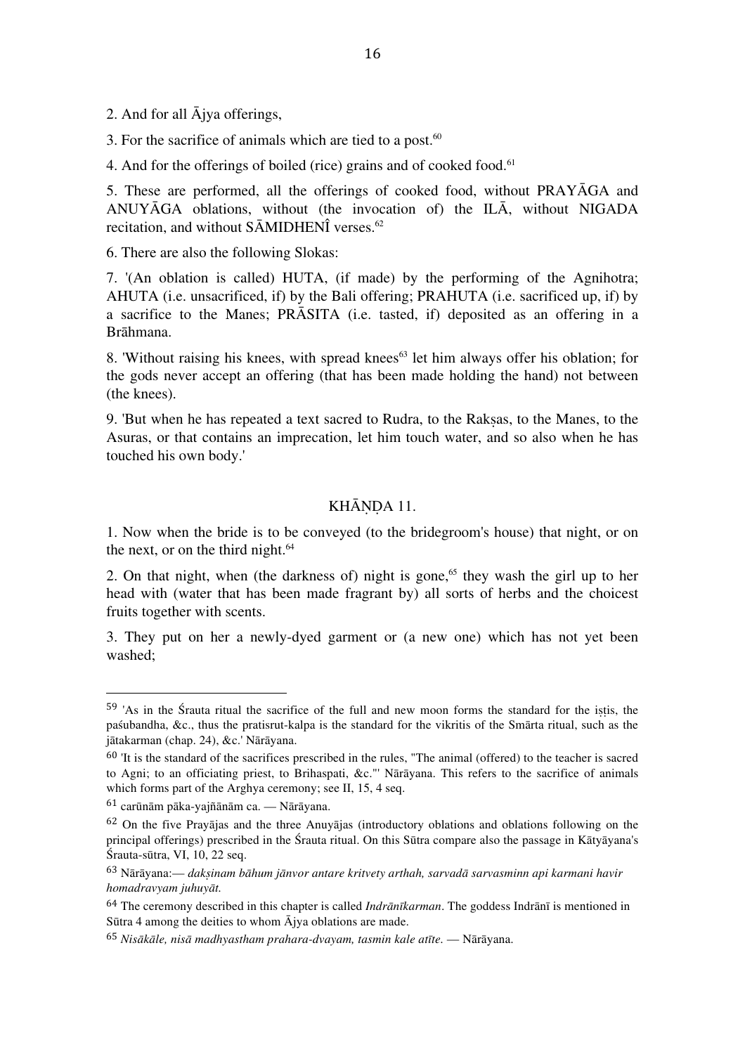2. And for all Ājya offerings,

3. For the sacrifice of animals which are tied to a post.[60]

4. And for the offerings of boiled (rice) grains and of cooked food.[61]

5. These are performed, all the offerings of cooked food, without PRAYĀGA and ANUYĀGA oblations, without (the invocation of) the ILĀ, without NIGADA recitation, and without SĀMIDHENÎ verses.[62]

6. There are also the following Slokas:

7. '(An oblation is called) HUTA, (if made) by the performing of the Agnihotra; AHUTA (i.e. unsacrificed, if) by the Bali offering; PRAHUTA (i.e. sacrificed up, if) by a sacrifice to the Manes; PRĀSITA (i.e. tasted, if) deposited as an offering in a Brāhmana.

8. 'Without raising his knees, with spread knees[63] let him always offer his oblation; for the gods never accept an offering (that has been made holding the hand) not between (the knees).

9. 'But when he has repeated a text sacred to Rudra, to the Rakṣas, to the Manes, to the Asuras, or that contains an imprecation, let him touch water, and so also when he has touched his own body.'

## KHĀṆḌA 11.

1. Now when the bride is to be conveyed (to the bridegroom's house) that night, or on the next, or on the third night.[64]

2. On that night, when (the darkness of) night is gone,[65] they wash the girl up to her head with (water that has been made fragrant by) all sorts of herbs and the choicest fruits together with scents.

3. They put on her a newly-dyed garment or (a new one) which has not yet been washed;

---

[59] 'As in the Śrauta ritual the sacrifice of the full and new moon forms the standard for the iṣṭis, the paśubandha, &c., thus the pratisrut-kalpa is the standard for the vikritis of the Smārta ritual, such as the jātakarman (chap. 24), &c.' Nārāyana.

[60] 'It is the standard of the sacrifices prescribed in the rules, "The animal (offered) to the teacher is sacred to Agni; to an officiating priest, to Brihaspati, &c."' Nārāyana. This refers to the sacrifice of animals which forms part of the Arghya ceremony; see II, 15, 4 seq.

[61] carūnām pāka-yajñānām ca. — Nārāyana.

[62] On the five Prayājas and the three Anuyājas (introductory oblations and oblations following on the principal offerings) prescribed in the Śrauta ritual. On this Sūtra compare also the passage in Kātyāyana's Śrauta-sūtra, VI, 10, 22 seq.

[63] Nārāyana:— *dakṣinam bāhum jānvor antare kritvety arthah, sarvadā sarvasminn api karmani havir homadravyam juhuyāt.*

[64] The ceremony described in this chapter is called *Indrānīkarman*. The goddess Indrānī is mentioned in Sūtra 4 among the deities to whom Ājya oblations are made.

[65] *Nisākāle, nisā madhyastham prahara-dvayam, tasmin kale atīte.* — Nārāyana.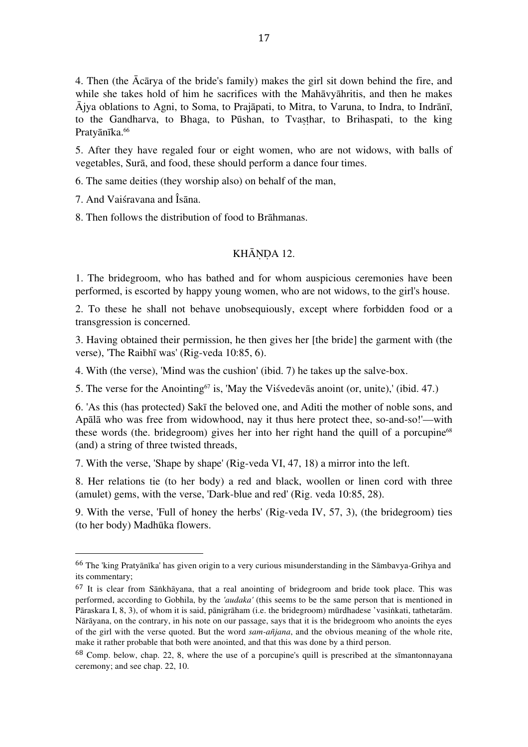4. Then (the Ācārya of the bride's family) makes the girl sit down behind the fire, and while she takes hold of him he sacrifices with the Mahāvyāhritis, and then he makes Ājya oblations to Agni, to Soma, to Prajāpati, to Mitra, to Varuna, to Indra, to Indrānī, to the Gandharva, to Bhaga, to Pūshan, to Tvaṣṭhar, to Brihaspati, to the king Pratyānīka.[66]

5. After they have regaled four or eight women, who are not widows, with balls of vegetables, Surā, and food, these should perform a dance four times.

6. The same deities (they worship also) on behalf of the man,

7. And Vaiśravana and Îsāna.

8. Then follows the distribution of food to Brāhmanas.

## KHĀṆḌA 12.

1. The bridegroom, who has bathed and for whom auspicious ceremonies have been performed, is escorted by happy young women, who are not widows, to the girl's house.

2. To these he shall not behave unobsequiously, except where forbidden food or a transgression is concerned.

3. Having obtained their permission, he then gives her [the bride] the garment with (the verse), 'The Raibhī was' (Rig-veda 10:85, 6).

4. With (the verse), 'Mind was the cushion' (ibid. 7) he takes up the salve-box.

5. The verse for the Anointing[67] is, 'May the Viśvedevās anoint (or, unite),' (ibid. 47.)

6. 'As this (has protected) Sakī the beloved one, and Aditi the mother of noble sons, and Apālā who was free from widowhood, nay it thus here protect thee, so-and-so!'—with these words (the. bridegroom) gives her into her right hand the quill of a porcupine[68] (and) a string of three twisted threads,

7. With the verse, 'Shape by shape' (Rig-veda VI, 47, 18) a mirror into the left.

8. Her relations tie (to her body) a red and black, woollen or linen cord with three (amulet) gems, with the verse, 'Dark-blue and red' (Rig. veda 10:85, 28).

9. With the verse, 'Full of honey the herbs' (Rig-veda IV, 57, 3), (the bridegroom) ties (to her body) Madhūka flowers.

---

[66] The 'king Pratyānīka' has given origin to a very curious misunderstanding in the Sāmbavya-Grihya and its commentary;

[67] It is clear from Sāṅkhāyana, that a real anointing of bridegroom and bride took place. This was performed, according to Gobhila, by the *'audaka'* (this seems to be the same person that is mentioned in Pāraskara I, 8, 3), of whom it is said, pānigrāham (i.e. the bridegroom) mūrdhadese 'vasiṅkati, tathetarām. Nārāyana, on the contrary, in his note on our passage, says that it is the bridegroom who anoints the eyes of the girl with the verse quoted. But the word *sam-añjana*, and the obvious meaning of the whole rite, make it rather probable that both were anointed, and that this was done by a third person.

[68] Comp. below, chap. 22, 8, where the use of a porcupine's quill is prescribed at the sīmantonnayana ceremony; and see chap. 22, 10.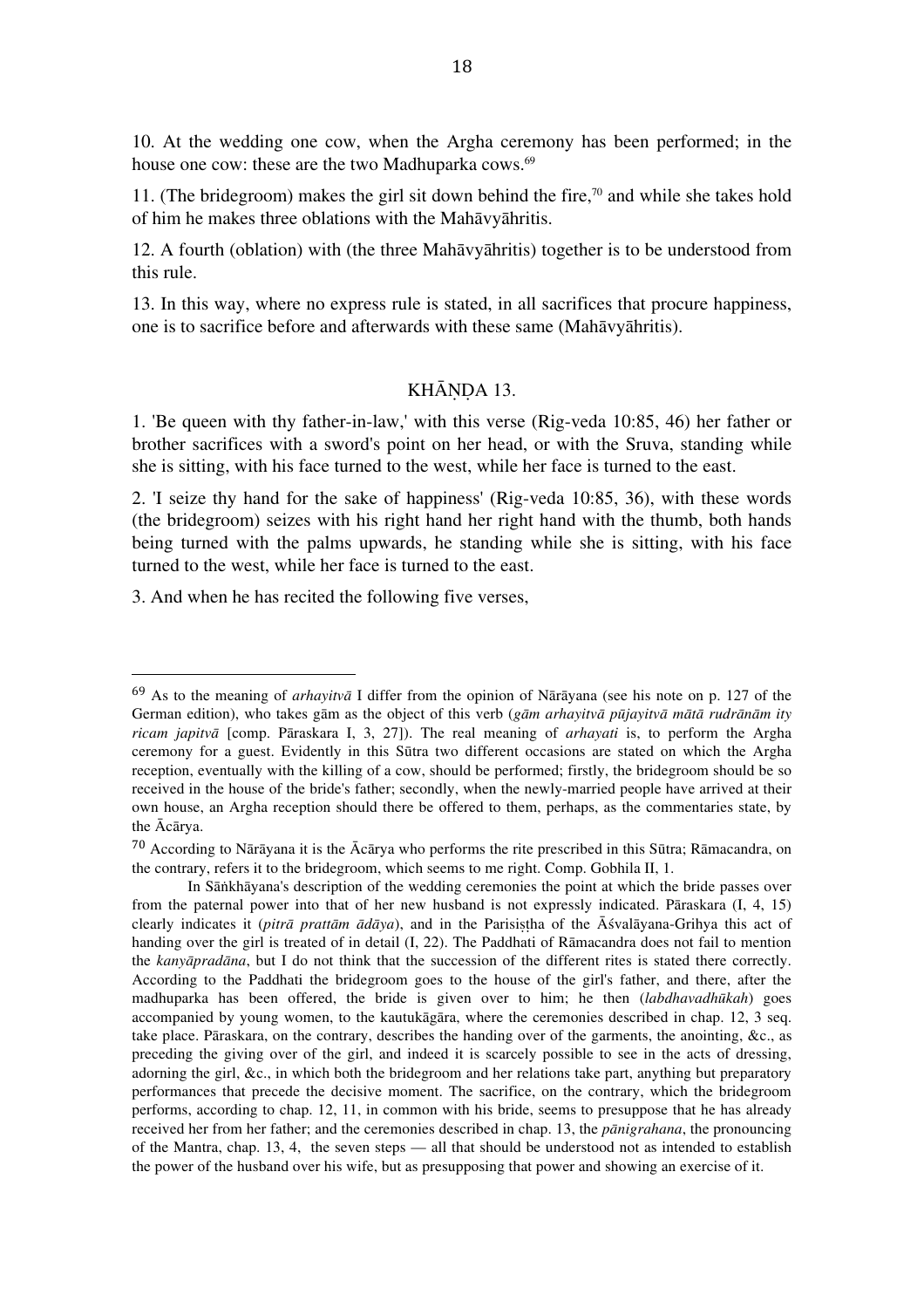10. At the wedding one cow, when the Argha ceremony has been performed; in the house one cow: these are the two Madhuparka cows.[69]

11. (The bridegroom) makes the girl sit down behind the fire,[70] and while she takes hold of him he makes three oblations with the Mahāvyāhritis.

12. A fourth (oblation) with (the three Mahāvyāhritis) together is to be understood from this rule.

13. In this way, where no express rule is stated, in all sacrifices that procure happiness, one is to sacrifice before and afterwards with these same (Mahāvyāhritis).

## KHĀṆḌA 13.

1. 'Be queen with thy father-in-law,' with this verse (Rig-veda 10:85, 46) her father or brother sacrifices with a sword's point on her head, or with the Sruva, standing while she is sitting, with his face turned to the west, while her face is turned to the east.

2. 'I seize thy hand for the sake of happiness' (Rig-veda 10:85, 36), with these words (the bridegroom) seizes with his right hand her right hand with the thumb, both hands being turned with the palms upwards, he standing while she is sitting, with his face turned to the west, while her face is turned to the east.

3. And when he has recited the following five verses,

---

[69] As to the meaning of *arhayitvā* I differ from the opinion of Nārāyana (see his note on p. 127 of the German edition), who takes gām as the object of this verb (*gām arhayitvā pūjayitvā mātā rudrānām ity ricam japitvā* [comp. Pāraskara I, 3, 27]). The real meaning of *arhayati* is, to perform the Argha ceremony for a guest. Evidently in this Sūtra two different occasions are stated on which the Argha reception, eventually with the killing of a cow, should be performed; firstly, the bridegroom should be so received in the house of the bride's father; secondly, when the newly-married people have arrived at their own house, an Argha reception should there be offered to them, perhaps, as the commentaries state, by the Ācārya.

[70] According to Nārāyana it is the Ācārya who performs the rite prescribed in this Sūtra; Rāmacandra, on the contrary, refers it to the bridegroom, which seems to me right. Comp. Gobhila II, 1.

In Sāṅkhāyana's description of the wedding ceremonies the point at which the bride passes over from the paternal power into that of her new husband is not expressly indicated. Pāraskara (I, 4, 15) clearly indicates it (*pitrā prattām ādāya*), and in the Parisiṣṭha of the Āśvalāyana-Grihya this act of handing over the girl is treated of in detail (I, 22). The Paddhati of Rāmacandra does not fail to mention the *kanyāpradāna*, but I do not think that the succession of the different rites is stated there correctly. According to the Paddhati the bridegroom goes to the house of the girl's father, and there, after the madhuparka has been offered, the bride is given over to him; he then (*labdhavadhūkah*) goes accompanied by young women, to the kautukāgāra, where the ceremonies described in chap. 12, 3 seq. take place. Pāraskara, on the contrary, describes the handing over of the garments, the anointing, &c., as preceding the giving over of the girl, and indeed it is scarcely possible to see in the acts of dressing, adorning the girl, &c., in which both the bridegroom and her relations take part, anything but preparatory performances that precede the decisive moment. The sacrifice, on the contrary, which the bridegroom performs, according to chap. 12, 11, in common with his bride, seems to presuppose that he has already received her from her father; and the ceremonies described in chap. 13, the *pānigrahana*, the pronouncing of the Mantra, chap. 13, 4, the seven steps — all that should be understood not as intended to establish the power of the husband over his wife, but as presupposing that power and showing an exercise of it.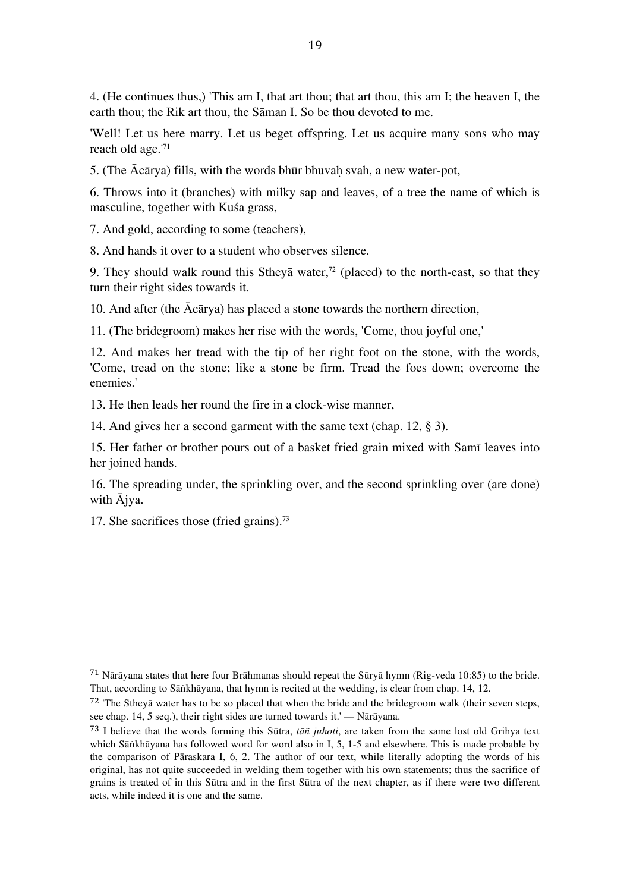4. (He continues thus,) 'This am I, that art thou; that art thou, this am I; the heaven I, the earth thou; the Rik art thou, the Sāman I. So be thou devoted to me.

'Well! Let us here marry. Let us beget offspring. Let us acquire many sons who may reach old age.'[71]

5. (The Ācārya) fills, with the words bhūr bhuvaḥ svah, a new water-pot,

6. Throws into it (branches) with milky sap and leaves, of a tree the name of which is masculine, together with Kuśa grass,

7. And gold, according to some (teachers),

8. And hands it over to a student who observes silence.

9. They should walk round this Stheyā water,[72] (placed) to the north-east, so that they turn their right sides towards it.

10. And after (the Ācārya) has placed a stone towards the northern direction,

11. (The bridegroom) makes her rise with the words, 'Come, thou joyful one,'

12. And makes her tread with the tip of her right foot on the stone, with the words, 'Come, tread on the stone; like a stone be firm. Tread the foes down; overcome the enemies.'

13. He then leads her round the fire in a clock-wise manner,

14. And gives her a second garment with the same text (chap. 12, § 3).

15. Her father or brother pours out of a basket fried grain mixed with Samī leaves into her joined hands.

16. The spreading under, the sprinkling over, and the second sprinkling over (are done) with Ājya.

17. She sacrifices those (fried grains).[73]

---

[71] Nārāyana states that here four Brāhmanas should repeat the Sūryā hymn (Rig-veda 10:85) to the bride. That, according to Sāṅkhāyana, that hymn is recited at the wedding, is clear from chap. 14, 12.

[72] 'The Stheyā water has to be so placed that when the bride and the bridegroom walk (their seven steps, see chap. 14, 5 seq.), their right sides are turned towards it.' — Nārāyana.

[73] I believe that the words forming this Sūtra, *tāñ juhoti*, are taken from the same lost old Grihya text which Sāṅkhāyana has followed word for word also in I, 5, 1-5 and elsewhere. This is made probable by the comparison of Pāraskara I, 6, 2. The author of our text, while literally adopting the words of his original, has not quite succeeded in welding them together with his own statements; thus the sacrifice of grains is treated of in this Sūtra and in the first Sūtra of the next chapter, as if there were two different acts, while indeed it is one and the same.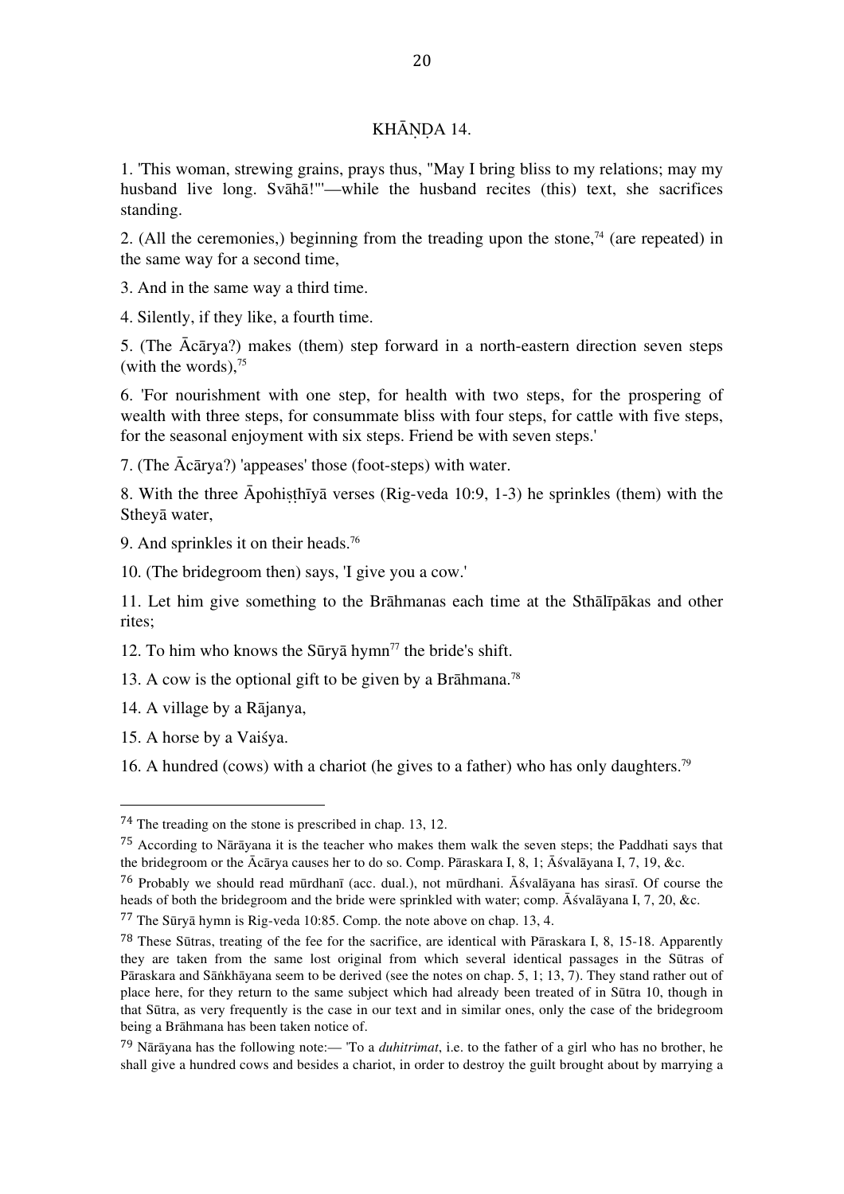## KHĀṆḌA 14.

1. 'This woman, strewing grains, prays thus, "May I bring bliss to my relations; may my husband live long. Svāhā!"'—while the husband recites (this) text, she sacrifices standing.

2. (All the ceremonies,) beginning from the treading upon the stone,[74] (are repeated) in the same way for a second time,

3. And in the same way a third time.

4. Silently, if they like, a fourth time.

5. (The Ācārya?) makes (them) step forward in a north-eastern direction seven steps (with the words),[75]

6. 'For nourishment with one step, for health with two steps, for the prospering of wealth with three steps, for consummate bliss with four steps, for cattle with five steps, for the seasonal enjoyment with six steps. Friend be with seven steps.'

7. (The Ācārya?) 'appeases' those (foot-steps) with water.

8. With the three Āpohiṣṭhīyā verses (Rig-veda 10:9, 1-3) he sprinkles (them) with the Stheyā water,

9. And sprinkles it on their heads.[76]

10. (The bridegroom then) says, 'I give you a cow.'

11. Let him give something to the Brāhmanas each time at the Sthālīpākas and other rites;

12. To him who knows the Sūryā hymn[77] the bride's shift.

13. A cow is the optional gift to be given by a Brāhmana.[78]

14. A village by a Rājanya,

15. A horse by a Vaiśya.

16. A hundred (cows) with a chariot (he gives to a father) who has only daughters.[79]

---

[74] The treading on the stone is prescribed in chap. 13, 12.

[75] According to Nārāyana it is the teacher who makes them walk the seven steps; the Paddhati says that the bridegroom or the Ācārya causes her to do so. Comp. Pāraskara I, 8, 1; Āśvalāyana I, 7, 19, &c.

[76] Probably we should read mūrdhanī (acc. dual.), not mūrdhani. Āśvalāyana has sirasī. Of course the heads of both the bridegroom and the bride were sprinkled with water; comp. Āśvalāyana I, 7, 20, &c.

[77] The Sūryā hymn is Rig-veda 10:85. Comp. the note above on chap. 13, 4.

[78] These Sūtras, treating of the fee for the sacrifice, are identical with Pāraskara I, 8, 15-18. Apparently they are taken from the same lost original from which several identical passages in the Sūtras of Pāraskara and Sāṅkhāyana seem to be derived (see the notes on chap. 5, 1; 13, 7). They stand rather out of place here, for they return to the same subject which had already been treated of in Sūtra 10, though in that Sūtra, as very frequently is the case in our text and in similar ones, only the case of the bridegroom being a Brāhmana has been taken notice of.

[79] Nārāyana has the following note:— 'To a *duhitrimat*, i.e. to the father of a girl who has no brother, he shall give a hundred cows and besides a chariot, in order to destroy the guilt brought about by marrying a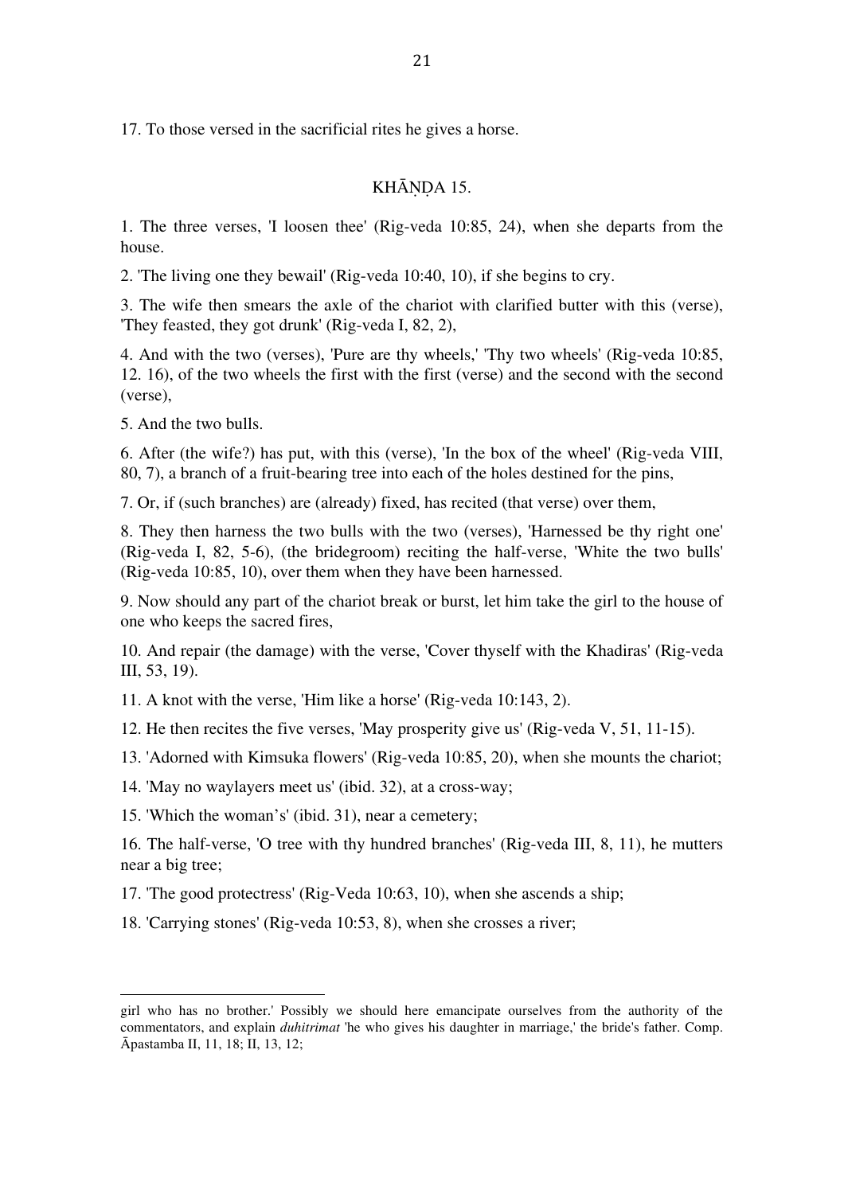17. To those versed in the sacrificial rites he gives a horse.

## KHĀṆḌA 15.

1. The three verses, 'I loosen thee' (Rig-veda 10:85, 24), when she departs from the house.

2. 'The living one they bewail' (Rig-veda 10:40, 10), if she begins to cry.

3. The wife then smears the axle of the chariot with clarified butter with this (verse), 'They feasted, they got drunk' (Rig-veda I, 82, 2),

4. And with the two (verses), 'Pure are thy wheels,' 'Thy two wheels' (Rig-veda 10:85, 12. 16), of the two wheels the first with the first (verse) and the second with the second (verse),

5. And the two bulls.

6. After (the wife?) has put, with this (verse), 'In the box of the wheel' (Rig-veda VIII, 80, 7), a branch of a fruit-bearing tree into each of the holes destined for the pins,

7. Or, if (such branches) are (already) fixed, has recited (that verse) over them,

8. They then harness the two bulls with the two (verses), 'Harnessed be thy right one' (Rig-veda I, 82, 5-6), (the bridegroom) reciting the half-verse, 'White the two bulls' (Rig-veda 10:85, 10), over them when they have been harnessed.

9. Now should any part of the chariot break or burst, let him take the girl to the house of one who keeps the sacred fires,

10. And repair (the damage) with the verse, 'Cover thyself with the Khadiras' (Rig-veda III, 53, 19).

11. A knot with the verse, 'Him like a horse' (Rig-veda 10:143, 2).

12. He then recites the five verses, 'May prosperity give us' (Rig-veda V, 51, 11-15).

13. 'Adorned with Kimsuka flowers' (Rig-veda 10:85, 20), when she mounts the chariot;

14. 'May no waylayers meet us' (ibid. 32), at a cross-way;

15. 'Which the woman's' (ibid. 31), near a cemetery;

16. The half-verse, 'O tree with thy hundred branches' (Rig-veda III, 8, 11), he mutters near a big tree;

17. 'The good protectress' (Rig-Veda 10:63, 10), when she ascends a ship;

18. 'Carrying stones' (Rig-veda 10:53, 8), when she crosses a river;

---

girl who has no brother.' Possibly we should here emancipate ourselves from the authority of the commentators, and explain *duhitrimat* 'he who gives his daughter in marriage,' the bride's father. Comp. Āpastamba II, 11, 18; II, 13, 12;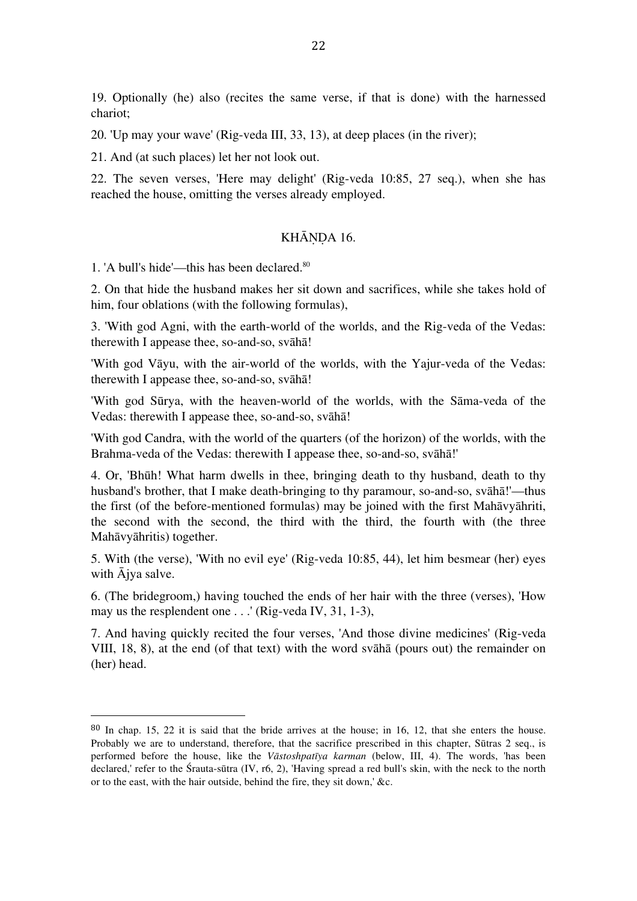19. Optionally (he) also (recites the same verse, if that is done) with the harnessed chariot;

20. 'Up may your wave' (Rig-veda III, 33, 13), at deep places (in the river);

21. And (at such places) let her not look out.

22. The seven verses, 'Here may delight' (Rig-veda 10:85, 27 seq.), when she has reached the house, omitting the verses already employed.

## KHĀṆḌA 16.

1. 'A bull's hide'—this has been declared.[80]

2. On that hide the husband makes her sit down and sacrifices, while she takes hold of him, four oblations (with the following formulas),

3. 'With god Agni, with the earth-world of the worlds, and the Rig-veda of the Vedas: therewith I appease thee, so-and-so, svāhā!

'With god Vāyu, with the air-world of the worlds, with the Yajur-veda of the Vedas: therewith I appease thee, so-and-so, svāhā!

'With god Sūrya, with the heaven-world of the worlds, with the Sāma-veda of the Vedas: therewith I appease thee, so-and-so, svāhā!

'With god Candra, with the world of the quarters (of the horizon) of the worlds, with the Brahma-veda of the Vedas: therewith I appease thee, so-and-so, svāhā!'

4. Or, 'Bhūh! What harm dwells in thee, bringing death to thy husband, death to thy husband's brother, that I make death-bringing to thy paramour, so-and-so, svāhā!'—thus the first (of the before-mentioned formulas) may be joined with the first Mahāvyāhriti, the second with the second, the third with the third, the fourth with (the three Mahāvyāhritis) together.

5. With (the verse), 'With no evil eye' (Rig-veda 10:85, 44), let him besmear (her) eyes with Ājya salve.

6. (The bridegroom,) having touched the ends of her hair with the three (verses), 'How may us the resplendent one . . .' (Rig-veda IV, 31, 1-3),

7. And having quickly recited the four verses, 'And those divine medicines' (Rig-veda VIII, 18, 8), at the end (of that text) with the word svāhā (pours out) the remainder on (her) head.

---

[80] In chap. 15, 22 it is said that the bride arrives at the house; in 16, 12, that she enters the house. Probably we are to understand, therefore, that the sacrifice prescribed in this chapter, Sūtras 2 seq., is performed before the house, like the *Vāstoshpatīya karman* (below, III, 4). The words, 'has been declared,' refer to the Śrauta-sūtra (IV, r6, 2), 'Having spread a red bull's skin, with the neck to the north or to the east, with the hair outside, behind the fire, they sit down,' &c.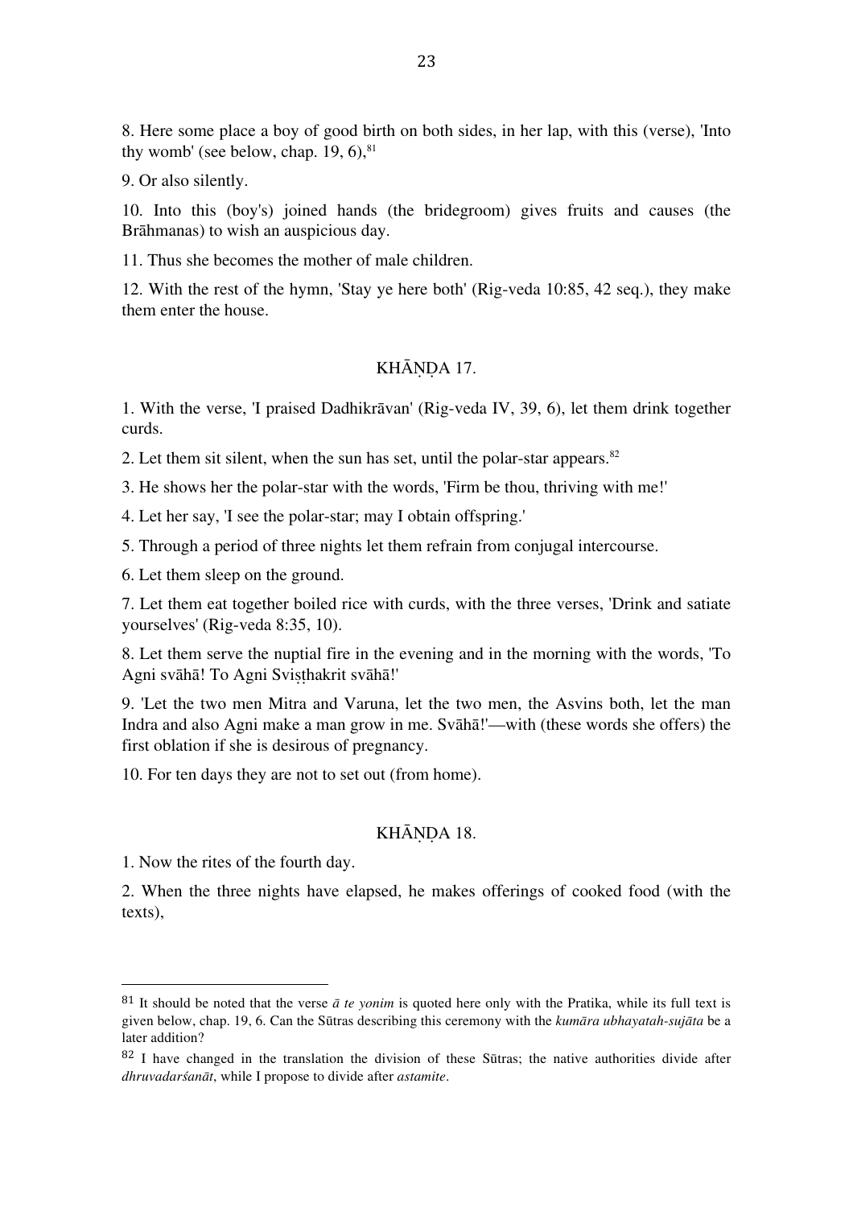8. Here some place a boy of good birth on both sides, in her lap, with this (verse), 'Into thy womb' (see below, chap. 19, 6),[81]

9. Or also silently.

10. Into this (boy's) joined hands (the bridegroom) gives fruits and causes (the Brāhmanas) to wish an auspicious day.

11. Thus she becomes the mother of male children.

12. With the rest of the hymn, 'Stay ye here both' (Rig-veda 10:85, 42 seq.), they make them enter the house.

## KHĀṆḌA 17.

1. With the verse, 'I praised Dadhikrāvan' (Rig-veda IV, 39, 6), let them drink together curds.

2. Let them sit silent, when the sun has set, until the polar-star appears.[82]

3. He shows her the polar-star with the words, 'Firm be thou, thriving with me!'

4. Let her say, 'I see the polar-star; may I obtain offspring.'

5. Through a period of three nights let them refrain from conjugal intercourse.

6. Let them sleep on the ground.

7. Let them eat together boiled rice with curds, with the three verses, 'Drink and satiate yourselves' (Rig-veda 8:35, 10).

8. Let them serve the nuptial fire in the evening and in the morning with the words, 'To Agni svāhā! To Agni Sviṣṭhakrit svāhā!'

9. 'Let the two men Mitra and Varuna, let the two men, the Asvins both, let the man Indra and also Agni make a man grow in me. Svāhā!'—with (these words she offers) the first oblation if she is desirous of pregnancy.

10. For ten days they are not to set out (from home).

## KHĀṆḌA 18.

1. Now the rites of the fourth day.

2. When the three nights have elapsed, he makes offerings of cooked food (with the texts),

---

[81] It should be noted that the verse *ā te yonim* is quoted here only with the Pratika, while its full text is given below, chap. 19, 6. Can the Sūtras describing this ceremony with the *kumāra ubhayatah-sujāta* be a later addition?

[82] I have changed in the translation the division of these Sūtras; the native authorities divide after *dhruvadarśanāt*, while I propose to divide after *astamite*.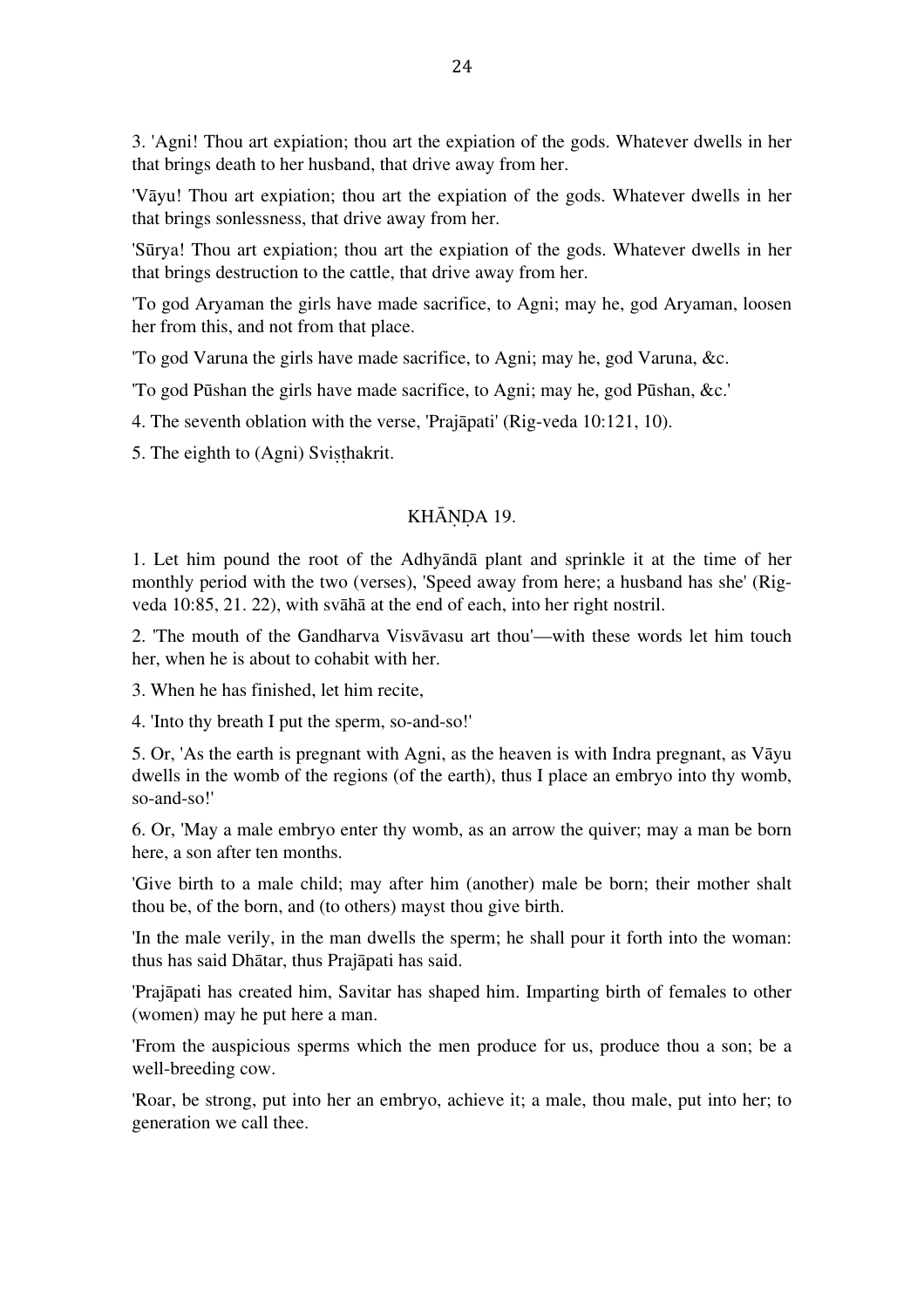3. 'Agni! Thou art expiation; thou art the expiation of the gods. Whatever dwells in her that brings death to her husband, that drive away from her.

'Vāyu! Thou art expiation; thou art the expiation of the gods. Whatever dwells in her that brings sonlessness, that drive away from her.

'Sūrya! Thou art expiation; thou art the expiation of the gods. Whatever dwells in her that brings destruction to the cattle, that drive away from her.

'To god Aryaman the girls have made sacrifice, to Agni; may he, god Aryaman, loosen her from this, and not from that place.

'To god Varuna the girls have made sacrifice, to Agni; may he, god Varuna, &c.

'To god Pūshan the girls have made sacrifice, to Agni; may he, god Pūshan, &c.'

4. The seventh oblation with the verse, 'Prajāpati' (Rig-veda 10:121, 10).

5. The eighth to (Agni) Svishṭakrit.

## KHĀṆḌA 19.

1. Let him pound the root of the Adhyāndā plant and sprinkle it at the time of her monthly period with the two (verses), 'Speed away from here; a husband has she' (Rig-veda 10:85, 21. 22), with svāhā at the end of each, into her right nostril.

2. 'The mouth of the Gandharva Visvāvasu art thou'—with these words let him touch her, when he is about to cohabit with her.

3. When he has finished, let him recite,

4. 'Into thy breath I put the sperm, so-and-so!'

5. Or, 'As the earth is pregnant with Agni, as the heaven is with Indra pregnant, as Vāyu dwells in the womb of the regions (of the earth), thus I place an embryo into thy womb, so-and-so!'

6. Or, 'May a male embryo enter thy womb, as an arrow the quiver; may a man be born here, a son after ten months.

'Give birth to a male child; may after him (another) male be born; their mother shalt thou be, of the born, and (to others) mayst thou give birth.

'In the male verily, in the man dwells the sperm; he shall pour it forth into the woman: thus has said Dhātar, thus Prajāpati has said.

'Prajāpati has created him, Savitar has shaped him. Imparting birth of females to other (women) may he put here a man.

'From the auspicious sperms which the men produce for us, produce thou a son; be a well-breeding cow.

'Roar, be strong, put into her an embryo, achieve it; a male, thou male, put into her; to generation we call thee.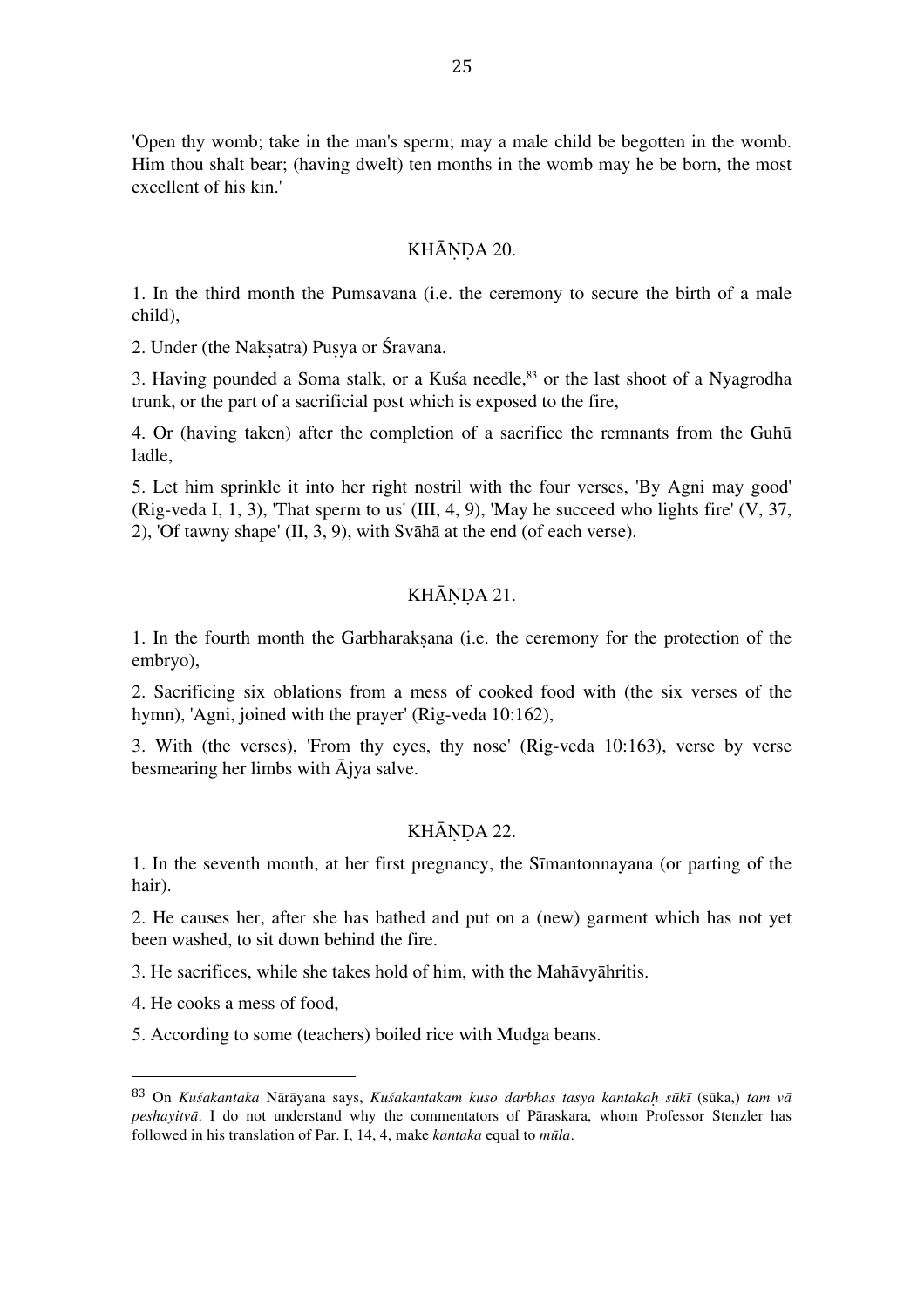'Open thy womb; take in the man's sperm; may a male child be begotten in the womb. Him thou shalt bear; (having dwelt) ten months in the womb may he be born, the most excellent of his kin.'

## KHĀṆḌA 20.

1. In the third month the Pumsavana (i.e. the ceremony to secure the birth of a male child),

2. Under (the Nakṣatra) Puṣya or Śravana.

3. Having pounded a Soma stalk, or a Kuśa needle,[83] or the last shoot of a Nyagrodha trunk, or the part of a sacrificial post which is exposed to the fire,

4. Or (having taken) after the completion of a sacrifice the remnants from the Guhū ladle,

5. Let him sprinkle it into her right nostril with the four verses, 'By Agni may good' (Rig-veda I, 1, 3), 'That sperm to us' (III, 4, 9), 'May he succeed who lights fire' (V, 37, 2), 'Of tawny shape' (II, 3, 9), with Svāhā at the end (of each verse).

## KHĀṆḌA 21.

1. In the fourth month the Garbharakṣana (i.e. the ceremony for the protection of the embryo),

2. Sacrificing six oblations from a mess of cooked food with (the six verses of the hymn), 'Agni, joined with the prayer' (Rig-veda 10:162),

3. With (the verses), 'From thy eyes, thy nose' (Rig-veda 10:163), verse by verse besmearing her limbs with Ājya salve.

## KHĀṆḌA 22.

1. In the seventh month, at her first pregnancy, the Sīmantonnayana (or parting of the hair).

2. He causes her, after she has bathed and put on a (new) garment which has not yet been washed, to sit down behind the fire.

3. He sacrifices, while she takes hold of him, with the Mahāvyāhritis.

4. He cooks a mess of food,

5. According to some (teachers) boiled rice with Mudga beans.

---

[83] On *Kuśakantaka* Nārāyana says, *Kuśakantakam kuso darbhas tasya kantakaḥ sūkī* (sūka,) *tam vā peshayitvā*. I do not understand why the commentators of Pāraskara, whom Professor Stenzler has followed in his translation of Par. I, 14, 4, make *kantaka* equal to *mūla*.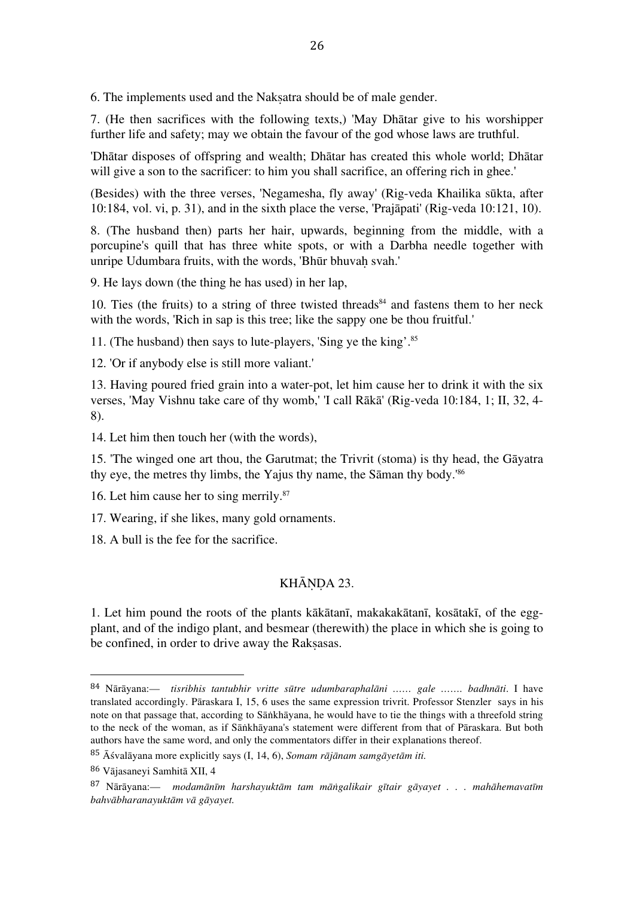6. The implements used and the Nakṣatra should be of male gender.

7. (He then sacrifices with the following texts,) 'May Dhātar give to his worshipper further life and safety; may we obtain the favour of the god whose laws are truthful.

'Dhātar disposes of offspring and wealth; Dhātar has created this whole world; Dhātar will give a son to the sacrificer: to him you shall sacrifice, an offering rich in ghee.'

(Besides) with the three verses, 'Negamesha, fly away' (Rig-veda Khailika sūkta, after 10:184, vol. vi, p. 31), and in the sixth place the verse, 'Prajāpati' (Rig-veda 10:121, 10).

8. (The husband then) parts her hair, upwards, beginning from the middle, with a porcupine's quill that has three white spots, or with a Darbha needle together with unripe Udumbara fruits, with the words, 'Bhūr bhuvaḥ svah.'

9. He lays down (the thing he has used) in her lap,

10. Ties (the fruits) to a string of three twisted threads[84] and fastens them to her neck with the words, 'Rich in sap is this tree; like the sappy one be thou fruitful.'

11. (The husband) then says to lute-players, 'Sing ye the king'.[85]

12. 'Or if anybody else is still more valiant.'

13. Having poured fried grain into a water-pot, let him cause her to drink it with the six verses, 'May Vishnu take care of thy womb,' 'I call Rākā' (Rig-veda 10:184, 1; II, 32, 4-8).

14. Let him then touch her (with the words),

15. 'The winged one art thou, the Garutmat; the Trivrit (stoma) is thy head, the Gāyatra thy eye, the metres thy limbs, the Yajus thy name, the Sāman thy body.'[86]

16. Let him cause her to sing merrily.[87]

17. Wearing, if she likes, many gold ornaments.

18. A bull is the fee for the sacrifice.

## KHĀṆḌA 23.

1. Let him pound the roots of the plants kākātanī, makakakātanī, kosātakī, of the egg-plant, and of the indigo plant, and besmear (therewith) the place in which she is going to be confined, in order to drive away the Rakṣasas.

---

[84] Nārāyana:— *tisribhis tantubhir vritte sūtre udumbaraphalāni …… gale ……. badhnāti*. I have translated accordingly. Pāraskara I, 15, 6 uses the same expression trivrit. Professor Stenzler says in his note on that passage that, according to Sāṅkhāyana, he would have to tie the things with a threefold string to the neck of the woman, as if Sāṅkhāyana's statement were different from that of Pāraskara. But both authors have the same word, and only the commentators differ in their explanations thereof.

[85] Āśvalāyana more explicitly says (I, 14, 6), *Somam rājānam samgāyetām iti.*

[86] Vājasaneyi Samhitā XII, 4

[87] Nārāyana:— *modamānīm harshayuktām tam māṅgalikair gītair gāyayet . . . mahāhemavatīm bahvābharanayuktām vā gāyayet.*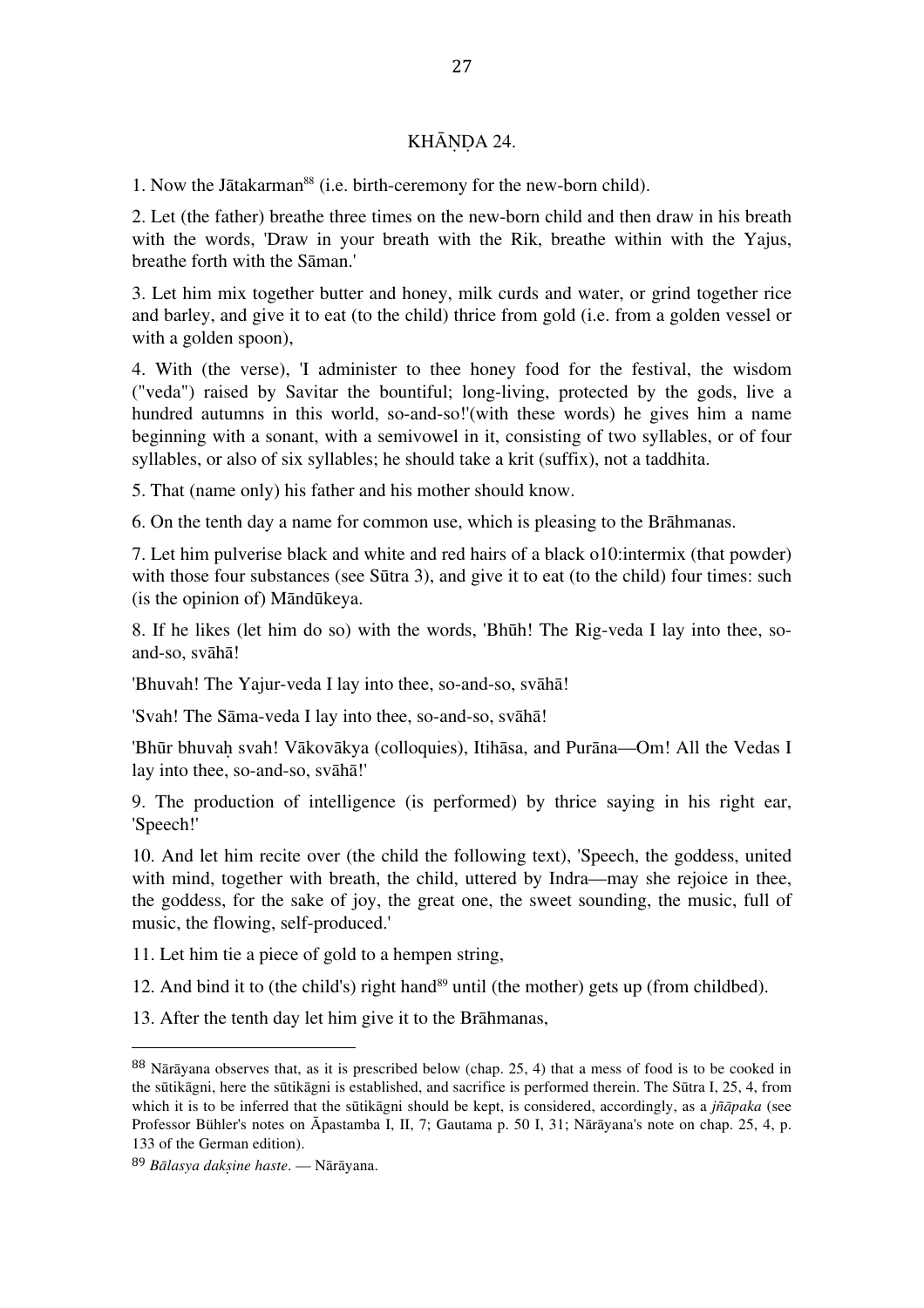## KHĀṆḌA 24.

1. Now the Jātakarman[88] (i.e. birth-ceremony for the new-born child).

2. Let (the father) breathe three times on the new-born child and then draw in his breath with the words, 'Draw in your breath with the Rik, breathe within with the Yajus, breathe forth with the Sāman.'

3. Let him mix together butter and honey, milk curds and water, or grind together rice and barley, and give it to eat (to the child) thrice from gold (i.e. from a golden vessel or with a golden spoon),

4. With (the verse), 'I administer to thee honey food for the festival, the wisdom ("veda") raised by Savitar the bountiful; long-living, protected by the gods, live a hundred autumns in this world, so-and-so!'(with these words) he gives him a name beginning with a sonant, with a semivowel in it, consisting of two syllables, or of four syllables, or also of six syllables; he should take a krit (suffix), not a taddhita.

5. That (name only) his father and his mother should know.

6. On the tenth day a name for common use, which is pleasing to the Brāhmanas.

7. Let him pulverise black and white and red hairs of a black o10:intermix (that powder) with those four substances (see Sūtra 3), and give it to eat (to the child) four times: such (is the opinion of) Māndūkeya.

8. If he likes (let him do so) with the words, 'Bhūh! The Rig-veda I lay into thee, so-and-so, svāhā!

'Bhuvah! The Yajur-veda I lay into thee, so-and-so, svāhā!

'Svah! The Sāma-veda I lay into thee, so-and-so, svāhā!

'Bhūr bhuvaḥ svah! Vākovākya (colloquies), Itihāsa, and Purāna—Om! All the Vedas I lay into thee, so-and-so, svāhā!'

9. The production of intelligence (is performed) by thrice saying in his right ear, 'Speech!'

10. And let him recite over (the child the following text), 'Speech, the goddess, united with mind, together with breath, the child, uttered by Indra—may she rejoice in thee, the goddess, for the sake of joy, the great one, the sweet sounding, the music, full of music, the flowing, self-produced.'

11. Let him tie a piece of gold to a hempen string,

12. And bind it to (the child's) right hand[89] until (the mother) gets up (from childbed).

13. After the tenth day let him give it to the Brāhmanas,

---

[88] Nārāyana observes that, as it is prescribed below (chap. 25, 4) that a mess of food is to be cooked in the sūtikāgni, here the sūtikāgni is established, and sacrifice is performed therein. The Sūtra I, 25, 4, from which it is to be inferred that the sūtikāgni should be kept, is considered, accordingly, as a *jñāpaka* (see Professor Bühler's notes on Āpastamba I, II, 7; Gautama p. 50 I, 31; Nārāyana's note on chap. 25, 4, p. 133 of the German edition).

[89] *Bālasya dakṣine haste*. — Nārāyana.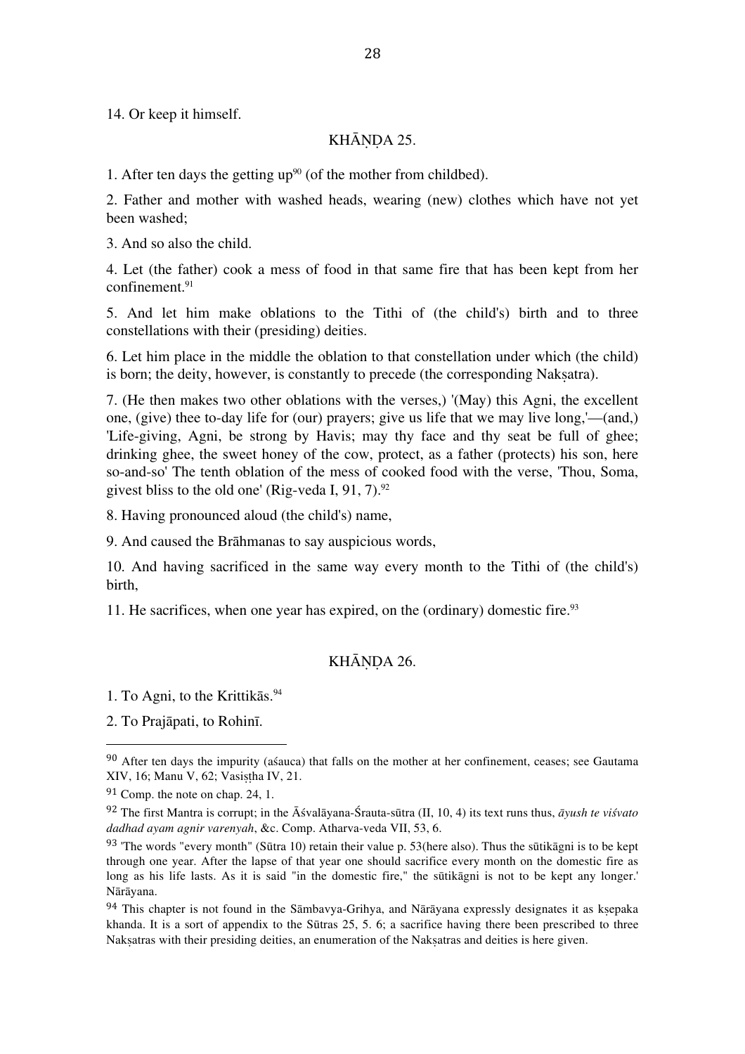14. Or keep it himself.

## KHĀṆḌA 25.

1. After ten days the getting up[90] (of the mother from childbed).

2. Father and mother with washed heads, wearing (new) clothes which have not yet been washed;

3. And so also the child.

4. Let (the father) cook a mess of food in that same fire that has been kept from her confinement.[91]

5. And let him make oblations to the Tithi of (the child's) birth and to three constellations with their (presiding) deities.

6. Let him place in the middle the oblation to that constellation under which (the child) is born; the deity, however, is constantly to precede (the corresponding Nakṣatra).

7. (He then makes two other oblations with the verses,) '(May) this Agni, the excellent one, (give) thee to-day life for (our) prayers; give us life that we may live long,'—(and,) 'Life-giving, Agni, be strong by Havis; may thy face and thy seat be full of ghee; drinking ghee, the sweet honey of the cow, protect, as a father (protects) his son, here so-and-so' The tenth oblation of the mess of cooked food with the verse, 'Thou, Soma, givest bliss to the old one' (Rig-veda I, 91, 7).[92]

8. Having pronounced aloud (the child's) name,

9. And caused the Brāhmanas to say auspicious words,

10. And having sacrificed in the same way every month to the Tithi of (the child's) birth,

11. He sacrifices, when one year has expired, on the (ordinary) domestic fire.[93]

## KHĀṆḌA 26.

1. To Agni, to the Krittikās.[94]

2. To Prajāpati, to Rohinī.

---

[90] After ten days the impurity (aśauca) that falls on the mother at her confinement, ceases; see Gautama XIV, 16; Manu V, 62; Vasiṣṭha IV, 21.

[91] Comp. the note on chap. 24, 1.

[92] The first Mantra is corrupt; in the Āśvalāyana-Śrauta-sūtra (II, 10, 4) its text runs thus, *āyush te viśvato dadhad ayam agnir varenyah*, &c. Comp. Atharva-veda VII, 53, 6.

[93] 'The words "every month" (Sūtra 10) retain their value p. 53(here also). Thus the sūtikāgni is to be kept through one year. After the lapse of that year one should sacrifice every month on the domestic fire as long as his life lasts. As it is said "in the domestic fire," the sūtikāgni is not to be kept any longer.' Nārāyana.

[94] This chapter is not found in the Sāmbavya-Grihya, and Nārāyana expressly designates it as kṣepaka khanda. It is a sort of appendix to the Sūtras 25, 5. 6; a sacrifice having there been prescribed to three Nakṣatras with their presiding deities, an enumeration of the Nakṣatras and deities is here given.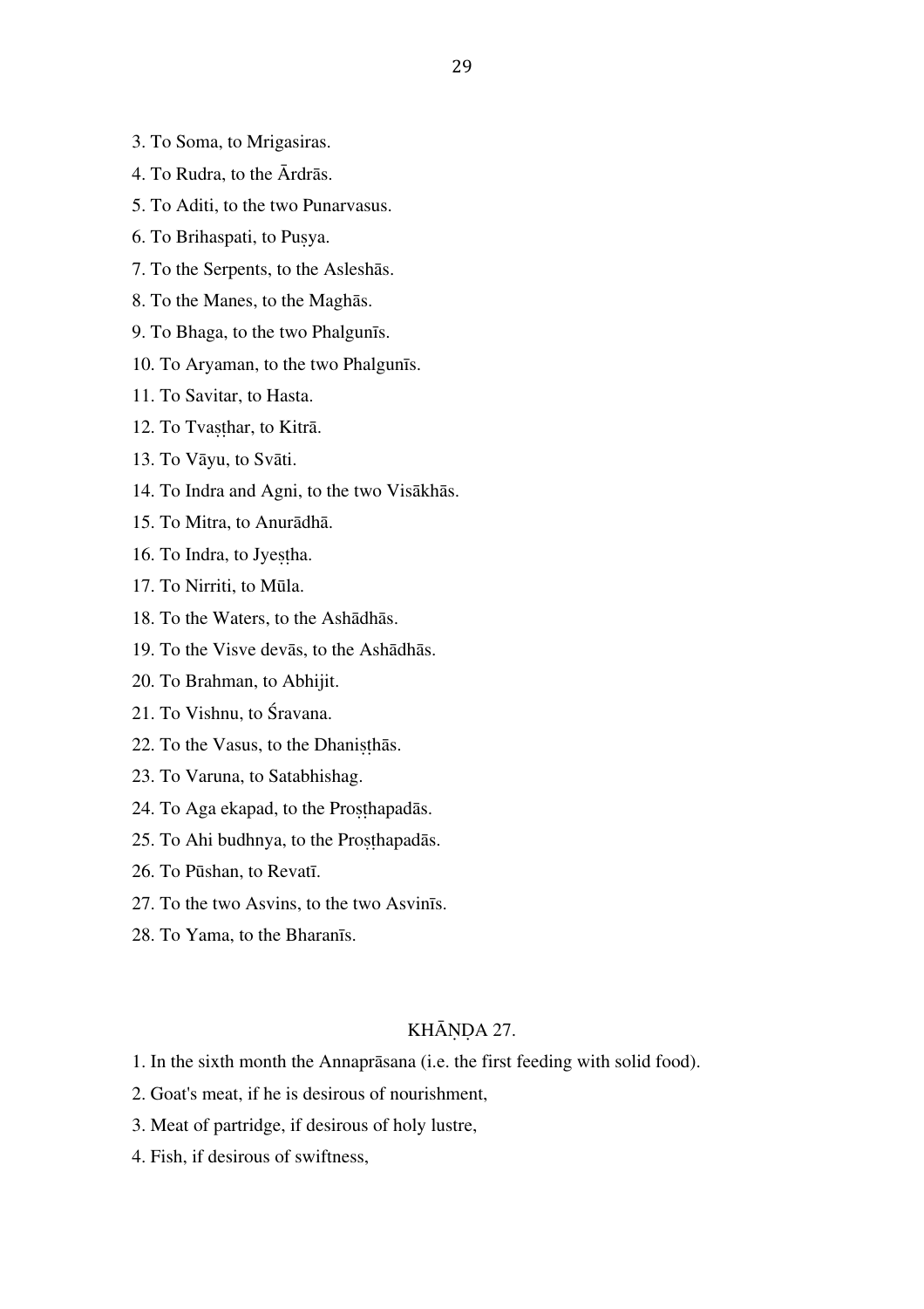3. To Soma, to Mrigasiras.

4. To Rudra, to the Ārdrās.

5. To Aditi, to the two Punarvasus.

6. To Brihaspati, to Puṣya.

7. To the Serpents, to the Asleshās.

8. To the Manes, to the Maghās.

9. To Bhaga, to the two Phalgunīs.

10. To Aryaman, to the two Phalgunīs.

11. To Savitar, to Hasta.

12. To Tvaṣṭhar, to Kitrā.

13. To Vāyu, to Svāti.

14. To Indra and Agni, to the two Visākhās.

15. To Mitra, to Anurādhā.

16. To Indra, to Jyeṣṭha.

17. To Nirriti, to Mūla.

18. To the Waters, to the Ashādhās.

19. To the Visve devās, to the Ashādhās.

20. To Brahman, to Abhijit.

21. To Vishnu, to Śravana.

22. To the Vasus, to the Dhaniṣṭhās.

23. To Varuna, to Satabhishag.

24. To Aga ekapad, to the Proṣṭhapadās.

25. To Ahi budhnya, to the Proṣṭhapadās.

26. To Pūshan, to Revatī.

27. To the two Asvins, to the two Asvinīs.

28. To Yama, to the Bharanīs.

## KHĀṆḌA 27.

1. In the sixth month the Annaprāsana (i.e. the first feeding with solid food).

2. Goat's meat, if he is desirous of nourishment,

3. Meat of partridge, if desirous of holy lustre,

4. Fish, if desirous of swiftness,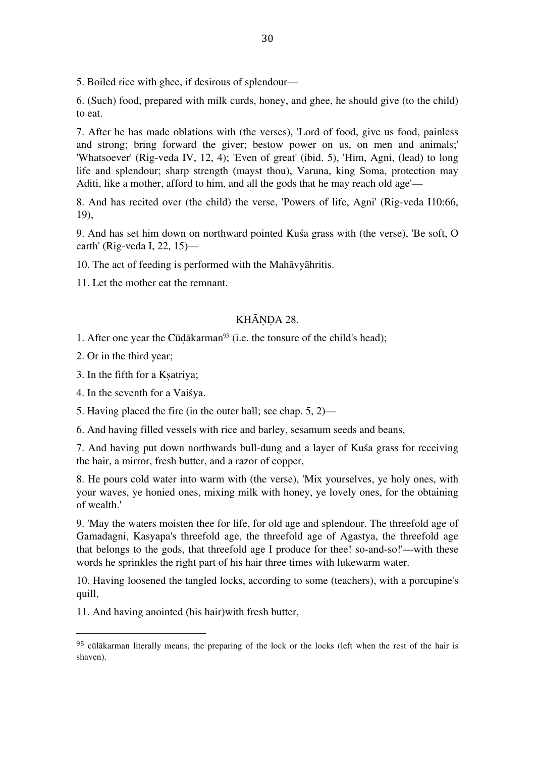5. Boiled rice with ghee, if desirous of splendour—

6. (Such) food, prepared with milk curds, honey, and ghee, he should give (to the child) to eat.

7. After he has made oblations with (the verses), 'Lord of food, give us food, painless and strong; bring forward the giver; bestow power on us, on men and animals;' 'Whatsoever' (Rig-veda IV, 12, 4); 'Even of great' (ibid. 5), 'Him, Agni, (lead) to long life and splendour; sharp strength (mayst thou), Varuna, king Soma, protection may Aditi, like a mother, afford to him, and all the gods that he may reach old age'—

8. And has recited over (the child) the verse, 'Powers of life, Agni' (Rig-veda I10:66, 19),

9. And has set him down on northward pointed Kuśa grass with (the verse), 'Be soft, O earth' (Rig-veda I, 22, 15)—

10. The act of feeding is performed with the Mahāvyāhritis.

11. Let the mother eat the remnant.

## KHĀṆḌA 28.

1. After one year the Cūḍākarman[95] (i.e. the tonsure of the child's head);

2. Or in the third year;

3. In the fifth for a Kṣatriya;

4. In the seventh for a Vaiśya.

5. Having placed the fire (in the outer hall; see chap. 5, 2)—

6. And having filled vessels with rice and barley, sesamum seeds and beans,

7. And having put down northwards bull-dung and a layer of Kuśa grass for receiving the hair, a mirror, fresh butter, and a razor of copper,

8. He pours cold water into warm with (the verse), 'Mix yourselves, ye holy ones, with your waves, ye honied ones, mixing milk with honey, ye lovely ones, for the obtaining of wealth.'

9. 'May the waters moisten thee for life, for old age and splendour. The threefold age of Gamadagni, Kasyapa's threefold age, the threefold age of Agastya, the threefold age that belongs to the gods, that threefold age I produce for thee! so-and-so!'—with these words he sprinkles the right part of his hair three times with lukewarm water.

10. Having loosened the tangled locks, according to some (teachers), with a porcupine's quill,

11. And having anointed (his hair)with fresh butter,

---

[95] cūlākarman literally means, the preparing of the lock or the locks (left when the rest of the hair is shaven).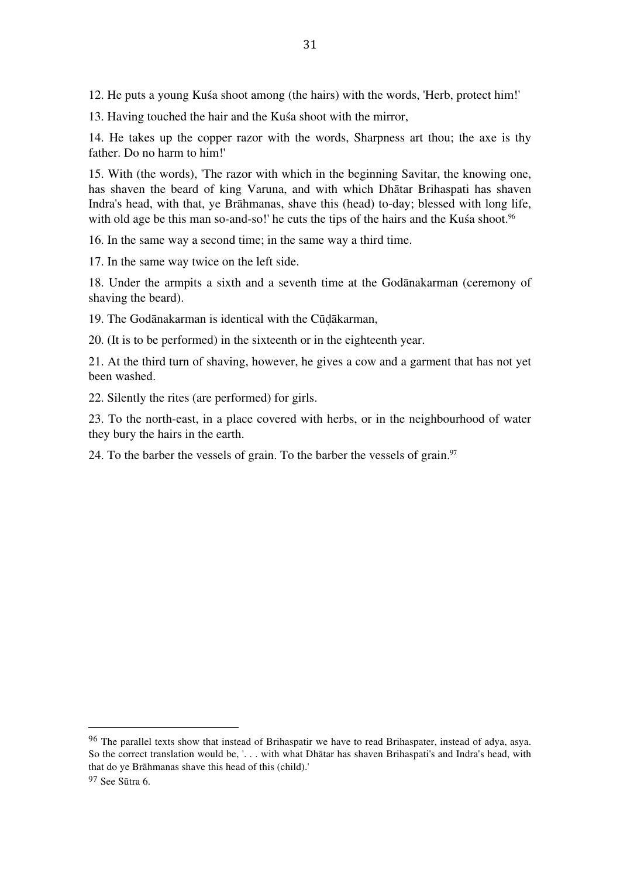12. He puts a young Kuśa shoot among (the hairs) with the words, 'Herb, protect him!'

13. Having touched the hair and the Kuśa shoot with the mirror,

14. He takes up the copper razor with the words, Sharpness art thou; the axe is thy father. Do no harm to him!'

15. With (the words), 'The razor with which in the beginning Savitar, the knowing one, has shaven the beard of king Varuna, and with which Dhātar Brihaspati has shaven Indra's head, with that, ye Brāhmanas, shave this (head) to-day; blessed with long life, with old age be this man so-and-so!' he cuts the tips of the hairs and the Kuśa shoot.[96]

16. In the same way a second time; in the same way a third time.

17. In the same way twice on the left side.

18. Under the armpits a sixth and a seventh time at the Godānakarman (ceremony of shaving the beard).

19. The Godānakarman is identical with the Cūḍākarman,

20. (It is to be performed) in the sixteenth or in the eighteenth year.

21. At the third turn of shaving, however, he gives a cow and a garment that has not yet been washed.

22. Silently the rites (are performed) for girls.

23. To the north-east, in a place covered with herbs, or in the neighbourhood of water they bury the hairs in the earth.

24. To the barber the vessels of grain. To the barber the vessels of grain.[97]

---

[96] The parallel texts show that instead of Brihaspatir we have to read Brihaspater, instead of adya, asya. So the correct translation would be, '. . . with what Dhātar has shaven Brihaspati's and Indra's head, with that do ye Brāhmanas shave this head of this (child).'

[97] See Sūtra 6.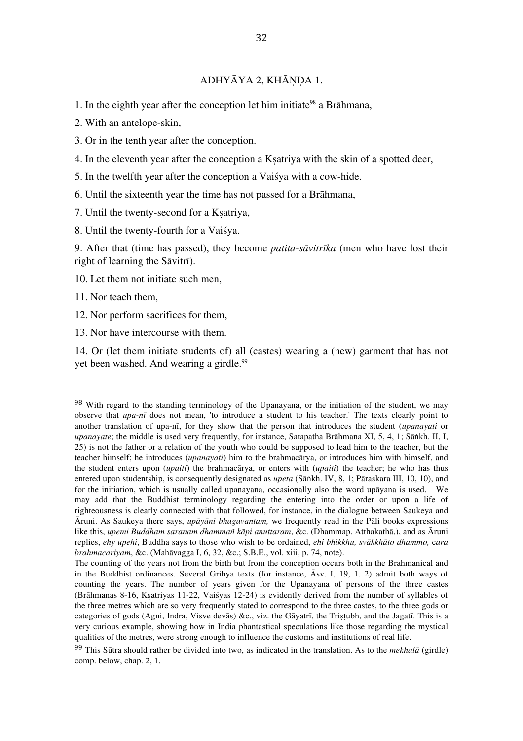## ADHYĀYA 2, KHĀṆḌA 1.

1. In the eighth year after the conception let him initiate[98] a Brāhmana,

2. With an antelope-skin,

3. Or in the tenth year after the conception.

4. In the eleventh year after the conception a Kṣatriya with the skin of a spotted deer,

5. In the twelfth year after the conception a Vaiśya with a cow-hide.

6. Until the sixteenth year the time has not passed for a Brāhmana,

7. Until the twenty-second for a Kṣatriya,

8. Until the twenty-fourth for a Vaiśya.

9. After that (time has passed), they become *patita-sāvitrīka* (men who have lost their right of learning the Sāvitrī).

10. Let them not initiate such men,

11. Nor teach them,

12. Nor perform sacrifices for them,

13. Nor have intercourse with them.

14. Or (let them initiate students of) all (castes) wearing a (new) garment that has not yet been washed. And wearing a girdle.[99]

---

[98] With regard to the standing terminology of the Upanayana, or the initiation of the student, we may observe that *upa-nī* does not mean, 'to introduce a student to his teacher.' The texts clearly point to another translation of upa-nī, for they show that the person that introduces the student (*upanayati* or *upanayate*; the middle is used very frequently, for instance, Satapatha Brāhmana XI, 5, 4, 1; Sāṅkh. II, I, 25) is not the father or a relation of the youth who could be supposed to lead him to the teacher, but the teacher himself; he introduces (*upanayati*) him to the brahmacārya, or introduces him with himself, and the student enters upon (*upaiti*) the brahmacārya, or enters with (*upaiti*) the teacher; he who has thus entered upon studentship, is consequently designated as *upeta* (Sāṅkh. IV, 8, 1; Pāraskara III, 10, 10), and for the initiation, which is usually called upanayana, occasionally also the word upāyana is used. We may add that the Buddhist terminology regarding the entering into the order or upon a life of righteousness is clearly connected with that followed, for instance, in the dialogue between Saukeya and Āruni. As Saukeya there says, *upāyāni bhagavantam,* we frequently read in the Pāli books expressions like this, *upemi Buddham saranam dhammañ kāpi anuttaram*, &c. (Dhammap. Atthakathā,), and as Āruni replies, *ehy upehi*, Buddha says to those who wish to be ordained, *ehi bhikkhu, svākkhāto dhammo, cara brahmacariyam*, &c. (Mahāvagga I, 6, 32, &c.; S.B.E., vol. xiii, p. 74, note).
The counting of the years not from the birth but from the conception occurs both in the Brahmanical and in the Buddhist ordinances. Several Grihya texts (for instance, Āsv. I, 19, 1. 2) admit both ways of counting the years. The number of years given for the Upanayana of persons of the three castes (Brāhmanas 8-16, Kṣatriyas 11-22, Vaiśyas 12-24) is evidently derived from the number of syllables of the three metres which are so very frequently stated to correspond to the three castes, to the three gods or categories of gods (Agni, Indra, Visve devās) &c., viz. the Gāyatrī, the Triṣṭubh, and the Jagatī. This is a very curious example, showing how in India phantastical speculations like those regarding the mystical qualities of the metres, were strong enough to influence the customs and institutions of real life.

[99] This Sūtra should rather be divided into two, as indicated in the translation. As to the *mekhalā* (girdle) comp. below, chap. 2, 1.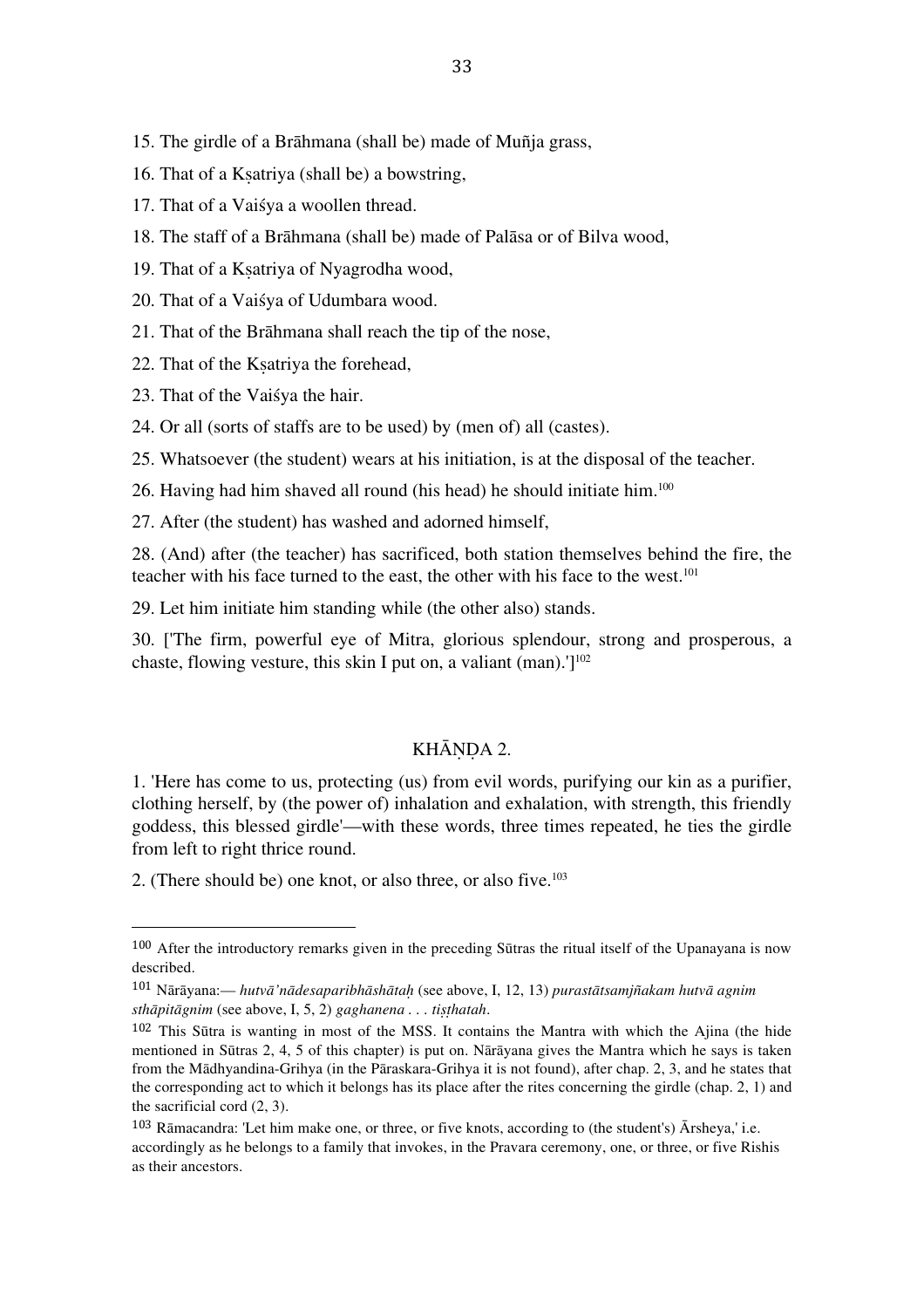15. The girdle of a Brāhmana (shall be) made of Muñja grass,

16. That of a Kṣatriya (shall be) a bowstring,

17. That of a Vaiśya a woollen thread.

18. The staff of a Brāhmana (shall be) made of Palāsa or of Bilva wood,

19. That of a Kṣatriya of Nyagrodha wood,

20. That of a Vaiśya of Udumbara wood.

21. That of the Brāhmana shall reach the tip of the nose,

22. That of the Kṣatriya the forehead,

23. That of the Vaiśya the hair.

24. Or all (sorts of staffs are to be used) by (men of) all (castes).

25. Whatsoever (the student) wears at his initiation, is at the disposal of the teacher.

26. Having had him shaved all round (his head) he should initiate him.[100]

27. After (the student) has washed and adorned himself,

28. (And) after (the teacher) has sacrificed, both station themselves behind the fire, the teacher with his face turned to the east, the other with his face to the west.[101]

29. Let him initiate him standing while (the other also) stands.

30. ['The firm, powerful eye of Mitra, glorious splendour, strong and prosperous, a chaste, flowing vesture, this skin I put on, a valiant (man).'][102]

## KHĀṆḌA 2.

1. 'Here has come to us, protecting (us) from evil words, purifying our kin as a purifier, clothing herself, by (the power of) inhalation and exhalation, with strength, this friendly goddess, this blessed girdle'—with these words, three times repeated, he ties the girdle from left to right thrice round.

2. (There should be) one knot, or also three, or also five.[103]

---

[100] After the introductory remarks given in the preceding Sūtras the ritual itself of the Upanayana is now described.

[101] Nārāyana:— *hutvā'nādesaparibhāshātaḥ* (see above, I, 12, 13) *purastātsamjñakam hutvā agnim sthāpitāgnim* (see above, I, 5, 2) *gaghanena . . . tiṣṭhatah*.

[102] This Sūtra is wanting in most of the MSS. It contains the Mantra with which the Ajina (the hide mentioned in Sūtras 2, 4, 5 of this chapter) is put on. Nārāyana gives the Mantra which he says is taken from the Mādhyandina-Grihya (in the Pāraskara-Grihya it is not found), after chap. 2, 3, and he states that the corresponding act to which it belongs has its place after the rites concerning the girdle (chap. 2, 1) and the sacrificial cord (2, 3).

[103] Rāmacandra: 'Let him make one, or three, or five knots, according to (the student's) Ārsheya,' i.e. accordingly as he belongs to a family that invokes, in the Pravara ceremony, one, or three, or five Rishis as their ancestors.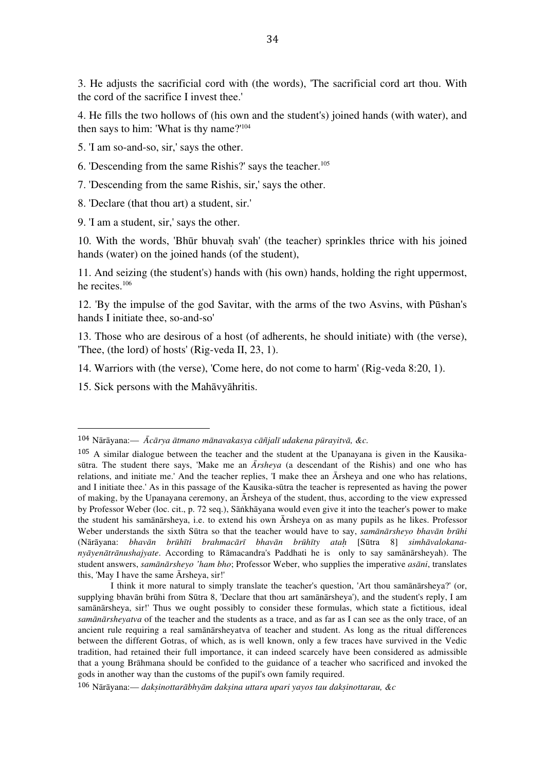3. He adjusts the sacrificial cord with (the words), 'The sacrificial cord art thou. With the cord of the sacrifice I invest thee.'

4. He fills the two hollows of (his own and the student's) joined hands (with water), and then says to him: 'What is thy name?'[104]

5. 'I am so-and-so, sir,' says the other.

6. 'Descending from the same Rishis?' says the teacher.[105]

7. 'Descending from the same Rishis, sir,' says the other.

8. 'Declare (that thou art) a student, sir.'

9. 'I am a student, sir,' says the other.

10. With the words, 'Bhūr bhuvaḥ svah' (the teacher) sprinkles thrice with his joined hands (water) on the joined hands (of the student),

11. And seizing (the student's) hands with (his own) hands, holding the right uppermost, he recites.[106]

12. 'By the impulse of the god Savitar, with the arms of the two Asvins, with Pūshan's hands I initiate thee, so-and-so'

13. Those who are desirous of a host (of adherents, he should initiate) with (the verse), 'Thee, (the lord) of hosts' (Rig-veda II, 23, 1).

14. Warriors with (the verse), 'Come here, do not come to harm' (Rig-veda 8:20, 1).

15. Sick persons with the Mahāvyāhritis.

---

104 Nārāyana:— *Ācārya ātmano mānavakasya cāñjalī udakena pūrayitvā, &c.*

105 A similar dialogue between the teacher and the student at the Upanayana is given in the Kausika-sūtra. The student there says, 'Make me an *Ārsheya* (a descendant of the Rishis) and one who has relations, and initiate me.' And the teacher replies, 'I make thee an Ārsheya and one who has relations, and I initiate thee.' As in this passage of the Kausika-sūtra the teacher is represented as having the power of making, by the Upanayana ceremony, an Ārsheya of the student, thus, according to the view expressed by Professor Weber (loc. cit., p. 72 seq.), Sāṅkhāyana would even give it into the teacher's power to make the student his samānārsheya, i.e. to extend his own Ārsheya on as many pupils as he likes. Professor Weber understands the sixth Sūtra so that the teacher would have to say, *samānārsheyo bhavān brūhi* (Nārāyana: *bhavān brūhīti brahmacārī bhavān brūhīty ataḥ* [Sūtra 8] *simhāvalokana-nyāyenātrānushajyate*. According to Rāmacandra's Paddhati he is only to say samānārsheyah). The student answers, *samānārsheyo 'ham bho*; Professor Weber, who supplies the imperative *asāni*, translates this, 'May I have the same Ārsheya, sir!'

I think it more natural to simply translate the teacher's question, 'Art thou samānārsheya?' (or, supplying bhavān brūhi from Sūtra 8, 'Declare that thou art samānārsheya'), and the student's reply, I am samānārsheya, sir!' Thus we ought possibly to consider these formulas, which state a fictitious, ideal *samānārsheyatva* of the teacher and the students as a trace, and as far as I can see as the only trace, of an ancient rule requiring a real samānārsheyatva of teacher and student. As long as the ritual differences between the different Gotras, of which, as is well known, only a few traces have survived in the Vedic tradition, had retained their full importance, it can indeed scarcely have been considered as admissible that a young Brāhmana should be confided to the guidance of a teacher who sacrificed and invoked the gods in another way than the customs of the pupil's own family required.

106 Nārāyana:— *dakṣinottarābhyām dakṣina uttara upari yayos tau dakṣinottarau, &c*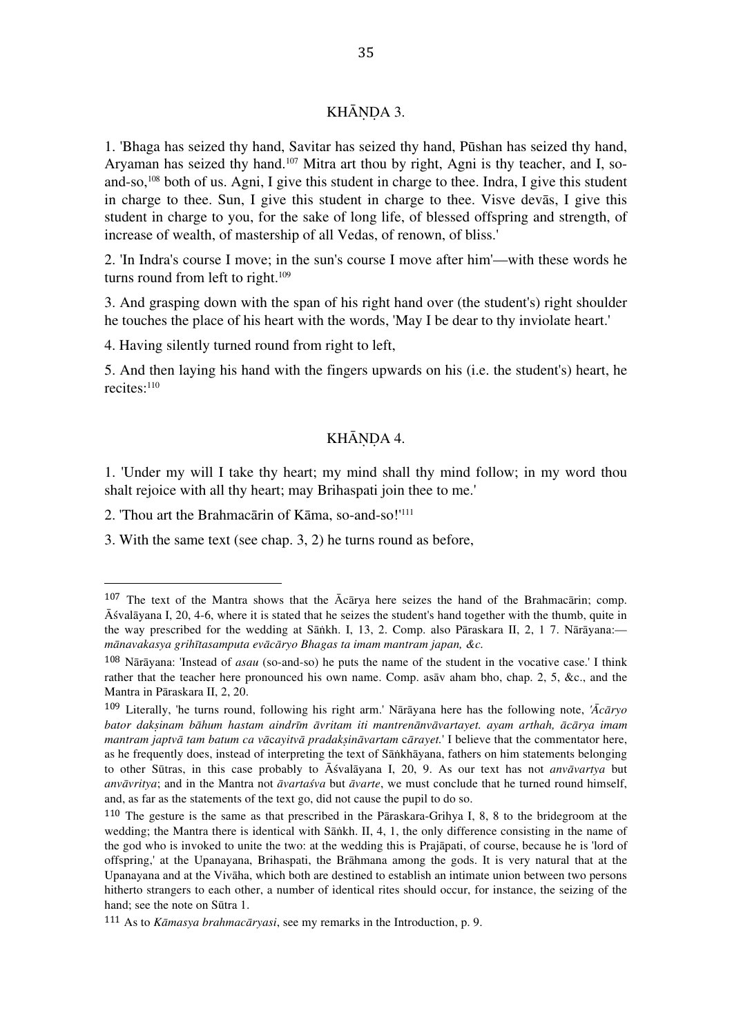## KHĀṆḌA 3.

1. 'Bhaga has seized thy hand, Savitar has seized thy hand, Pūshan has seized thy hand, Aryaman has seized thy hand.[107] Mitra art thou by right, Agni is thy teacher, and I, so-and-so,[108] both of us. Agni, I give this student in charge to thee. Indra, I give this student in charge to thee. Sun, I give this student in charge to thee. Visve devās, I give this student in charge to you, for the sake of long life, of blessed offspring and strength, of increase of wealth, of mastership of all Vedas, of renown, of bliss.'

2. 'In Indra's course I move; in the sun's course I move after him'—with these words he turns round from left to right.[109]

3. And grasping down with the span of his right hand over (the student's) right shoulder he touches the place of his heart with the words, 'May I be dear to thy inviolate heart.'

4. Having silently turned round from right to left,

5. And then laying his hand with the fingers upwards on his (i.e. the student's) heart, he recites:[110]

## KHĀṆḌA 4.

1. 'Under my will I take thy heart; my mind shall thy mind follow; in my word thou shalt rejoice with all thy heart; may Brihaspati join thee to me.'

2. 'Thou art the Brahmacārin of Kāma, so-and-so!'[111]

3. With the same text (see chap. 3, 2) he turns round as before,

---

[107] The text of the Mantra shows that the Ācārya here seizes the hand of the Brahmacārin; comp. Āśvalāyana I, 20, 4-6, where it is stated that he seizes the student's hand together with the thumb, quite in the way prescribed for the wedding at Sāṅkh. I, 13, 2. Comp. also Pāraskara II, 2, 1 7. Nārāyana:—*mānavakasya grihītasamputa evācāryo Bhagas ta imam mantram japan, &c.*

[108] Nārāyana: 'Instead of *asau* (so-and-so) he puts the name of the student in the vocative case.' I think rather that the teacher here pronounced his own name. Comp. asāv aham bho, chap. 2, 5, &c., and the Mantra in Pāraskara II, 2, 20.

[109] Literally, 'he turns round, following his right arm.' Nārāyana here has the following note, *'Ācāryo bator dakṣinam bāhum hastam aindrīm āvritam iti mantrenānvāvartayet. ayam arthah, ācārya imam mantram japtvā tam batum ca vācayitvā pradakṣināvartam cārayet.*' I believe that the commentator here, as he frequently does, instead of interpreting the text of Sāṅkhāyana, fathers on him statements belonging to other Sūtras, in this case probably to Āśvalāyana I, 20, 9. As our text has not *anvāvartya* but *anvāvritya*; and in the Mantra not *āvartaśva* but *āvarte*, we must conclude that he turned round himself, and, as far as the statements of the text go, did not cause the pupil to do so.

[110] The gesture is the same as that prescribed in the Pāraskara-Grihya I, 8, 8 to the bridegroom at the wedding; the Mantra there is identical with Sāṅkh. II, 4, 1, the only difference consisting in the name of the god who is invoked to unite the two: at the wedding this is Prajāpati, of course, because he is 'lord of offspring,' at the Upanayana, Brihaspati, the Brāhmana among the gods. It is very natural that at the Upanayana and at the Vivāha, which both are destined to establish an intimate union between two persons hitherto strangers to each other, a number of identical rites should occur, for instance, the seizing of the hand; see the note on Sūtra 1.

[111] As to *Kāmasya brahmacāryasi*, see my remarks in the Introduction, p. 9.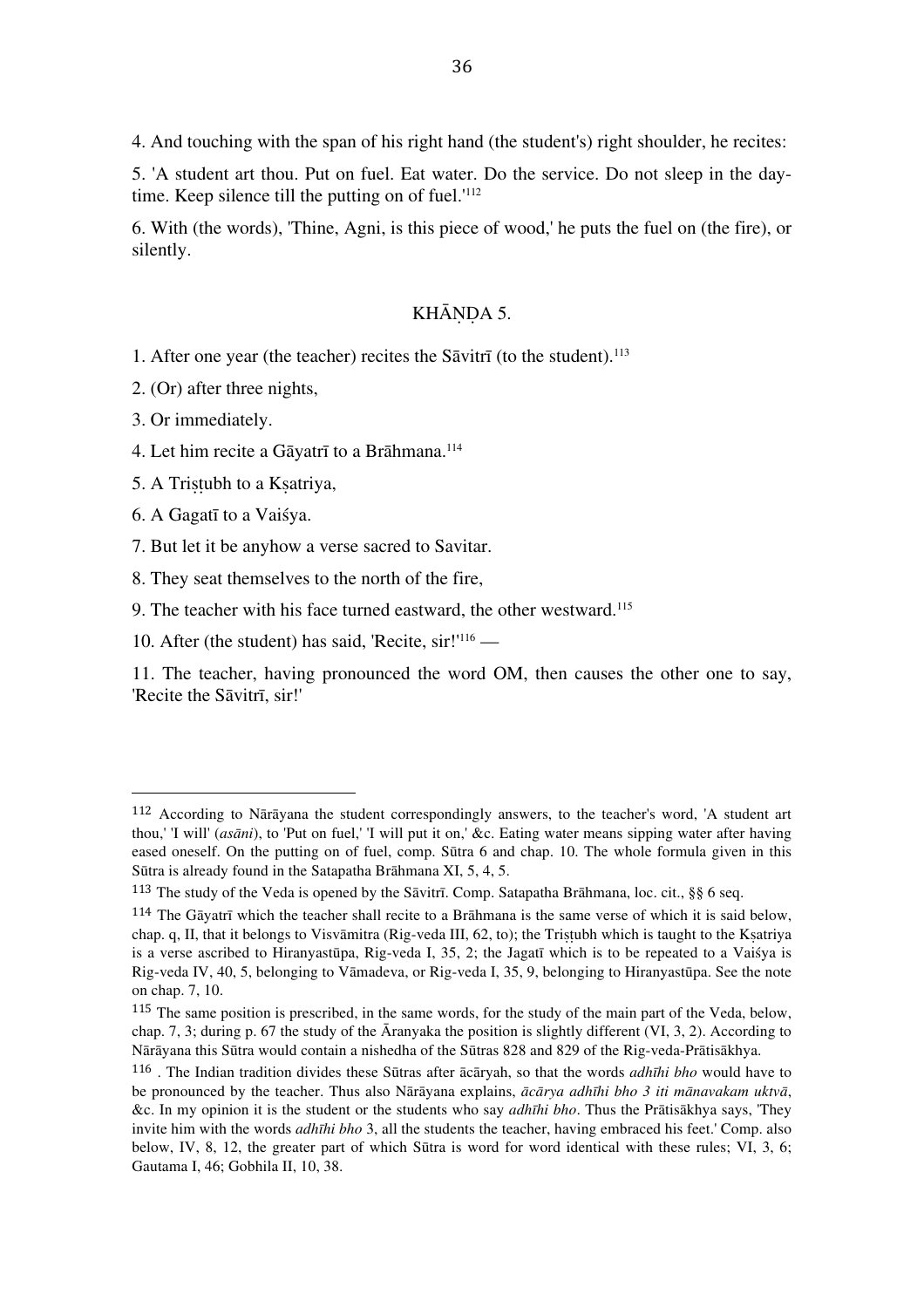4. And touching with the span of his right hand (the student's) right shoulder, he recites:

5. 'A student art thou. Put on fuel. Eat water. Do the service. Do not sleep in the day-time. Keep silence till the putting on of fuel.'[112]

6. With (the words), 'Thine, Agni, is this piece of wood,' he puts the fuel on (the fire), or silently.

## KHĀṆḌA 5.

1. After one year (the teacher) recites the Sāvitrī (to the student).[113]

2. (Or) after three nights,

3. Or immediately.

4. Let him recite a Gāyatrī to a Brāhmana.[114]

5. A Triṣṭubh to a Kṣatriya,

6. A Gagatī to a Vaiśya.

7. But let it be anyhow a verse sacred to Savitar.

8. They seat themselves to the north of the fire,

9. The teacher with his face turned eastward, the other westward.[115]

10. After (the student) has said, 'Recite, sir!'[116] —

11. The teacher, having pronounced the word OM, then causes the other one to say, 'Recite the Sāvitrī, sir!'

---

112 According to Nārāyana the student correspondingly answers, to the teacher's word, 'A student art thou,' 'I will' (*asāni*), to 'Put on fuel,' 'I will put it on,' &c. Eating water means sipping water after having eased oneself. On the putting on of fuel, comp. Sūtra 6 and chap. 10. The whole formula given in this Sūtra is already found in the Satapatha Brāhmana XI, 5, 4, 5.

113 The study of the Veda is opened by the Sāvitrī. Comp. Satapatha Brāhmana, loc. cit., §§ 6 seq.

114 The Gāyatrī which the teacher shall recite to a Brāhmana is the same verse of which it is said below, chap. q, II, that it belongs to Visvāmitra (Rig-veda III, 62, to); the Triṣṭubh which is taught to the Kṣatriya is a verse ascribed to Hiranyastūpa, Rig-veda I, 35, 2; the Jagatī which is to be repeated to a Vaiśya is Rig-veda IV, 40, 5, belonging to Vāmadeva, or Rig-veda I, 35, 9, belonging to Hiranyastūpa. See the note on chap. 7, 10.

115 The same position is prescribed, in the same words, for the study of the main part of the Veda, below, chap. 7, 3; during p. 67 the study of the Āranyaka the position is slightly different (VI, 3, 2). According to Nārāyana this Sūtra would contain a nishedha of the Sūtras 828 and 829 of the Rig-veda-Prātisākhya.

116 . The Indian tradition divides these Sūtras after ācāryah, so that the words *adhīhi bho* would have to be pronounced by the teacher. Thus also Nārāyana explains, *ācārya adhīhi bho 3 iti mānavakam uktvā*, &c. In my opinion it is the student or the students who say *adhīhi bho*. Thus the Prātisākhya says, 'They invite him with the words *adhīhi bho* 3, all the students the teacher, having embraced his feet.' Comp. also below, IV, 8, 12, the greater part of which Sūtra is word for word identical with these rules; VI, 3, 6; Gautama I, 46; Gobhila II, 10, 38.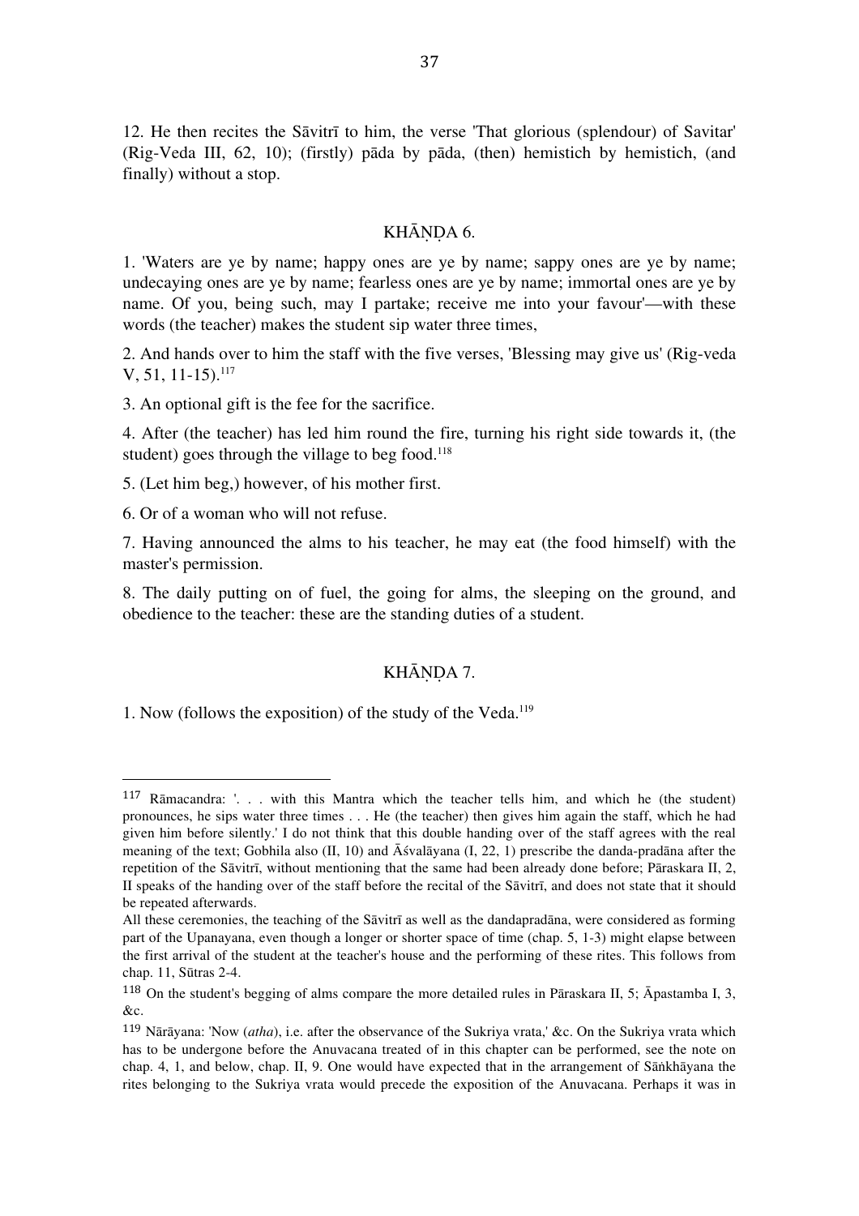12. He then recites the Sāvitrī to him, the verse 'That glorious (splendour) of Savitar' (Rig-Veda III, 62, 10); (firstly) pāda by pāda, (then) hemistich by hemistich, (and finally) without a stop.

## KHĀṆḌA 6.

1. 'Waters are ye by name; happy ones are ye by name; sappy ones are ye by name; undecaying ones are ye by name; fearless ones are ye by name; immortal ones are ye by name. Of you, being such, may I partake; receive me into your favour'—with these words (the teacher) makes the student sip water three times,

2. And hands over to him the staff with the five verses, 'Blessing may give us' (Rig-veda V, 51, 11-15).[117]

3. An optional gift is the fee for the sacrifice.

4. After (the teacher) has led him round the fire, turning his right side towards it, (the student) goes through the village to beg food.[118]

5. (Let him beg,) however, of his mother first.

6. Or of a woman who will not refuse.

7. Having announced the alms to his teacher, he may eat (the food himself) with the master's permission.

8. The daily putting on of fuel, the going for alms, the sleeping on the ground, and obedience to the teacher: these are the standing duties of a student.

## KHĀṆḌA 7.

1. Now (follows the exposition) of the study of the Veda.[119]

---

[117] Rāmacandra: '. . . with this Mantra which the teacher tells him, and which he (the student) pronounces, he sips water three times . . . He (the teacher) then gives him again the staff, which he had given him before silently.' I do not think that this double handing over of the staff agrees with the real meaning of the text; Gobhila also (II, 10) and Āśvalāyana (I, 22, 1) prescribe the danda-pradāna after the repetition of the Sāvitrī, without mentioning that the same had been already done before; Pāraskara II, 2, II speaks of the handing over of the staff before the recital of the Sāvitrī, and does not state that it should be repeated afterwards.

All these ceremonies, the teaching of the Sāvitrī as well as the dandapradāna, were considered as forming part of the Upanayana, even though a longer or shorter space of time (chap. 5, 1-3) might elapse between the first arrival of the student at the teacher's house and the performing of these rites. This follows from chap. 11, Sūtras 2-4.

[118] On the student's begging of alms compare the more detailed rules in Pāraskara II, 5; Āpastamba I, 3, &c.

[119] Nārāyana: 'Now (*atha*), i.e. after the observance of the Sukriya vrata,' &c. On the Sukriya vrata which has to be undergone before the Anuvacana treated of in this chapter can be performed, see the note on chap. 4, 1, and below, chap. II, 9. One would have expected that in the arrangement of Sāṅkhāyana the rites belonging to the Sukriya vrata would precede the exposition of the Anuvacana. Perhaps it was in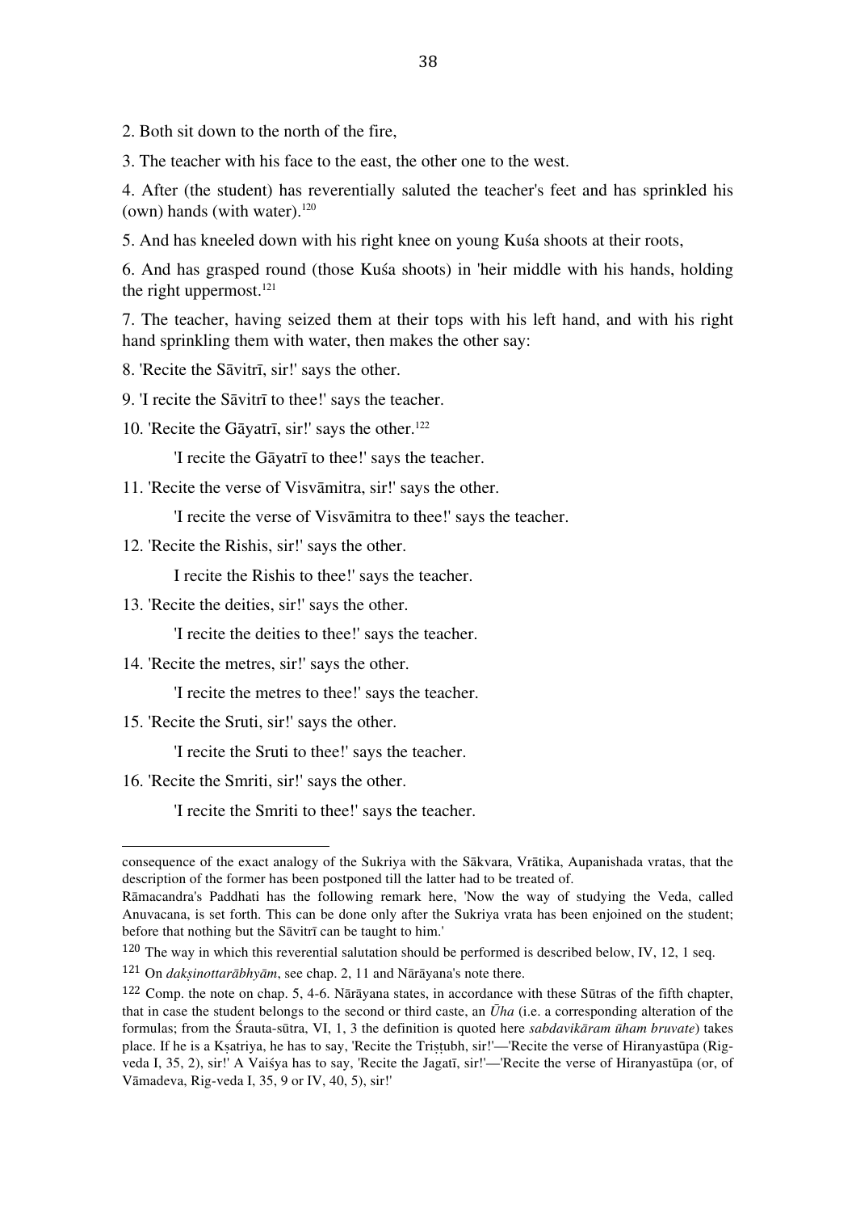2. Both sit down to the north of the fire,

3. The teacher with his face to the east, the other one to the west.

4. After (the student) has reverentially saluted the teacher's feet and has sprinkled his (own) hands (with water).[120]

5. And has kneeled down with his right knee on young Kuśa shoots at their roots,

6. And has grasped round (those Kuśa shoots) in 'heir middle with his hands, holding the right uppermost.[121]

7. The teacher, having seized them at their tops with his left hand, and with his right hand sprinkling them with water, then makes the other say:

8. 'Recite the Sāvitrī, sir!' says the other.

9. 'I recite the Sāvitrī to thee!' says the teacher.

10. 'Recite the Gāyatrī, sir!' says the other.[122]

'I recite the Gāyatrī to thee!' says the teacher.

11. 'Recite the verse of Visvāmitra, sir!' says the other.

'I recite the verse of Visvāmitra to thee!' says the teacher.

12. 'Recite the Rishis, sir!' says the other.

I recite the Rishis to thee!' says the teacher.

13. 'Recite the deities, sir!' says the other.

'I recite the deities to thee!' says the teacher.

14. 'Recite the metres, sir!' says the other.

'I recite the metres to thee!' says the teacher.

15. 'Recite the Sruti, sir!' says the other.

'I recite the Sruti to thee!' says the teacher.

16. 'Recite the Smriti, sir!' says the other.

'I recite the Smriti to thee!' says the teacher.

---

consequence of the exact analogy of the Sukriya with the Sākvara, Vrātika, Aupanishada vratas, that the description of the former has been postponed till the latter had to be treated of.

Rāmacandra's Paddhati has the following remark here, 'Now the way of studying the Veda, called Anuvacana, is set forth. This can be done only after the Sukriya vrata has been enjoined on the student; before that nothing but the Sāvitrī can be taught to him.'

[120] The way in which this reverential salutation should be performed is described below, IV, 12, 1 seq.

[121] On *dakṣinottarābhyām*, see chap. 2, 11 and Nārāyana's note there.

[122] Comp. the note on chap. 5, 4-6. Nārāyana states, in accordance with these Sūtras of the fifth chapter, that in case the student belongs to the second or third caste, an *Ūha* (i.e. a corresponding alteration of the formulas; from the Śrauta-sūtra, VI, 1, 3 the definition is quoted here *sabdavikāram ūham bruvate*) takes place. If he is a Kṣatriya, he has to say, 'Recite the Triṣṭubh, sir!'—'Recite the verse of Hiranyastūpa (Rig-veda I, 35, 2), sir!' A Vaiśya has to say, 'Recite the Jagatī, sir!'—'Recite the verse of Hiranyastūpa (or, of Vāmadeva, Rig-veda I, 35, 9 or IV, 40, 5), sir!'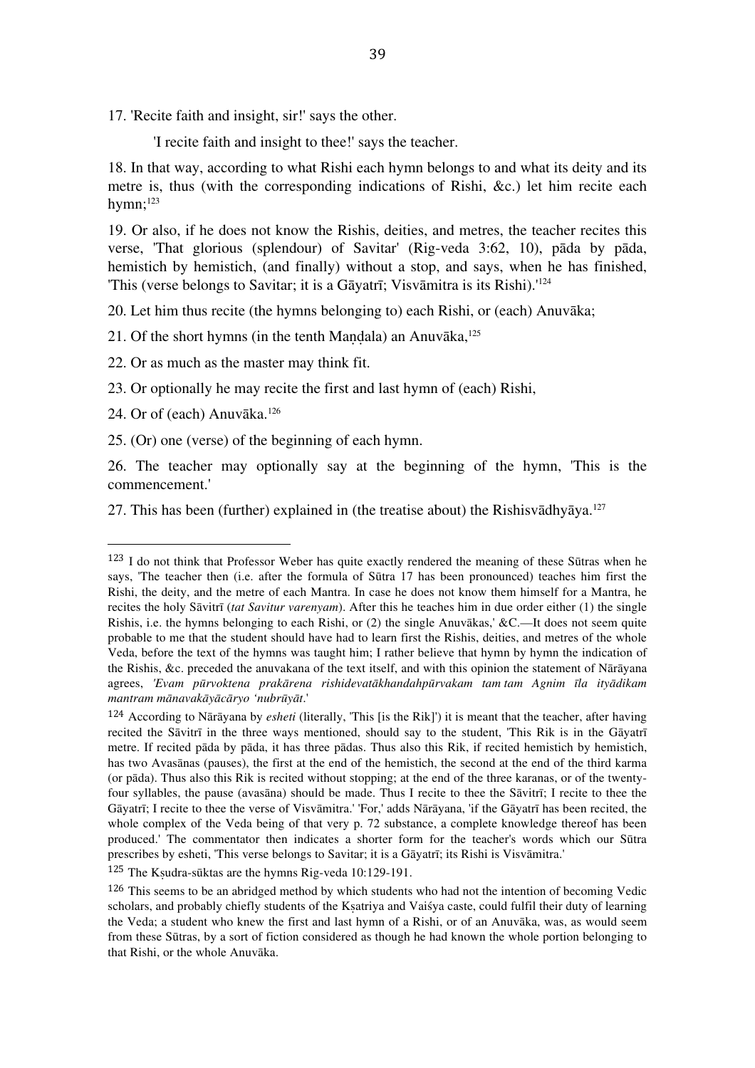17. 'Recite faith and insight, sir!' says the other.

'I recite faith and insight to thee!' says the teacher.

18. In that way, according to what Rishi each hymn belongs to and what its deity and its metre is, thus (with the corresponding indications of Rishi, &c.) let him recite each hymn;[123]

19. Or also, if he does not know the Rishis, deities, and metres, the teacher recites this verse, 'That glorious (splendour) of Savitar' (Rig-veda 3:62, 10), pāda by pāda, hemistich by hemistich, (and finally) without a stop, and says, when he has finished, 'This (verse belongs to Savitar; it is a Gāyatrī; Visvāmitra is its Rishi).'[124]

20. Let him thus recite (the hymns belonging to) each Rishi, or (each) Anuvāka;

21. Of the short hymns (in the tenth Maṇḍala) an Anuvāka,[125]

22. Or as much as the master may think fit.

23. Or optionally he may recite the first and last hymn of (each) Rishi,

24. Or of (each) Anuvāka.[126]

25. (Or) one (verse) of the beginning of each hymn.

26. The teacher may optionally say at the beginning of the hymn, 'This is the commencement.'

27. This has been (further) explained in (the treatise about) the Rishisvādhyāya.[127]

---

[123] I do not think that Professor Weber has quite exactly rendered the meaning of these Sūtras when he says, 'The teacher then (i.e. after the formula of Sūtra 17 has been pronounced) teaches him first the Rishi, the deity, and the metre of each Mantra. In case he does not know them himself for a Mantra, he recites the holy Sāvitrī (*tat Savitur varenyam*). After this he teaches him in due order either (1) the single Rishis, i.e. the hymns belonging to each Rishi, or (2) the single Anuvākas,' &C.—It does not seem quite probable to me that the student should have had to learn first the Rishis, deities, and metres of the whole Veda, before the text of the hymns was taught him; I rather believe that hymn by hymn the indication of the Rishis, &c. preceded the anuvakana of the text itself, and with this opinion the statement of Nārāyana agrees, *'Evam pūrvoktena prakārena rishidevatākhandahpūrvakam tam tam Agnim īla ityādikam mantram mānavakāyācāryo 'nubrūyāt*.'

[124] According to Nārāyana by *esheti* (literally, 'This [is the Rik]') it is meant that the teacher, after having recited the Sāvitrī in the three ways mentioned, should say to the student, 'This Rik is in the Gāyatrī metre. If recited pāda by pāda, it has three pādas. Thus also this Rik, if recited hemistich by hemistich, has two Avasānas (pauses), the first at the end of the hemistich, the second at the end of the third karma (or pāda). Thus also this Rik is recited without stopping; at the end of the three karanas, or of the twenty-four syllables, the pause (avasāna) should be made. Thus I recite to thee the Sāvitrī; I recite to thee the Gāyatrī; I recite to thee the verse of Visvāmitra.' 'For,' adds Nārāyana, 'if the Gāyatrī has been recited, the whole complex of the Veda being of that very p. 72 substance, a complete knowledge thereof has been produced.' The commentator then indicates a shorter form for the teacher's words which our Sūtra prescribes by esheti, 'This verse belongs to Savitar; it is a Gāyatrī; its Rishi is Visvāmitra.'

[125] The Kṣudra-sūktas are the hymns Rig-veda 10:129-191.

[126] This seems to be an abridged method by which students who had not the intention of becoming Vedic scholars, and probably chiefly students of the Kṣatriya and Vaiśya caste, could fulfil their duty of learning the Veda; a student who knew the first and last hymn of a Rishi, or of an Anuvāka, was, as would seem from these Sūtras, by a sort of fiction considered as though he had known the whole portion belonging to that Rishi, or the whole Anuvāka.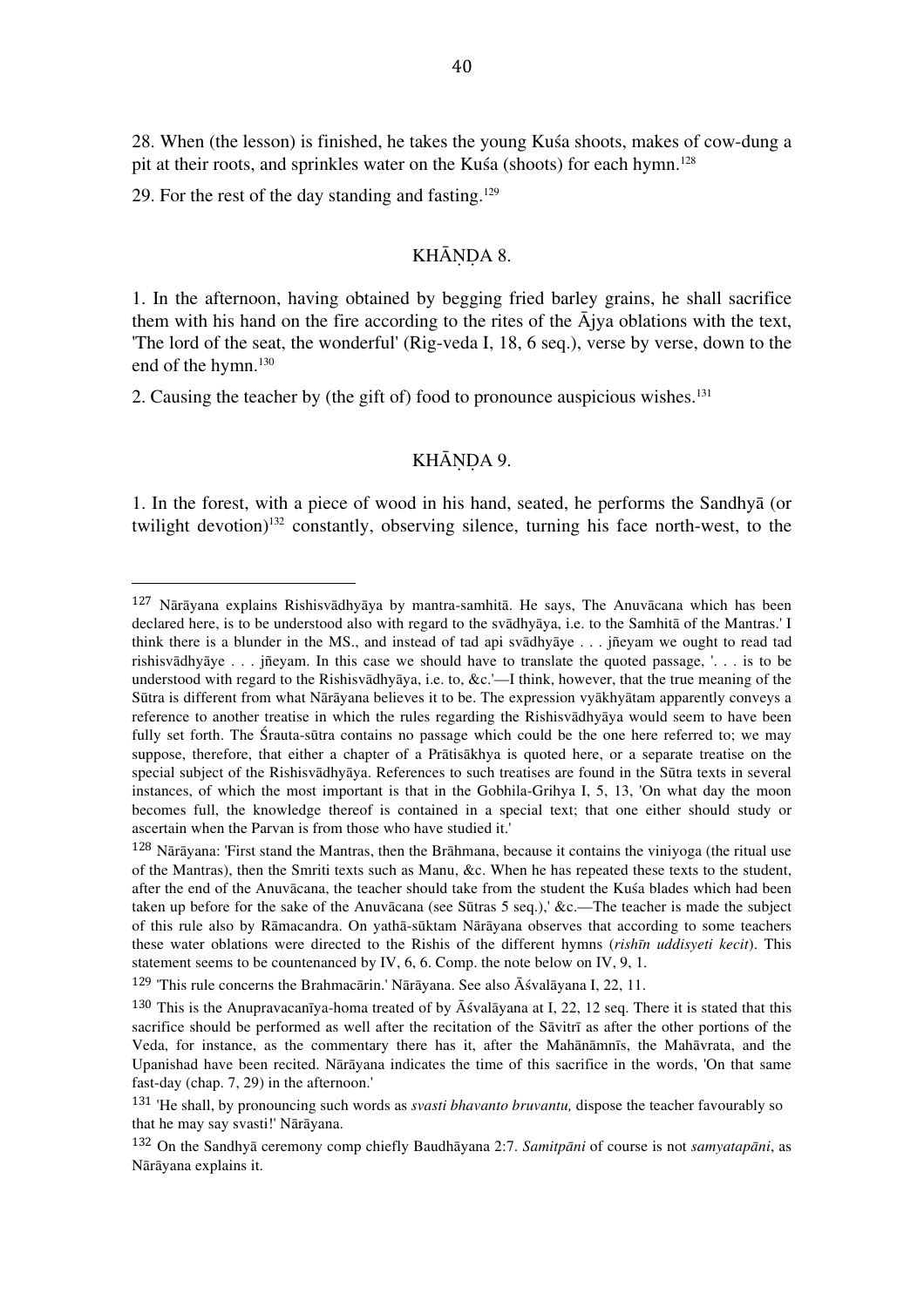28. When (the lesson) is finished, he takes the young Kuśa shoots, makes of cow-dung a pit at their roots, and sprinkles water on the Kuśa (shoots) for each hymn.[128]

29. For the rest of the day standing and fasting.[129]

## KHĀṆḌA 8.

1. In the afternoon, having obtained by begging fried barley grains, he shall sacrifice them with his hand on the fire according to the rites of the Ājya oblations with the text, 'The lord of the seat, the wonderful' (Rig-veda I, 18, 6 seq.), verse by verse, down to the end of the hymn.[130]

2. Causing the teacher by (the gift of) food to pronounce auspicious wishes.[131]

## KHĀṆḌA 9.

1. In the forest, with a piece of wood in his hand, seated, he performs the Sandhyā (or twilight devotion)[132] constantly, observing silence, turning his face north-west, to the

---

[127] Nārāyana explains Rishisvādhyāya by mantra-samhitā. He says, The Anuvācana which has been declared here, is to be understood also with regard to the svādhyāya, i.e. to the Samhitā of the Mantras.' I think there is a blunder in the MS., and instead of tad api svādhyāye . . . jñeyam we ought to read tad rishisvādhyāye . . . jñeyam. In this case we should have to translate the quoted passage, '. . . is to be understood with regard to the Rishisvādhyāya, i.e. to, &c.'—I think, however, that the true meaning of the Sūtra is different from what Nārāyana believes it to be. The expression vyākhyātam apparently conveys a reference to another treatise in which the rules regarding the Rishisvādhyāya would seem to have been fully set forth. The Śrauta-sūtra contains no passage which could be the one here referred to; we may suppose, therefore, that either a chapter of a Prātisākhya is quoted here, or a separate treatise on the special subject of the Rishisvādhyāya. References to such treatises are found in the Sūtra texts in several instances, of which the most important is that in the Gobhila-Grihya I, 5, 13, 'On what day the moon becomes full, the knowledge thereof is contained in a special text; that one either should study or ascertain when the Parvan is from those who have studied it.'

[128] Nārāyana: 'First stand the Mantras, then the Brāhmana, because it contains the viniyoga (the ritual use of the Mantras), then the Smriti texts such as Manu, &c. When he has repeated these texts to the student, after the end of the Anuvācana, the teacher should take from the student the Kuśa blades which had been taken up before for the sake of the Anuvācana (see Sūtras 5 seq.),' &c.—The teacher is made the subject of this rule also by Rāmacandra. On yathā-sūktam Nārāyana observes that according to some teachers these water oblations were directed to the Rishis of the different hymns (*rishīn uddisyeti kecit*). This statement seems to be countenanced by IV, 6, 6. Comp. the note below on IV, 9, 1.

[129] 'This rule concerns the Brahmacārin.' Nārāyana. See also Āśvalāyana I, 22, 11.

[130] This is the Anupravacanīya-homa treated of by Āśvalāyana at I, 22, 12 seq. There it is stated that this sacrifice should be performed as well after the recitation of the Sāvitrī as after the other portions of the Veda, for instance, as the commentary there has it, after the Mahānāmnīs, the Mahāvrata, and the Upanishad have been recited. Nārāyana indicates the time of this sacrifice in the words, 'On that same fast-day (chap. 7, 29) in the afternoon.'

[131] 'He shall, by pronouncing such words as *svasti bhavanto bruvantu,* dispose the teacher favourably so that he may say svasti!' Nārāyana.

[132] On the Sandhyā ceremony comp chiefly Baudhāyana 2:7. *Samitpāni* of course is not *samyatapāni*, as Nārāyana explains it.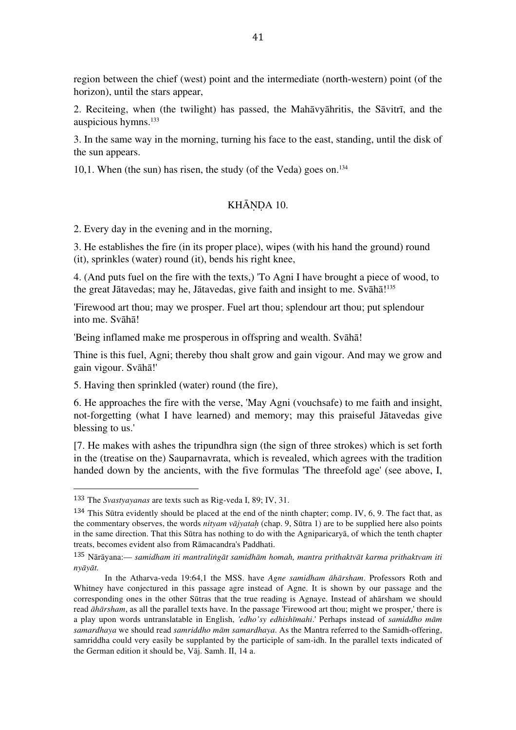region between the chief (west) point and the intermediate (north-western) point (of the horizon), until the stars appear,

2. Reciteing, when (the twilight) has passed, the Mahāvyāhritis, the Sāvitrī, and the auspicious hymns.[133]

3. In the same way in the morning, turning his face to the east, standing, until the disk of the sun appears.

10,1. When (the sun) has risen, the study (of the Veda) goes on.[134]

## KHĀṆḌA 10.

2. Every day in the evening and in the morning,

3. He establishes the fire (in its proper place), wipes (with his hand the ground) round (it), sprinkles (water) round (it), bends his right knee,

4. (And puts fuel on the fire with the texts,) 'To Agni I have brought a piece of wood, to the great Jātavedas; may he, Jātavedas, give faith and insight to me. Svāhā![135]

'Firewood art thou; may we prosper. Fuel art thou; splendour art thou; put splendour into me. Svāhā!

'Being inflamed make me prosperous in offspring and wealth. Svāhā!

Thine is this fuel, Agni; thereby thou shalt grow and gain vigour. And may we grow and gain vigour. Svāhā!'

5. Having then sprinkled (water) round (the fire),

6. He approaches the fire with the verse, 'May Agni (vouchsafe) to me faith and insight, not-forgetting (what I have learned) and memory; may this praiseful Jātavedas give blessing to us.'

[7. He makes with ashes the tripundhra sign (the sign of three strokes) which is set forth in the (treatise on the) Sauparnavrata, which is revealed, which agrees with the tradition handed down by the ancients, with the five formulas 'The threefold age' (see above, I,

---

133 The *Svastyayanas* are texts such as Rig-veda I, 89; IV, 31.

134 This Sūtra evidently should be placed at the end of the ninth chapter; comp. IV, 6, 9. The fact that, as the commentary observes, the words *nityam vājyataḥ* (chap. 9, Sūtra 1) are to be supplied here also points in the same direction. That this Sūtra has nothing to do with the Agniparicaryā, of which the tenth chapter treats, becomes evident also from Rāmacandra's Paddhati.

135 Nārāyana:— *samidham iti mantraliṅgāt samidhām homah, mantra prithaktvāt karma prithaktvam iti nyāyāt.*

In the Atharva-veda 19:64,1 the MSS. have *Agne samidham āhārsham*. Professors Roth and Whitney have conjectured in this passage agre instead of Agne. It is shown by our passage and the corresponding ones in the other Sūtras that the true reading is Agnaye. Instead of ahārsham we should read *āhārsham*, as all the parallel texts have. In the passage 'Firewood art thou; might we prosper,' there is a play upon words untranslatable in English, *'edho'sy edhishīmahi*.' Perhaps instead of *samiddho mām samardhaya* we should read *samriddho mām samardhaya*. As the Mantra referred to the Samidh-offering, samriddha could very easily be supplanted by the participle of sam-idh. In the parallel texts indicated of the German edition it should be, Vāj. Samh. II, 14 a.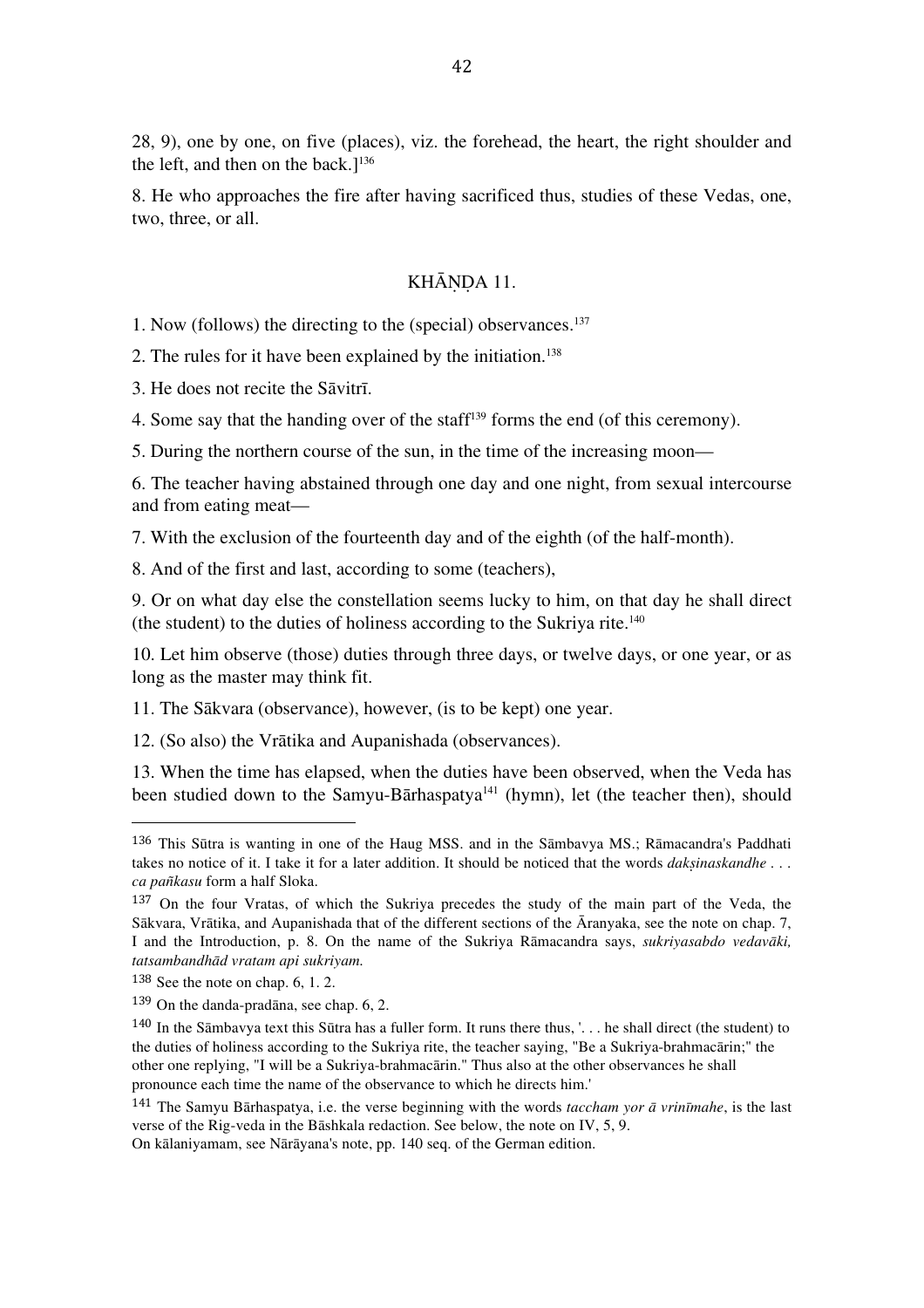28, 9), one by one, on five (places), viz. the forehead, the heart, the right shoulder and the left, and then on the back.][136]

8. He who approaches the fire after having sacrificed thus, studies of these Vedas, one, two, three, or all.

## KHĀṆḌA 11.

1. Now (follows) the directing to the (special) observances.[137]

2. The rules for it have been explained by the initiation.[138]

3. He does not recite the Sāvitrī.

4. Some say that the handing over of the staff[139] forms the end (of this ceremony).

5. During the northern course of the sun, in the time of the increasing moon—

6. The teacher having abstained through one day and one night, from sexual intercourse and from eating meat—

7. With the exclusion of the fourteenth day and of the eighth (of the half-month).

8. And of the first and last, according to some (teachers),

9. Or on what day else the constellation seems lucky to him, on that day he shall direct (the student) to the duties of holiness according to the Sukriya rite.[140]

10. Let him observe (those) duties through three days, or twelve days, or one year, or as long as the master may think fit.

11. The Sākvara (observance), however, (is to be kept) one year.

12. (So also) the Vrātika and Aupanishada (observances).

13. When the time has elapsed, when the duties have been observed, when the Veda has been studied down to the Samyu-Bārhaspatya[141] (hymn), let (the teacher then), should

---

136 This Sūtra is wanting in one of the Haug MSS. and in the Sāmbavya MS.; Rāmacandra's Paddhati takes no notice of it. I take it for a later addition. It should be noticed that the words *dakṣinaskandhe . . . ca pañkasu* form a half Sloka.

137 On the four Vratas, of which the Sukriya precedes the study of the main part of the Veda, the Sākvara, Vrātika, and Aupanishada that of the different sections of the Āranyaka, see the note on chap. 7, I and the Introduction, p. 8. On the name of the Sukriya Rāmacandra says, *sukriyasabdo vedavāki, tatsambandhād vratam api sukriyam.*

138 See the note on chap. 6, 1. 2.

139 On the danda-pradāna, see chap. 6, 2.

140 In the Sāmbavya text this Sūtra has a fuller form. It runs there thus, '. . . he shall direct (the student) to the duties of holiness according to the Sukriya rite, the teacher saying, "Be a Sukriya-brahmacārin;" the other one replying, "I will be a Sukriya-brahmacārin." Thus also at the other observances he shall pronounce each time the name of the observance to which he directs him.'

141 The Samyu Bārhaspatya, i.e. the verse beginning with the words *taccham yor ā vrinīmahe*, is the last verse of the Rig-veda in the Bāshkala redaction. See below, the note on IV, 5, 9.
On kālaniyamam, see Nārāyana's note, pp. 140 seq. of the German edition.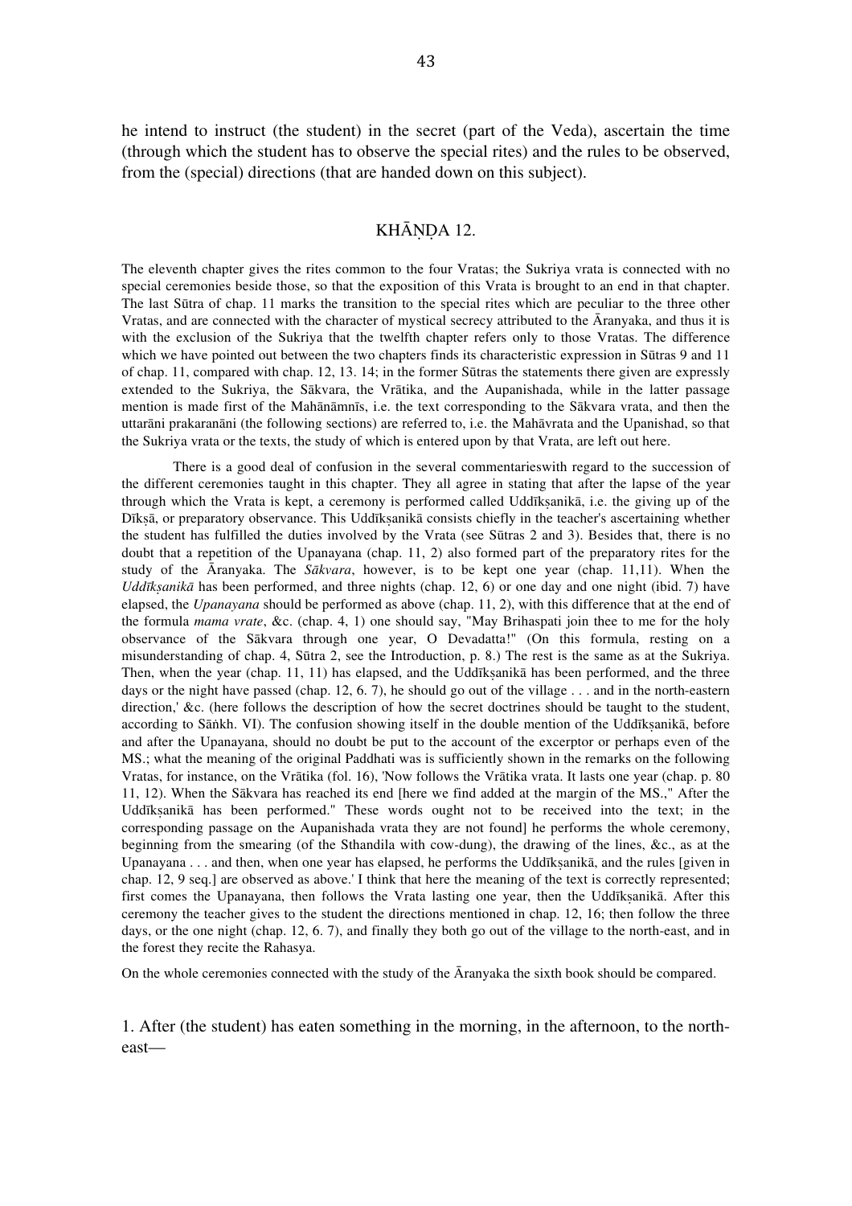he intend to instruct (the student) in the secret (part of the Veda), ascertain the time (through which the student has to observe the special rites) and the rules to be observed, from the (special) directions (that are handed down on this subject).

## KHĀṆḌA 12.

The eleventh chapter gives the rites common to the four Vratas; the Sukriya vrata is connected with no special ceremonies beside those, so that the exposition of this Vrata is brought to an end in that chapter. The last Sūtra of chap. 11 marks the transition to the special rites which are peculiar to the three other Vratas, and are connected with the character of mystical secrecy attributed to the Āranyaka, and thus it is with the exclusion of the Sukriya that the twelfth chapter refers only to those Vratas. The difference which we have pointed out between the two chapters finds its characteristic expression in Sūtras 9 and 11 of chap. 11, compared with chap. 12, 13. 14; in the former Sūtras the statements there given are expressly extended to the Sukriya, the Sākvara, the Vrātika, and the Aupanishada, while in the latter passage mention is made first of the Mahānāmnīs, i.e. the text corresponding to the Sākvara vrata, and then the uttarāni prakaranāni (the following sections) are referred to, i.e. the Mahāvrata and the Upanishad, so that the Sukriya vrata or the texts, the study of which is entered upon by that Vrata, are left out here.

There is a good deal of confusion in the several commentarieswith regard to the succession of the different ceremonies taught in this chapter. They all agree in stating that after the lapse of the year through which the Vrata is kept, a ceremony is performed called Uddīkṣanikā, i.e. the giving up of the Dīkṣā, or preparatory observance. This Uddīkṣanikā consists chiefly in the teacher's ascertaining whether the student has fulfilled the duties involved by the Vrata (see Sūtras 2 and 3). Besides that, there is no doubt that a repetition of the Upanayana (chap. 11, 2) also formed part of the preparatory rites for the study of the Āranyaka. The *Sākvara*, however, is to be kept one year (chap. 11,11). When the *Uddīkṣanikā* has been performed, and three nights (chap. 12, 6) or one day and one night (ibid. 7) have elapsed, the *Upanayana* should be performed as above (chap. 11, 2), with this difference that at the end of the formula *mama vrate*, &c. (chap. 4, 1) one should say, "May Brihaspati join thee to me for the holy observance of the Sākvara through one year, O Devadatta!" (On this formula, resting on a misunderstanding of chap. 4, Sūtra 2, see the Introduction, p. 8.) The rest is the same as at the Sukriya. Then, when the year (chap. 11, 11) has elapsed, and the Uddīkṣanikā has been performed, and the three days or the night have passed (chap. 12, 6. 7), he should go out of the village . . . and in the north-eastern direction,' &c. (here follows the description of how the secret doctrines should be taught to the student, according to Sāṅkh. VI). The confusion showing itself in the double mention of the Uddīkṣanikā, before and after the Upanayana, should no doubt be put to the account of the excerptor or perhaps even of the MS.; what the meaning of the original Paddhati was is sufficiently shown in the remarks on the following Vratas, for instance, on the Vrātika (fol. 16), 'Now follows the Vrātika vrata. It lasts one year (chap. p. 80 11, 12). When the Sākvara has reached its end [here we find added at the margin of the MS.," After the Uddīkṣanikā has been performed." These words ought not to be received into the text; in the corresponding passage on the Aupanishada vrata they are not found] he performs the whole ceremony, beginning from the smearing (of the Sthandila with cow-dung), the drawing of the lines, &c., as at the Upanayana . . . and then, when one year has elapsed, he performs the Uddīkṣanikā, and the rules [given in chap. 12, 9 seq.] are observed as above.' I think that here the meaning of the text is correctly represented; first comes the Upanayana, then follows the Vrata lasting one year, then the Uddīkṣanikā. After this ceremony the teacher gives to the student the directions mentioned in chap. 12, 16; then follow the three days, or the one night (chap. 12, 6. 7), and finally they both go out of the village to the north-east, and in the forest they recite the Rahasya.

On the whole ceremonies connected with the study of the Āranyaka the sixth book should be compared.

1. After (the student) has eaten something in the morning, in the afternoon, to the north-east—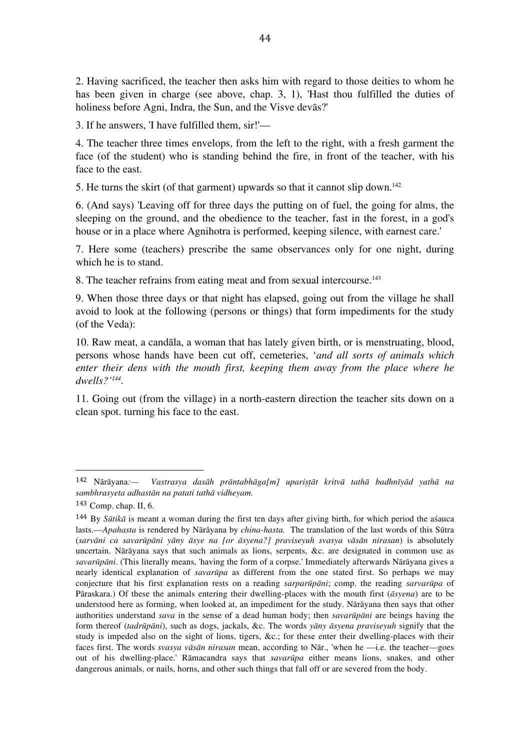2. Having sacrificed, the teacher then asks him with regard to those deities to whom he has been given in charge (see above, chap. 3, 1), 'Hast thou fulfilled the duties of holiness before Agni, Indra, the Sun, and the Visve devās?'

3. If he answers, 'I have fulfilled them, sir!'—

4. The teacher three times envelops, from the left to the right, with a fresh garment the face (of the student) who is standing behind the fire, in front of the teacher, with his face to the east.

5. He turns the skirt (of that garment) upwards so that it cannot slip down.[142]

6. (And says) 'Leaving off for three days the putting on of fuel, the going for alms, the sleeping on the ground, and the obedience to the teacher, fast in the forest, in a god's house or in a place where Agnihotra is performed, keeping silence, with earnest care.'

7. Here some (teachers) prescribe the same observances only for one night, during which he is to stand.

8. The teacher refrains from eating meat and from sexual intercourse.[143]

9. When those three days or that night has elapsed, going out from the village he shall avoid to look at the following (persons or things) that form impediments for the study (of the Veda):

10. Raw meat, a candāla, a woman that has lately given birth, or is menstruating, blood, persons whose hands have been cut off, cemeteries, '*and all sorts of animals which enter their dens with the mouth first, keeping them away from the place where he dwells?'*[144].

11. Going out (from the village) in a north-eastern direction the teacher sits down on a clean spot. turning his face to the east.

---

142 Nārāyana:— *Vastrasya dasāh prāntabhāga[m] upariṣṭāt kritvā tathā badhnīyād yathā na sambhrasyeta adhastān na patati tathā vidheyam.*

143 Comp. chap. II, 6.

144 By *Sūtikā* is meant a woman during the first ten days after giving birth, for which period the aśauca lasts.—*Apahasta* is rendered by Nārāyana by *china-hasta.* The translation of the last words of this Sūtra (*sarvāni ca savarūpāni yāny āsye na [or āsyena?] praviseyuh svasya vāsān nirasan*) is absolutely uncertain. Nārāyana says that such animals as lions, serpents, &c. are designated in common use as *savarūpāni*. (This literally means, 'having the form of a corpse.' Immediately afterwards Nārāyana gives a nearly identical explanation of *savarūpa* as different from the one stated first. So perhaps we may conjecture that his first explanation rests on a reading *sarparūpāni*; comp. the reading *sarvarūpa* of Pāraskara.) Of these the animals entering their dwelling-places with the mouth first (*āsyena*) are to be understood here as forming, when looked at, an impediment for the study. Nārāyana then says that other authorities understand *sava* in the sense of a dead human body; then *savarūpāni* are beings having the form thereof (*tadrūpāni*), such as dogs, jackals, &c. The words *yāny āsyena praviseyuh* signify that the study is impeded also on the sight of lions, tigers, &c.; for these enter their dwelling-places with their faces first. The words *svasya vāsān nirasan* mean, according to Nār., 'when he —i.e. the teacher—goes out of his dwelling-place.' Rāmacandra says that *savarūpa* either means lions, snakes, and other dangerous animals, or nails, horns, and other such things that fall off or are severed from the body.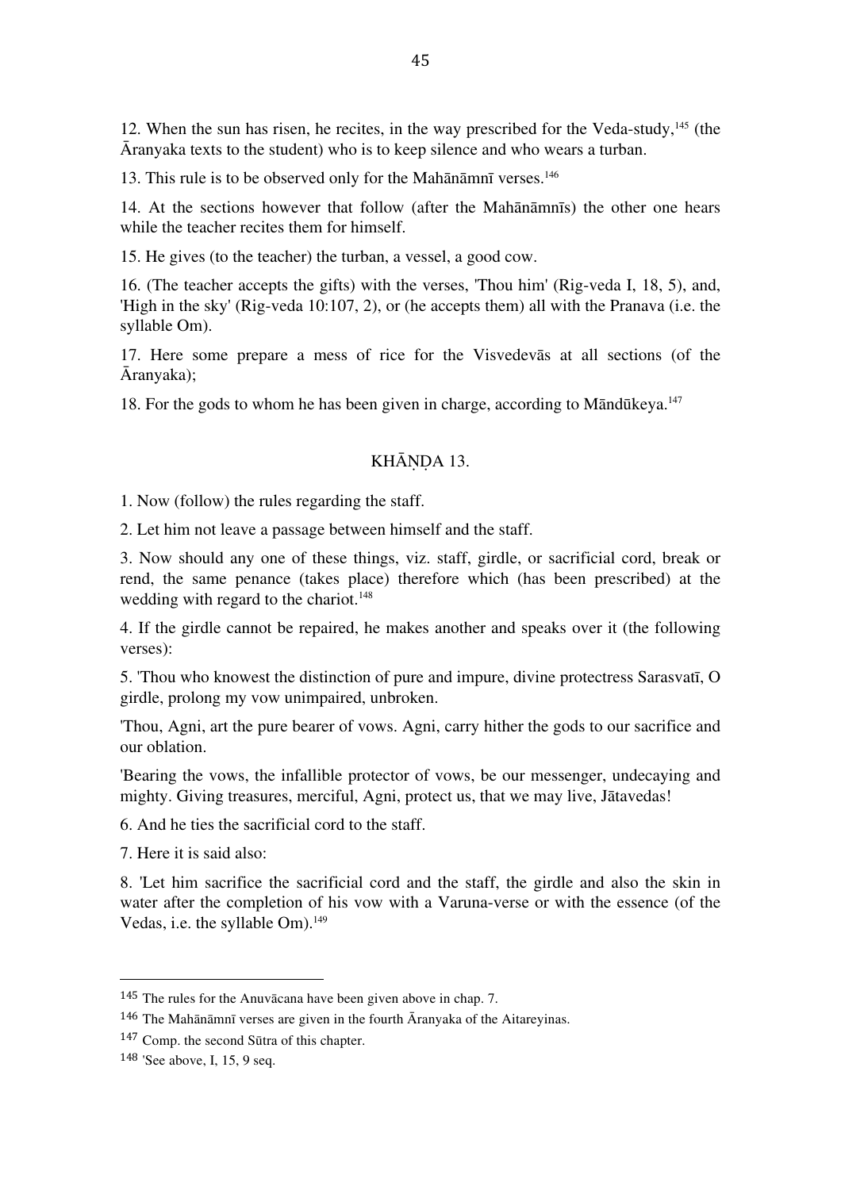12. When the sun has risen, he recites, in the way prescribed for the Veda-study,[145] (the Āranyaka texts to the student) who is to keep silence and who wears a turban.

13. This rule is to be observed only for the Mahānāmnī verses.[146]

14. At the sections however that follow (after the Mahānāmnīs) the other one hears while the teacher recites them for himself.

15. He gives (to the teacher) the turban, a vessel, a good cow.

16. (The teacher accepts the gifts) with the verses, 'Thou him' (Rig-veda I, 18, 5), and, 'High in the sky' (Rig-veda 10:107, 2), or (he accepts them) all with the Pranava (i.e. the syllable Om).

17. Here some prepare a mess of rice for the Visvedevās at all sections (of the Āranyaka);

18. For the gods to whom he has been given in charge, according to Māndūkeya.[147]

## KHĀṆḌA 13.

1. Now (follow) the rules regarding the staff.

2. Let him not leave a passage between himself and the staff.

3. Now should any one of these things, viz. staff, girdle, or sacrificial cord, break or rend, the same penance (takes place) therefore which (has been prescribed) at the wedding with regard to the chariot.[148]

4. If the girdle cannot be repaired, he makes another and speaks over it (the following verses):

5. 'Thou who knowest the distinction of pure and impure, divine protectress Sarasvatī, O girdle, prolong my vow unimpaired, unbroken.

'Thou, Agni, art the pure bearer of vows. Agni, carry hither the gods to our sacrifice and our oblation.

'Bearing the vows, the infallible protector of vows, be our messenger, undecaying and mighty. Giving treasures, merciful, Agni, protect us, that we may live, Jātavedas!

6. And he ties the sacrificial cord to the staff.

7. Here it is said also:

8. 'Let him sacrifice the sacrificial cord and the staff, the girdle and also the skin in water after the completion of his vow with a Varuna-verse or with the essence (of the Vedas, i.e. the syllable Om).[149]

---

145 The rules for the Anuvācana have been given above in chap. 7.

146 The Mahānāmnī verses are given in the fourth Āranyaka of the Aitareyinas.

147 Comp. the second Sūtra of this chapter.

148 'See above, I, 15, 9 seq.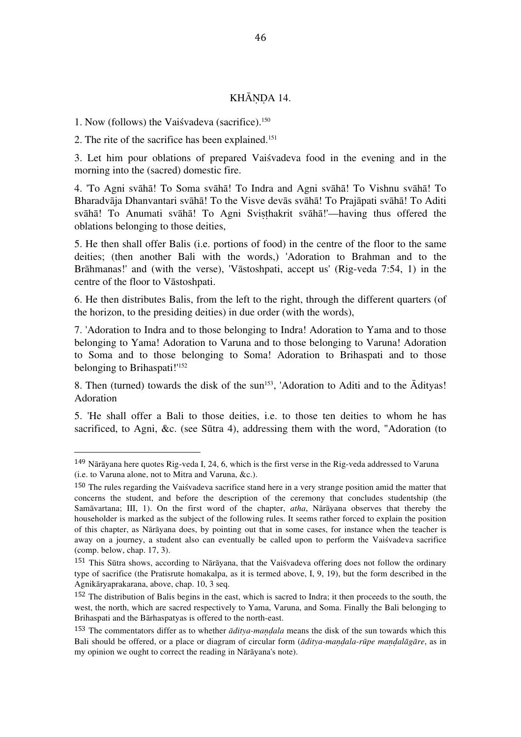## KHĀṆḌA 14.

1. Now (follows) the Vaiśvadeva (sacrifice).[150]

2. The rite of the sacrifice has been explained.[151]

3. Let him pour oblations of prepared Vaiśvadeva food in the evening and in the morning into the (sacred) domestic fire.

4. 'To Agni svāhā! To Soma svāhā! To Indra and Agni svāhā! To Vishnu svāhā! To Bharadvāja Dhanvantari svāhā! To the Visve devās svāhā! To Prajāpati svāhā! To Aditi svāhā! To Anumati svāhā! To Agni Sviṣṭhakrit svāhā!'—having thus offered the oblations belonging to those deities,

5. He then shall offer Balis (i.e. portions of food) in the centre of the floor to the same deities; (then another Bali with the words,) 'Adoration to Brahman and to the Brāhmanas!' and (with the verse), 'Vāstoshpati, accept us' (Rig-veda 7:54, 1) in the centre of the floor to Vāstoshpati.

6. He then distributes Balis, from the left to the right, through the different quarters (of the horizon, to the presiding deities) in due order (with the words),

7. 'Adoration to Indra and to those belonging to Indra! Adoration to Yama and to those belonging to Yama! Adoration to Varuna and to those belonging to Varuna! Adoration to Soma and to those belonging to Soma! Adoration to Brihaspati and to those belonging to Brihaspati!'[152]

8. Then (turned) towards the disk of the sun[153], 'Adoration to Aditi and to the Ādityas! Adoration

5. 'He shall offer a Bali to those deities, i.e. to those ten deities to whom he has sacrificed, to Agni, &c. (see Sūtra 4), addressing them with the word, "Adoration (to

---

[149] Nārāyana here quotes Rig-veda I, 24, 6, which is the first verse in the Rig-veda addressed to Varuna (i.e. to Varuna alone, not to Mitra and Varuna, &c.).

[150] The rules regarding the Vaiśvadeva sacrifice stand here in a very strange position amid the matter that concerns the student, and before the description of the ceremony that concludes studentship (the Samāvartana; III, 1). On the first word of the chapter, *atha*, Nārāyana observes that thereby the householder is marked as the subject of the following rules. It seems rather forced to explain the position of this chapter, as Nārāyana does, by pointing out that in some cases, for instance when the teacher is away on a journey, a student also can eventually be called upon to perform the Vaiśvadeva sacrifice (comp. below, chap. 17, 3).

[151] This Sūtra shows, according to Nārāyana, that the Vaiśvadeva offering does not follow the ordinary type of sacrifice (the Pratisrute homakalpa, as it is termed above, I, 9, 19), but the form described in the Agnikāryaprakarana, above, chap. 10, 3 seq.

[152] The distribution of Balis begins in the east, which is sacred to Indra; it then proceeds to the south, the west, the north, which are sacred respectively to Yama, Varuna, and Soma. Finally the Bali belonging to Brihaspati and the Bārhaspatyas is offered to the north-east.

[153] The commentators differ as to whether *āditya-maṇḍala* means the disk of the sun towards which this Bali should be offered, or a place or diagram of circular form (*āditya-maṇḍala-rūpe maṇḍalāgāre*, as in my opinion we ought to correct the reading in Nārāyana's note).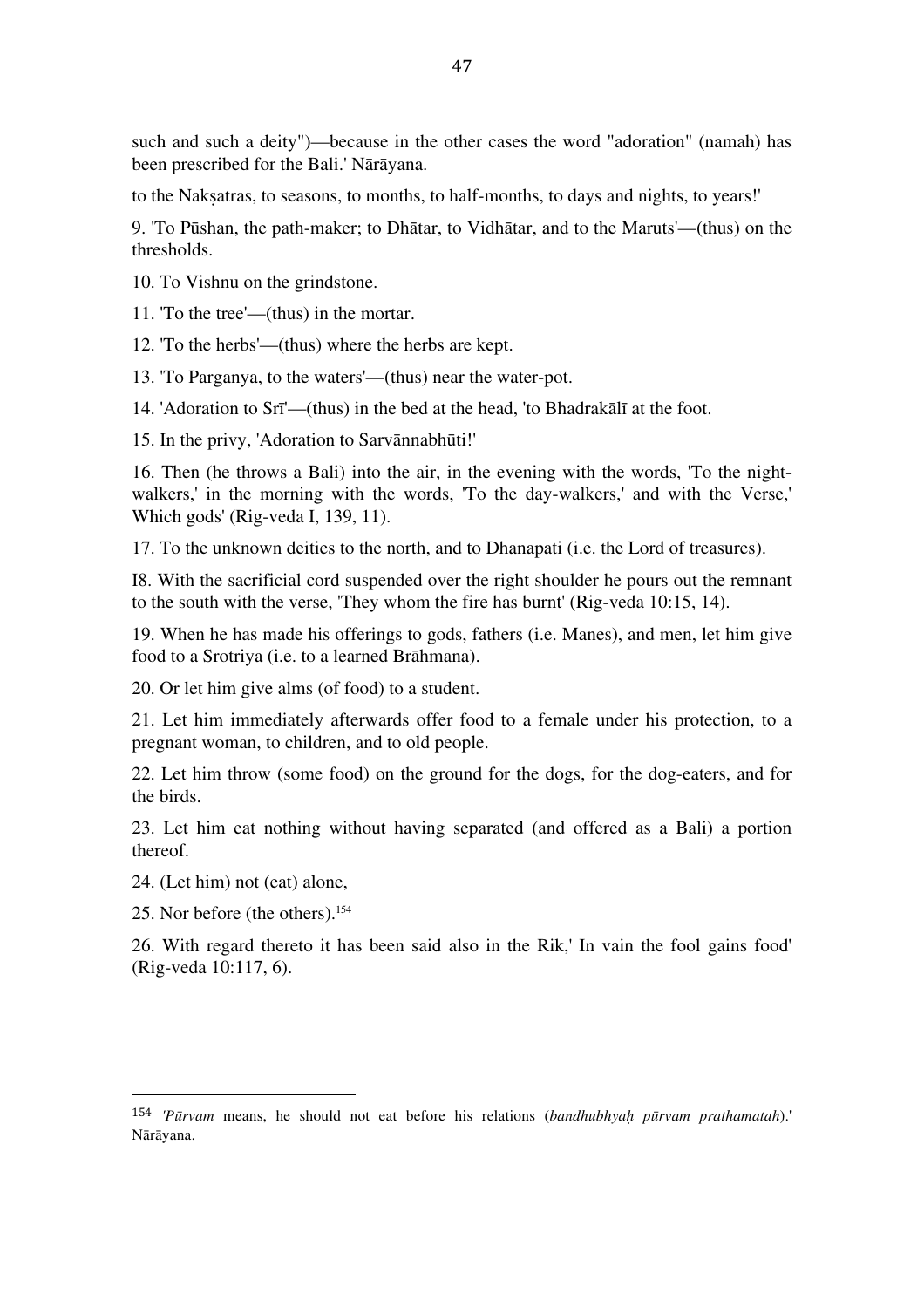such and such a deity")—because in the other cases the word "adoration" (namah) has been prescribed for the Bali.' Nārāyana.

to the Nakṣatras, to seasons, to months, to half-months, to days and nights, to years!'

9. 'To Pūshan, the path-maker; to Dhātar, to Vidhātar, and to the Maruts'—(thus) on the thresholds.

10. To Vishnu on the grindstone.

11. 'To the tree'—(thus) in the mortar.

12. 'To the herbs'—(thus) where the herbs are kept.

13. 'To Parganya, to the waters'—(thus) near the water-pot.

14. 'Adoration to Srī'—(thus) in the bed at the head, 'to Bhadrakālī at the foot.

15. In the privy, 'Adoration to Sarvānnabhūti!'

16. Then (he throws a Bali) into the air, in the evening with the words, 'To the night-walkers,' in the morning with the words, 'To the day-walkers,' and with the Verse,' Which gods' (Rig-veda I, 139, 11).

17. To the unknown deities to the north, and to Dhanapati (i.e. the Lord of treasures).

I8. With the sacrificial cord suspended over the right shoulder he pours out the remnant to the south with the verse, 'They whom the fire has burnt' (Rig-veda 10:15, 14).

19. When he has made his offerings to gods, fathers (i.e. Manes), and men, let him give food to a Srotriya (i.e. to a learned Brāhmana).

20. Or let him give alms (of food) to a student.

21. Let him immediately afterwards offer food to a female under his protection, to a pregnant woman, to children, and to old people.

22. Let him throw (some food) on the ground for the dogs, for the dog-eaters, and for the birds.

23. Let him eat nothing without having separated (and offered as a Bali) a portion thereof.

24. (Let him) not (eat) alone,

25. Nor before (the others).[154]

26. With regard thereto it has been said also in the Rik,' In vain the fool gains food' (Rig-veda 10:117, 6).

---

[154] '*Pūrvam* means, he should not eat before his relations (*bandhubhyaḥ pūrvam prathamatah*).' Nārāyana.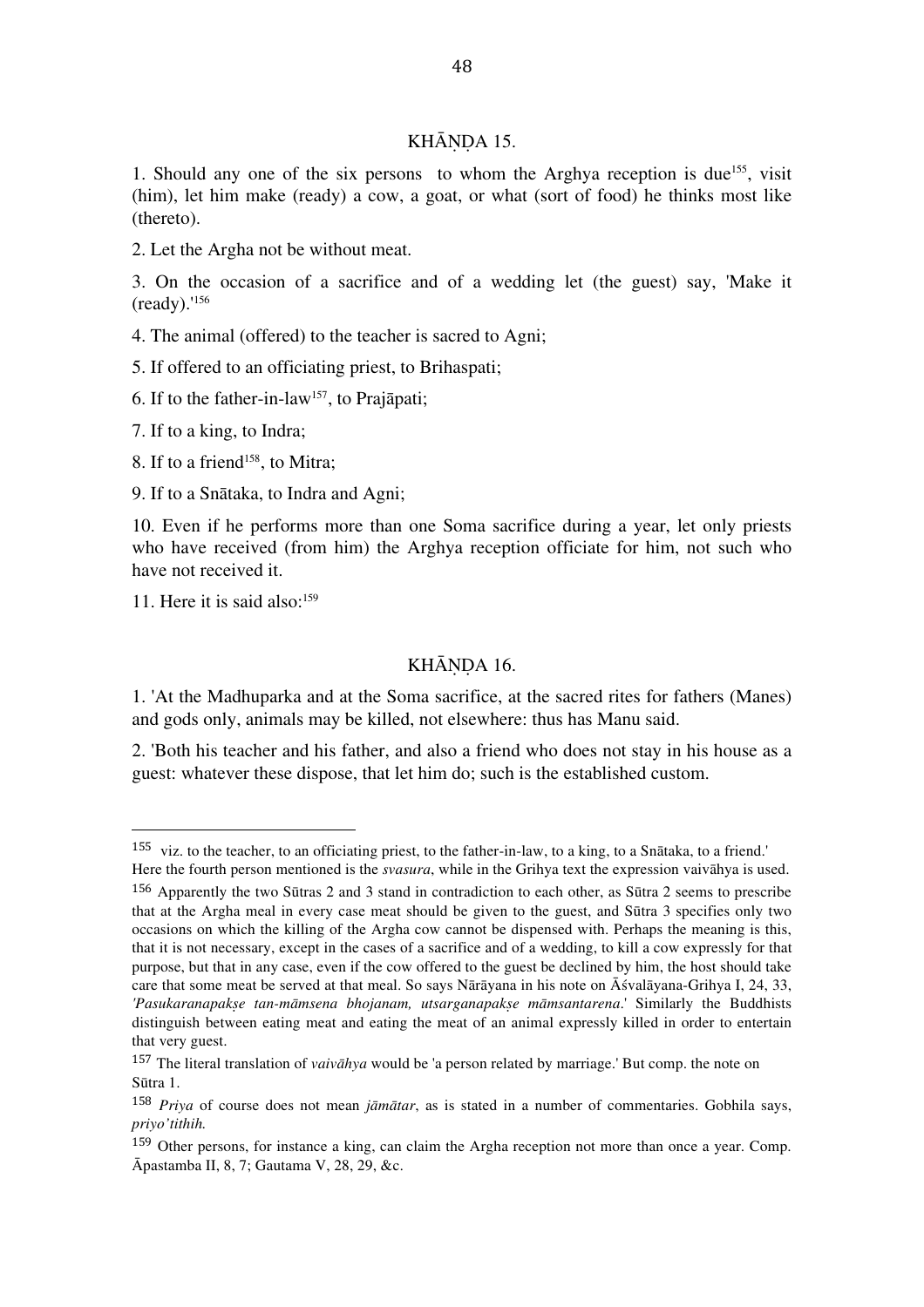## KHĀṆḌA 15.

1. Should any one of the six persons to whom the Arghya reception is due[155], visit (him), let him make (ready) a cow, a goat, or what (sort of food) he thinks most like (thereto).

2. Let the Argha not be without meat.

3. On the occasion of a sacrifice and of a wedding let (the guest) say, 'Make it (ready).'[156]

4. The animal (offered) to the teacher is sacred to Agni;

5. If offered to an officiating priest, to Brihaspati;

6. If to the father-in-law[157], to Prajāpati;

7. If to a king, to Indra;

8. If to a friend[158], to Mitra;

9. If to a Snātaka, to Indra and Agni;

10. Even if he performs more than one Soma sacrifice during a year, let only priests who have received (from him) the Arghya reception officiate for him, not such who have not received it.

11. Here it is said also:[159]

## KHĀṆḌA 16.

1. 'At the Madhuparka and at the Soma sacrifice, at the sacred rites for fathers (Manes) and gods only, animals may be killed, not elsewhere: thus has Manu said.

2. 'Both his teacher and his father, and also a friend who does not stay in his house as a guest: whatever these dispose, that let him do; such is the established custom.

---

155 viz. to the teacher, to an officiating priest, to the father-in-law, to a king, to a Snātaka, to a friend.' Here the fourth person mentioned is the *svasura*, while in the Grihya text the expression vaivāhya is used.

156 Apparently the two Sūtras 2 and 3 stand in contradiction to each other, as Sūtra 2 seems to prescribe that at the Argha meal in every case meat should be given to the guest, and Sūtra 3 specifies only two occasions on which the killing of the Argha cow cannot be dispensed with. Perhaps the meaning is this, that it is not necessary, except in the cases of a sacrifice and of a wedding, to kill a cow expressly for that purpose, but that in any case, even if the cow offered to the guest be declined by him, the host should take care that some meat be served at that meal. So says Nārāyana in his note on Āśvalāyana-Grihya I, 24, 33, *'Pasukaranapakṣe tan-māmsena bhojanam, utsarganapakṣe māmsantarena*.' Similarly the Buddhists distinguish between eating meat and eating the meat of an animal expressly killed in order to entertain that very guest.

157 The literal translation of *vaivāhya* would be 'a person related by marriage.' But comp. the note on Sūtra 1.

158 *Priya* of course does not mean *jāmātar*, as is stated in a number of commentaries. Gobhila says, *priyo'tithih.*

159 Other persons, for instance a king, can claim the Argha reception not more than once a year. Comp. Āpastamba II, 8, 7; Gautama V, 28, 29, &c.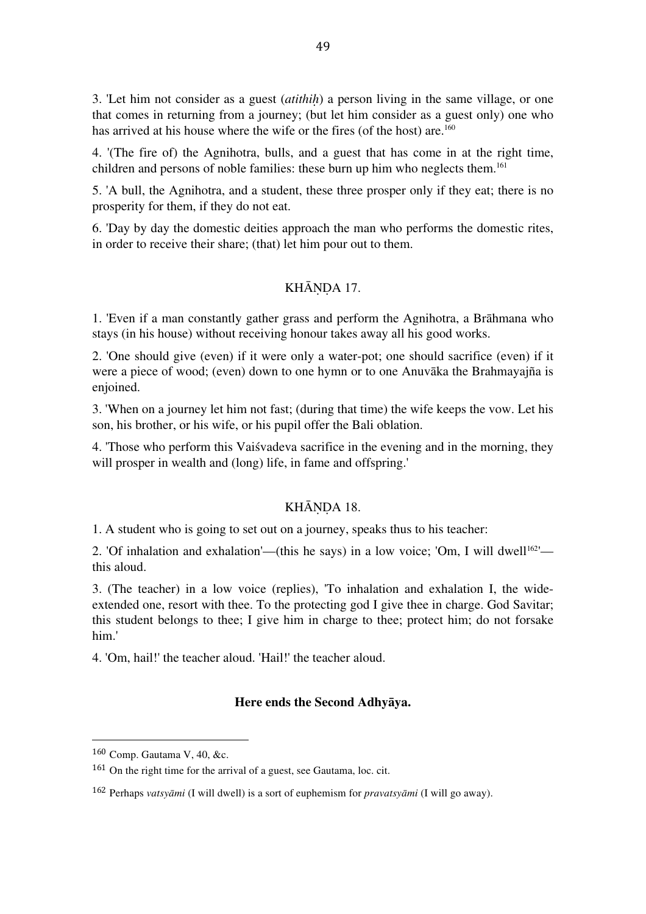3. 'Let him not consider as a guest (*atithiḥ*) a person living in the same village, or one that comes in returning from a journey; (but let him consider as a guest only) one who has arrived at his house where the wife or the fires (of the host) are.[160]

4. '(The fire of) the Agnihotra, bulls, and a guest that has come in at the right time, children and persons of noble families: these burn up him who neglects them.[161]

5. 'A bull, the Agnihotra, and a student, these three prosper only if they eat; there is no prosperity for them, if they do not eat.

6. 'Day by day the domestic deities approach the man who performs the domestic rites, in order to receive their share; (that) let him pour out to them.

## KHĀṆḌA 17.

1. 'Even if a man constantly gather grass and perform the Agnihotra, a Brāhmana who stays (in his house) without receiving honour takes away all his good works.

2. 'One should give (even) if it were only a water-pot; one should sacrifice (even) if it were a piece of wood; (even) down to one hymn or to one Anuvāka the Brahmayajña is enjoined.

3. 'When on a journey let him not fast; (during that time) the wife keeps the vow. Let his son, his brother, or his wife, or his pupil offer the Bali oblation.

4. 'Those who perform this Vaiśvadeva sacrifice in the evening and in the morning, they will prosper in wealth and (long) life, in fame and offspring.'

## KHĀṆḌA 18.

1. A student who is going to set out on a journey, speaks thus to his teacher:

2. 'Of inhalation and exhalation'—(this he says) in a low voice; 'Om, I will dwell[162]'—this aloud.

3. (The teacher) in a low voice (replies), 'To inhalation and exhalation I, the wide-extended one, resort with thee. To the protecting god I give thee in charge. God Savitar; this student belongs to thee; I give him in charge to thee; protect him; do not forsake him.'

4. 'Om, hail!' the teacher aloud. 'Hail!' the teacher aloud.

**Here ends the Second Adhyāya.**

---

160 Comp. Gautama V, 40, &c.

161 On the right time for the arrival of a guest, see Gautama, loc. cit.

162 Perhaps *vatsyāmi* (I will dwell) is a sort of euphemism for *pravatsyāmi* (I will go away).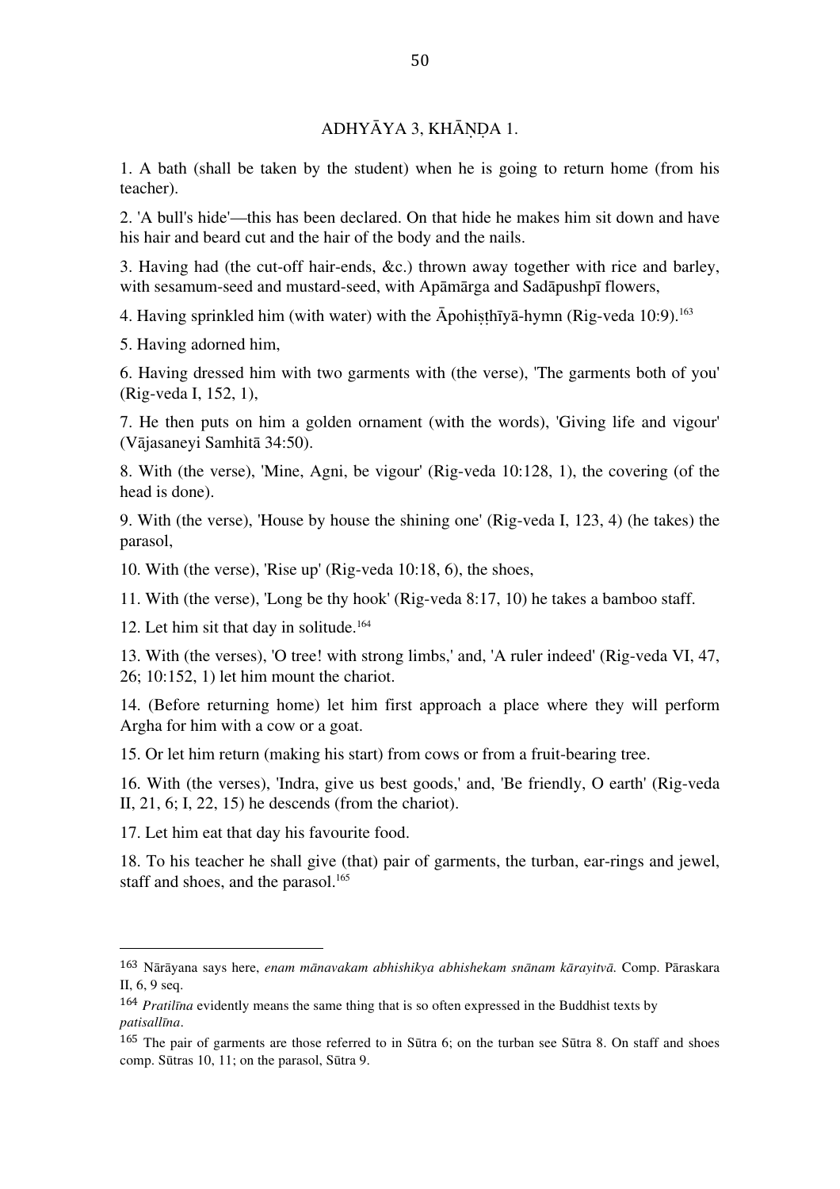## ADHYĀYA 3, KHĀṆḌA 1.

1. A bath (shall be taken by the student) when he is going to return home (from his teacher).

2. 'A bull's hide'—this has been declared. On that hide he makes him sit down and have his hair and beard cut and the hair of the body and the nails.

3. Having had (the cut-off hair-ends, &c.) thrown away together with rice and barley, with sesamum-seed and mustard-seed, with Apāmārga and Sadāpushpī flowers,

4. Having sprinkled him (with water) with the Āpohiṣṭhīyā-hymn (Rig-veda 10:9).[163]

5. Having adorned him,

6. Having dressed him with two garments with (the verse), 'The garments both of you' (Rig-veda I, 152, 1),

7. He then puts on him a golden ornament (with the words), 'Giving life and vigour' (Vājasaneyi Samhitā 34:50).

8. With (the verse), 'Mine, Agni, be vigour' (Rig-veda 10:128, 1), the covering (of the head is done).

9. With (the verse), 'House by house the shining one' (Rig-veda I, 123, 4) (he takes) the parasol,

10. With (the verse), 'Rise up' (Rig-veda 10:18, 6), the shoes,

11. With (the verse), 'Long be thy hook' (Rig-veda 8:17, 10) he takes a bamboo staff.

12. Let him sit that day in solitude.[164]

13. With (the verses), 'O tree! with strong limbs,' and, 'A ruler indeed' (Rig-veda VI, 47, 26; 10:152, 1) let him mount the chariot.

14. (Before returning home) let him first approach a place where they will perform Argha for him with a cow or a goat.

15. Or let him return (making his start) from cows or from a fruit-bearing tree.

16. With (the verses), 'Indra, give us best goods,' and, 'Be friendly, O earth' (Rig-veda II, 21, 6; I, 22, 15) he descends (from the chariot).

17. Let him eat that day his favourite food.

18. To his teacher he shall give (that) pair of garments, the turban, ear-rings and jewel, staff and shoes, and the parasol.[165]

---

[163] Nārāyana says here, *enam mānavakam abhishikya abhishekam snānam kārayitvā.* Comp. Pāraskara II, 6, 9 seq.

[164] *Pratilīna* evidently means the same thing that is so often expressed in the Buddhist texts by *patisallīna*.

[165] The pair of garments are those referred to in Sūtra 6; on the turban see Sūtra 8. On staff and shoes comp. Sūtras 10, 11; on the parasol, Sūtra 9.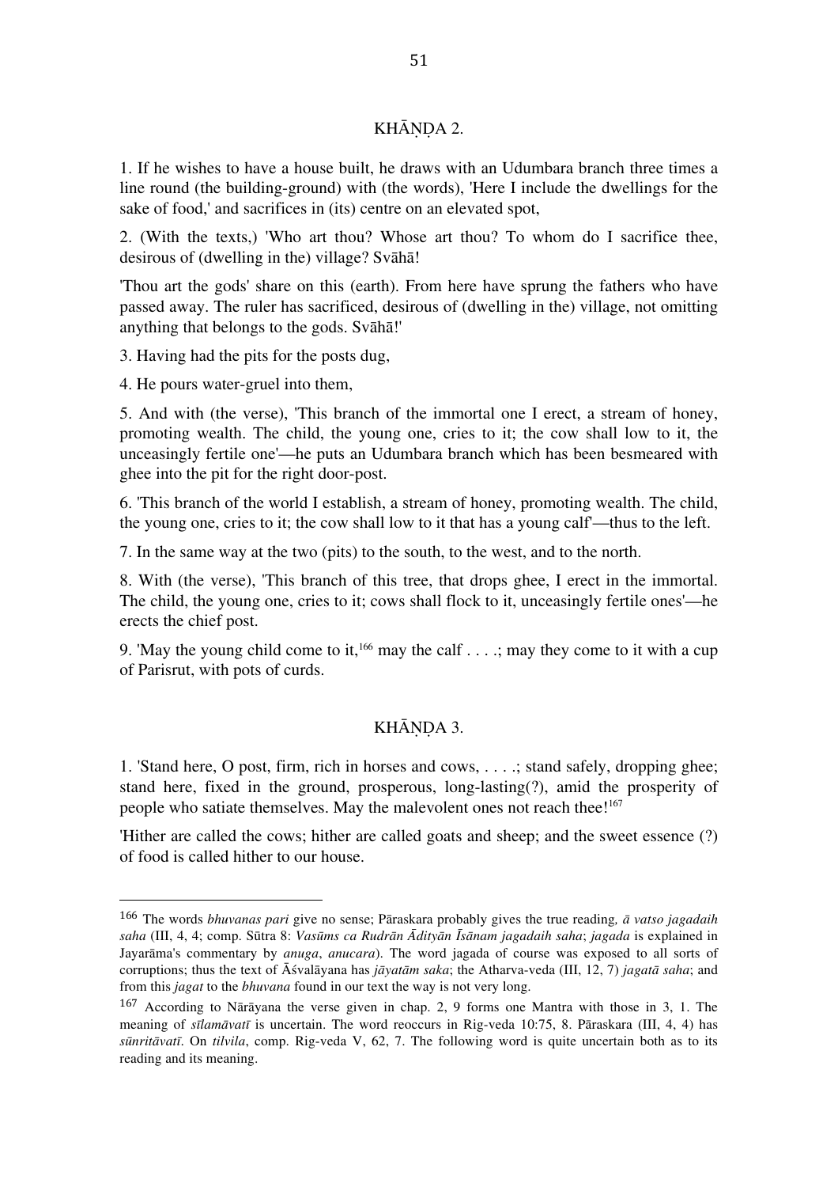## KHĀṆḌA 2.

1. If he wishes to have a house built, he draws with an Udumbara branch three times a line round (the building-ground) with (the words), 'Here I include the dwellings for the sake of food,' and sacrifices in (its) centre on an elevated spot,

2. (With the texts,) 'Who art thou? Whose art thou? To whom do I sacrifice thee, desirous of (dwelling in the) village? Svāhā!

'Thou art the gods' share on this (earth). From here have sprung the fathers who have passed away. The ruler has sacrificed, desirous of (dwelling in the) village, not omitting anything that belongs to the gods. Svāhā!'

3. Having had the pits for the posts dug,

4. He pours water-gruel into them,

5. And with (the verse), 'This branch of the immortal one I erect, a stream of honey, promoting wealth. The child, the young one, cries to it; the cow shall low to it, the unceasingly fertile one'—he puts an Udumbara branch which has been besmeared with ghee into the pit for the right door-post.

6. 'This branch of the world I establish, a stream of honey, promoting wealth. The child, the young one, cries to it; the cow shall low to it that has a young calf'—thus to the left.

7. In the same way at the two (pits) to the south, to the west, and to the north.

8. With (the verse), 'This branch of this tree, that drops ghee, I erect in the immortal. The child, the young one, cries to it; cows shall flock to it, unceasingly fertile ones'—he erects the chief post.

9. 'May the young child come to it,[166] may the calf . . . .; may they come to it with a cup of Parisrut, with pots of curds.

## KHĀṆḌA 3.

1. 'Stand here, O post, firm, rich in horses and cows, . . . .; stand safely, dropping ghee; stand here, fixed in the ground, prosperous, long-lasting(?), amid the prosperity of people who satiate themselves. May the malevolent ones not reach thee![167]

'Hither are called the cows; hither are called goats and sheep; and the sweet essence (?) of food is called hither to our house.

---

[166] The words *bhuvanas pari* give no sense; Pāraskara probably gives the true reading, *ā vatso jagadaih saha* (III, 4, 4; comp. Sūtra 8: *Vasūms ca Rudrān Ādityān Īsānam jagadaih saha*; *jagada* is explained in Jayarāma's commentary by *anuga*, *anucara*). The word jagada of course was exposed to all sorts of corruptions; thus the text of Āśvalāyana has *jāyatām saka*; the Atharva-veda (III, 12, 7) *jagatā saha*; and from this *jagat* to the *bhuvana* found in our text the way is not very long.

[167] According to Nārāyana the verse given in chap. 2, 9 forms one Mantra with those in 3, 1. The meaning of *sīlamāvatī* is uncertain. The word reoccurs in Rig-veda 10:75, 8. Pāraskara (III, 4, 4) has *sūnritāvatī*. On *tilvila*, comp. Rig-veda V, 62, 7. The following word is quite uncertain both as to its reading and its meaning.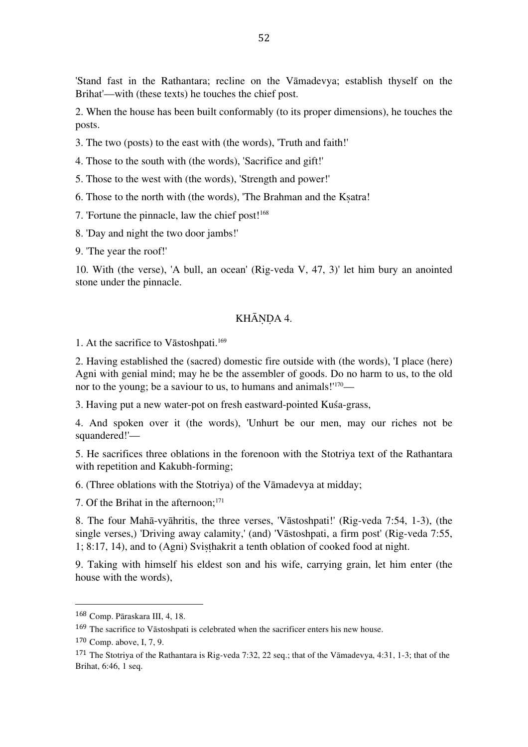'Stand fast in the Rathantara; recline on the Vāmadevya; establish thyself on the Brihat'—with (these texts) he touches the chief post.

2. When the house has been built conformably (to its proper dimensions), he touches the posts.

3. The two (posts) to the east with (the words), 'Truth and faith!'

4. Those to the south with (the words), 'Sacrifice and gift!'

5. Those to the west with (the words), 'Strength and power!'

6. Those to the north with (the words), 'The Brahman and the Kṣatra!

7. 'Fortune the pinnacle, law the chief post![168]

8. 'Day and night the two door jambs!'

9. 'The year the roof!'

10. With (the verse), 'A bull, an ocean' (Rig-veda V, 47, 3)' let him bury an anointed stone under the pinnacle.

## KHĀṆḌA 4.

1. At the sacrifice to Vāstoshpati.[169]

2. Having established the (sacred) domestic fire outside with (the words), 'I place (here) Agni with genial mind; may he be the assembler of goods. Do no harm to us, to the old nor to the young; be a saviour to us, to humans and animals!'[170]—

3. Having put a new water-pot on fresh eastward-pointed Kuśa-grass,

4. And spoken over it (the words), 'Unhurt be our men, may our riches not be squandered!'—

5. He sacrifices three oblations in the forenoon with the Stotriya text of the Rathantara with repetition and Kakubh-forming;

6. (Three oblations with the Stotriya) of the Vāmadevya at midday;

7. Of the Brihat in the afternoon;[171]

8. The four Mahā-vyāhritis, the three verses, 'Vāstoshpati!' (Rig-veda 7:54, 1-3), (the single verses,) 'Driving away calamity,' (and) 'Vāstoshpati, a firm post' (Rig-veda 7:55, 1; 8:17, 14), and to (Agni) Sviṣṭhakrit a tenth oblation of cooked food at night.

9. Taking with himself his eldest son and his wife, carrying grain, let him enter (the house with the words),

---

168 Comp. Pāraskara III, 4, 18.

169 The sacrifice to Vāstoshpati is celebrated when the sacrificer enters his new house.

170 Comp. above, I, 7, 9.

171 The Stotriya of the Rathantara is Rig-veda 7:32, 22 seq.; that of the Vāmadevya, 4:31, 1-3; that of the Brihat, 6:46, 1 seq.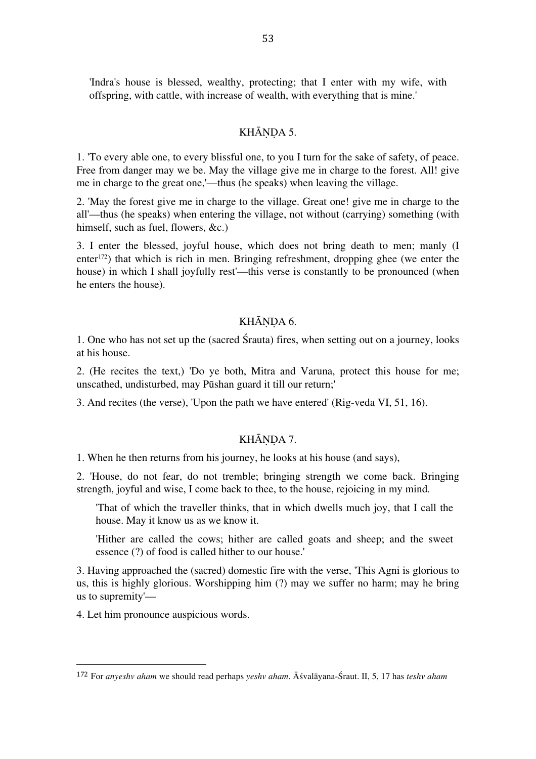> 'Indra's house is blessed, wealthy, protecting; that I enter with my wife, with offspring, with cattle, with increase of wealth, with everything that is mine.'

## KHĀṆḌA 5.

1. 'To every able one, to every blissful one, to you I turn for the sake of safety, of peace. Free from danger may we be. May the village give me in charge to the forest. All! give me in charge to the great one,'—thus (he speaks) when leaving the village.

2. 'May the forest give me in charge to the village. Great one! give me in charge to the all'—thus (he speaks) when entering the village, not without (carrying) something (with himself, such as fuel, flowers, &c.)

3. I enter the blessed, joyful house, which does not bring death to men; manly (I enter[172]) that which is rich in men. Bringing refreshment, dropping ghee (we enter the house) in which I shall joyfully rest'—this verse is constantly to be pronounced (when he enters the house).

## KHĀṆḌA 6.

1. One who has not set up the (sacred Śrauta) fires, when setting out on a journey, looks at his house.

2. (He recites the text,) 'Do ye both, Mitra and Varuna, protect this house for me; unscathed, undisturbed, may Pūshan guard it till our return;'

3. And recites (the verse), 'Upon the path we have entered' (Rig-veda VI, 51, 16).

## KHĀṆḌA 7.

1. When he then returns from his journey, he looks at his house (and says),

2. 'House, do not fear, do not tremble; bringing strength we come back. Bringing strength, joyful and wise, I come back to thee, to the house, rejoicing in my mind.

> 'That of which the traveller thinks, that in which dwells much joy, that I call the house. May it know us as we know it.
>
> 'Hither are called the cows; hither are called goats and sheep; and the sweet essence (?) of food is called hither to our house.'

3. Having approached the (sacred) domestic fire with the verse, 'This Agni is glorious to us, this is highly glorious. Worshipping him (?) may we suffer no harm; may he bring us to supremity'—

4. Let him pronounce auspicious words.

---

172 For *anyeshv aham* we should read perhaps *yeshv aham*. Āśvalāyana-Śraut. II, 5, 17 has *teshv aham*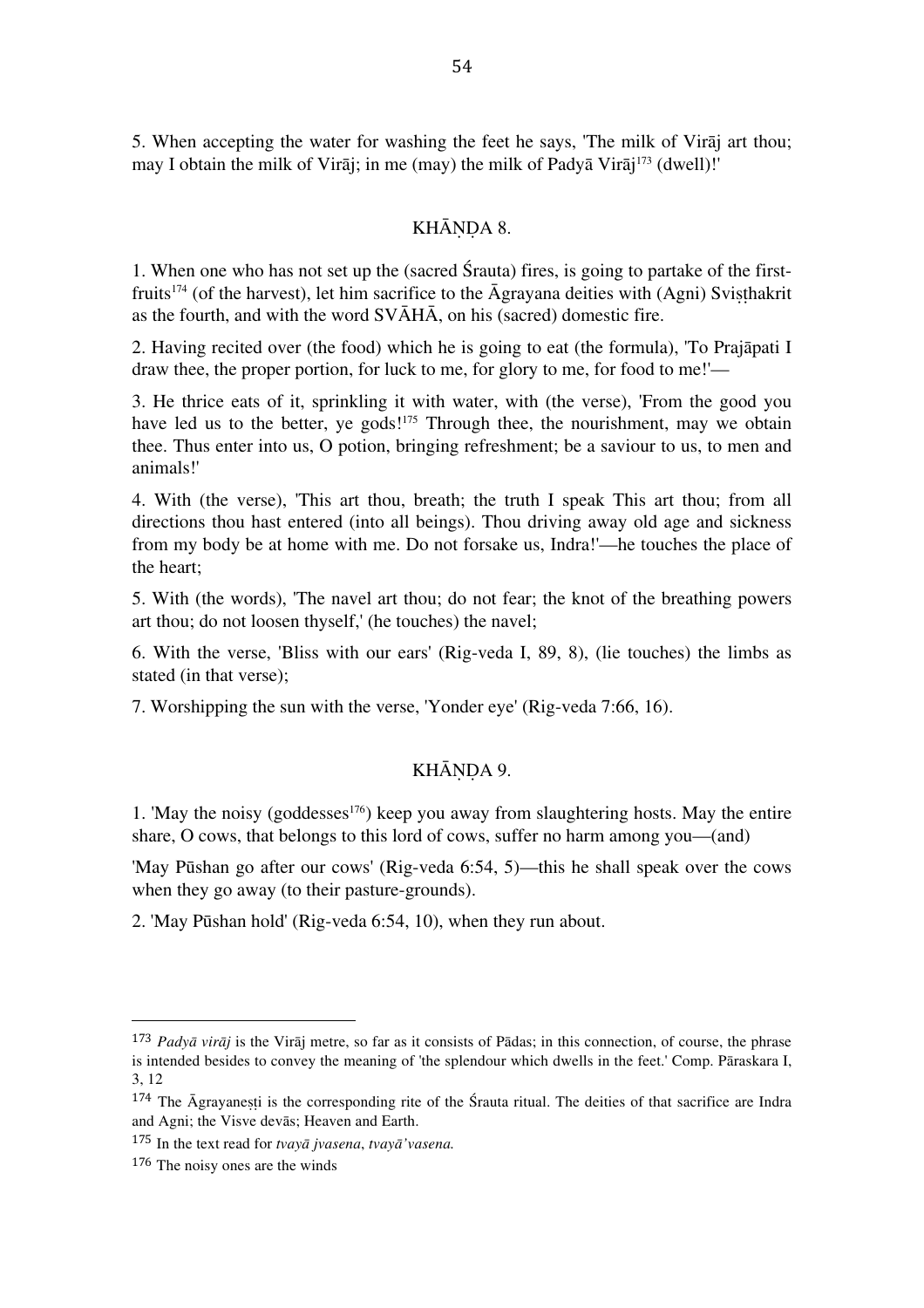5. When accepting the water for washing the feet he says, 'The milk of Virāj art thou; may I obtain the milk of Virāj; in me (may) the milk of Padyā Virāj[173] (dwell)!'

## KHĀṆḌA 8.

1. When one who has not set up the (sacred Śrauta) fires, is going to partake of the first-fruits[174] (of the harvest), let him sacrifice to the Āgrayana deities with (Agni) Sviṣṭhakrit as the fourth, and with the word SVĀHĀ, on his (sacred) domestic fire.

2. Having recited over (the food) which he is going to eat (the formula), 'To Prajāpati I draw thee, the proper portion, for luck to me, for glory to me, for food to me!'—

3. He thrice eats of it, sprinkling it with water, with (the verse), 'From the good you have led us to the better, ye gods![175] Through thee, the nourishment, may we obtain thee. Thus enter into us, O potion, bringing refreshment; be a saviour to us, to men and animals!'

4. With (the verse), 'This art thou, breath; the truth I speak This art thou; from all directions thou hast entered (into all beings). Thou driving away old age and sickness from my body be at home with me. Do not forsake us, Indra!'—he touches the place of the heart;

5. With (the words), 'The navel art thou; do not fear; the knot of the breathing powers art thou; do not loosen thyself,' (he touches) the navel;

6. With the verse, 'Bliss with our ears' (Rig-veda I, 89, 8), (lie touches) the limbs as stated (in that verse);

7. Worshipping the sun with the verse, 'Yonder eye' (Rig-veda 7:66, 16).

## KHĀṆḌA 9.

1. 'May the noisy (goddesses[176]) keep you away from slaughtering hosts. May the entire share, O cows, that belongs to this lord of cows, suffer no harm among you—(and)

'May Pūshan go after our cows' (Rig-veda 6:54, 5)—this he shall speak over the cows when they go away (to their pasture-grounds).

2. 'May Pūshan hold' (Rig-veda 6:54, 10), when they run about.

---

[173] *Padyā virāj* is the Virāj metre, so far as it consists of Pādas; in this connection, of course, the phrase is intended besides to convey the meaning of 'the splendour which dwells in the feet.' Comp. Pāraskara I, 3, 12

[174] The Āgrayaneṣṭi is the corresponding rite of the Śrauta ritual. The deities of that sacrifice are Indra and Agni; the Visve devās; Heaven and Earth.

[175] In the text read for *tvayā jvasena*, *tvayā'vasena.*

[176] The noisy ones are the winds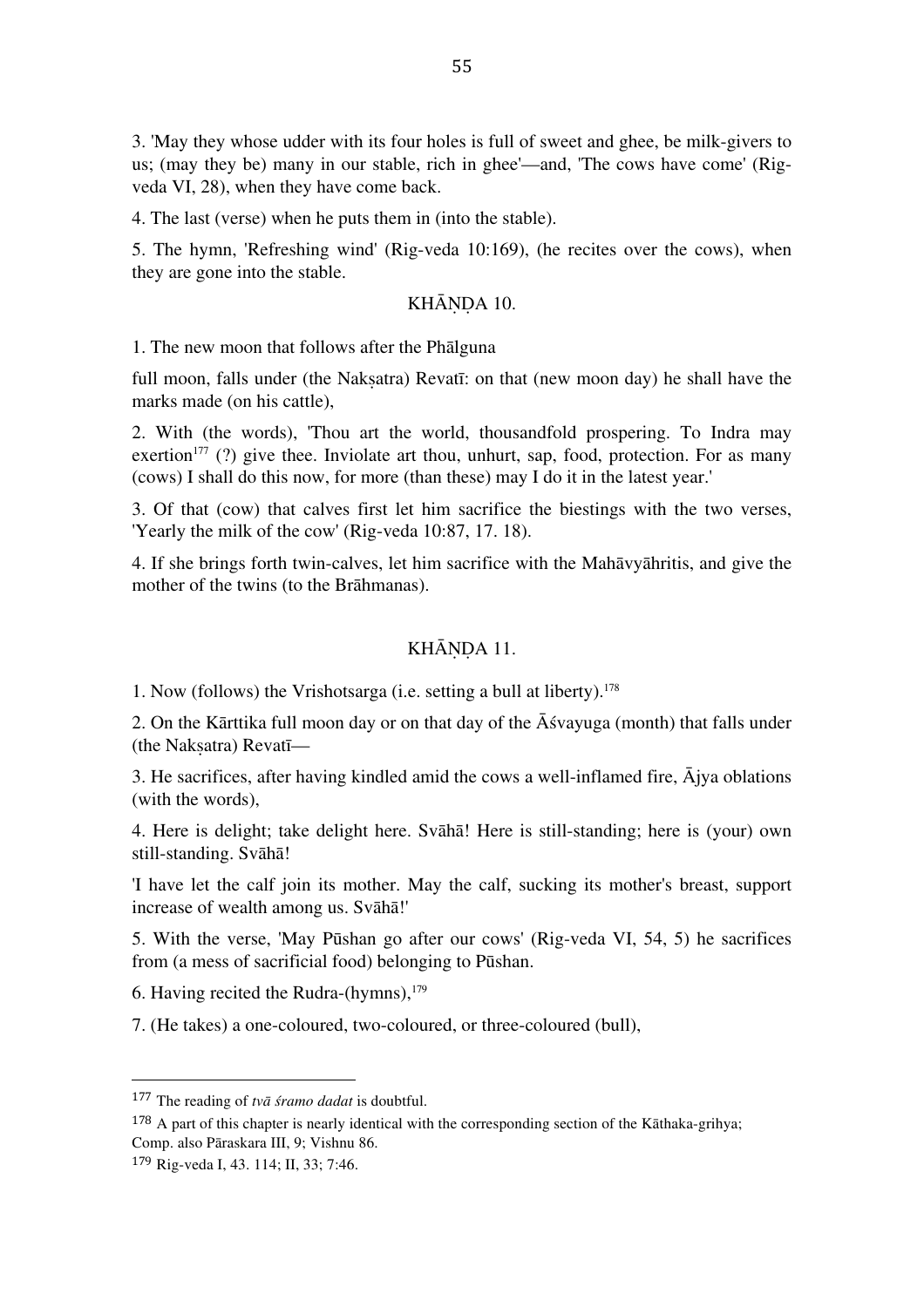3. 'May they whose udder with its four holes is full of sweet and ghee, be milk-givers to us; (may they be) many in our stable, rich in ghee'—and, 'The cows have come' (Rig-veda VI, 28), when they have come back.

4. The last (verse) when he puts them in (into the stable).

5. The hymn, 'Refreshing wind' (Rig-veda 10:169), (he recites over the cows), when they are gone into the stable.

## KHĀṆḌA 10.

1. The new moon that follows after the Phālguna

full moon, falls under (the Nakṣatra) Revatī: on that (new moon day) he shall have the marks made (on his cattle),

2. With (the words), 'Thou art the world, thousandfold prospering. To Indra may exertion[177] (?) give thee. Inviolate art thou, unhurt, sap, food, protection. For as many (cows) I shall do this now, for more (than these) may I do it in the latest year.'

3. Of that (cow) that calves first let him sacrifice the biestings with the two verses, 'Yearly the milk of the cow' (Rig-veda 10:87, 17. 18).

4. If she brings forth twin-calves, let him sacrifice with the Mahāvyāhritis, and give the mother of the twins (to the Brāhmanas).

## KHĀṆḌA 11.

1. Now (follows) the Vrishotsarga (i.e. setting a bull at liberty).[178]

2. On the Kārttika full moon day or on that day of the Āśvayuga (month) that falls under (the Nakṣatra) Revatī—

3. He sacrifices, after having kindled amid the cows a well-inflamed fire, Ājya oblations (with the words),

4. Here is delight; take delight here. Svāhā! Here is still-standing; here is (your) own still-standing. Svāhā!

'I have let the calf join its mother. May the calf, sucking its mother's breast, support increase of wealth among us. Svāhā!'

5. With the verse, 'May Pūshan go after our cows' (Rig-veda VI, 54, 5) he sacrifices from (a mess of sacrificial food) belonging to Pūshan.

6. Having recited the Rudra-(hymns),[179]

7. (He takes) a one-coloured, two-coloured, or three-coloured (bull),

---

[177] The reading of *tvā śramo dadat* is doubtful.

[178] A part of this chapter is nearly identical with the corresponding section of the Kāthaka-grihya; Comp. also Pāraskara III, 9; Vishnu 86.

[179] Rig-veda I, 43. 114; II, 33; 7:46.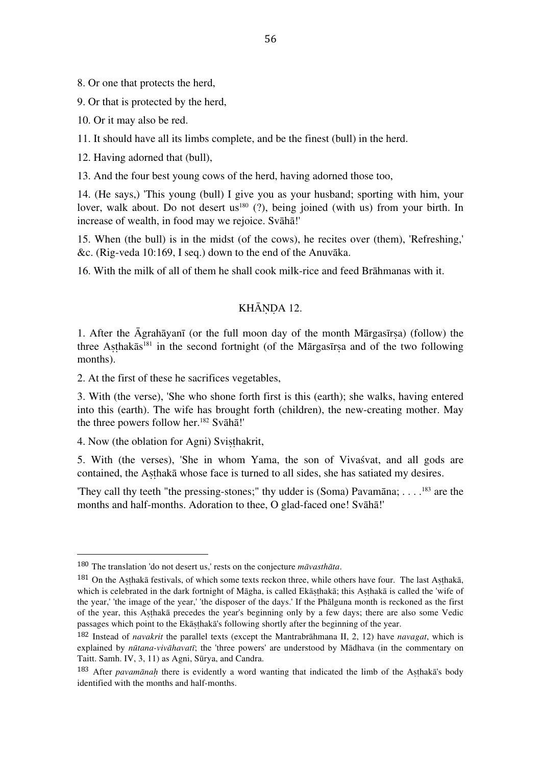8. Or one that protects the herd,

9. Or that is protected by the herd,

10. Or it may also be red.

11. It should have all its limbs complete, and be the finest (bull) in the herd.

12. Having adorned that (bull),

13. And the four best young cows of the herd, having adorned those too,

14. (He says,) 'This young (bull) I give you as your husband; sporting with him, your lover, walk about. Do not desert us[180] (?), being joined (with us) from your birth. In increase of wealth, in food may we rejoice. Svāhā!'

15. When (the bull) is in the midst (of the cows), he recites over (them), 'Refreshing,' &c. (Rig-veda 10:169, I seq.) down to the end of the Anuvāka.

16. With the milk of all of them he shall cook milk-rice and feed Brāhmanas with it.

## KHĀṆḌA 12.

1. After the Āgrahāyanī (or the full moon day of the month Mārgasīrṣa) (follow) the three Aṣṭhakās[181] in the second fortnight (of the Mārgasīrṣa and of the two following months).

2. At the first of these he sacrifices vegetables,

3. With (the verse), 'She who shone forth first is this (earth); she walks, having entered into this (earth). The wife has brought forth (children), the new-creating mother. May the three powers follow her.[182] Svāhā!'

4. Now (the oblation for Agni) Sviṣṭhakrit,

5. With (the verses), 'She in whom Yama, the son of Vivaśvat, and all gods are contained, the Aṣṭhakā whose face is turned to all sides, she has satiated my desires.

'They call thy teeth "the pressing-stones;" thy udder is (Soma) Pavamāna; . . . .[183] are the months and half-months. Adoration to thee, O glad-faced one! Svāhā!'

---

[180] The translation 'do not desert us,' rests on the conjecture *māvasthāta*.

[181] On the Aṣṭhakā festivals, of which some texts reckon three, while others have four. The last Aṣṭhakā, which is celebrated in the dark fortnight of Māgha, is called Ekāṣṭhakā; this Aṣṭhakā is called the 'wife of the year,' 'the image of the year,' 'the disposer of the days.' If the Phālguna month is reckoned as the first of the year, this Aṣṭhakā precedes the year's beginning only by a few days; there are also some Vedic passages which point to the Ekāṣṭhakā's following shortly after the beginning of the year.

[182] Instead of *navakrit* the parallel texts (except the Mantrabrāhmana II, 2, 12) have *navagat*, which is explained by *nūtana-vivāhavatī*; the 'three powers' are understood by Mādhava (in the commentary on Taitt. Samh. IV, 3, 11) as Agni, Sūrya, and Candra.

[183] After *pavamānaḥ* there is evidently a word wanting that indicated the limb of the Aṣṭhakā's body identified with the months and half-months.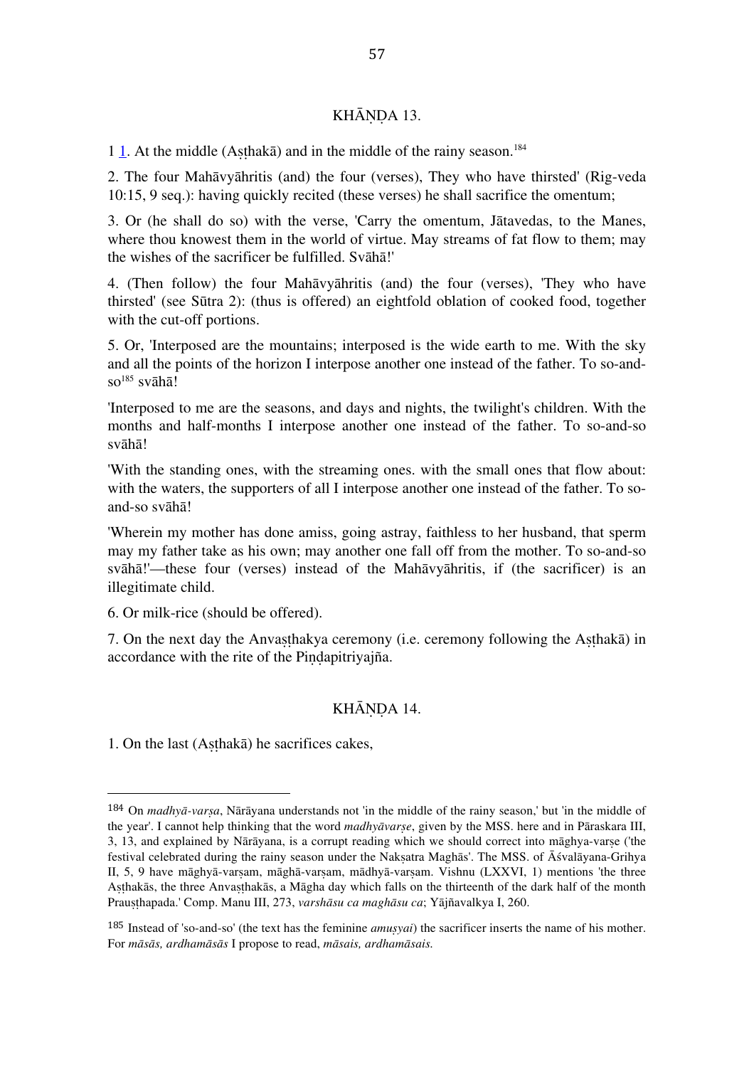## KHĀṆḌA 13.

1 1. At the middle (Aṣṭhakā) and in the middle of the rainy season.[184]

2. The four Mahāvyāhritis (and) the four (verses), They who have thirsted' (Rig-veda 10:15, 9 seq.): having quickly recited (these verses) he shall sacrifice the omentum;

3. Or (he shall do so) with the verse, 'Carry the omentum, Jātavedas, to the Manes, where thou knowest them in the world of virtue. May streams of fat flow to them; may the wishes of the sacrificer be fulfilled. Svāhā!'

4. (Then follow) the four Mahāvyāhritis (and) the four (verses), 'They who have thirsted' (see Sūtra 2): (thus is offered) an eightfold oblation of cooked food, together with the cut-off portions.

5. Or, 'Interposed are the mountains; interposed is the wide earth to me. With the sky and all the points of the horizon I interpose another one instead of the father. To so-and-so[185] svāhā!

'Interposed to me are the seasons, and days and nights, the twilight's children. With the months and half-months I interpose another one instead of the father. To so-and-so svāhā!

'With the standing ones, with the streaming ones. with the small ones that flow about: with the waters, the supporters of all I interpose another one instead of the father. To so-and-so svāhā!

'Wherein my mother has done amiss, going astray, faithless to her husband, that sperm may my father take as his own; may another one fall off from the mother. To so-and-so svāhā!'—these four (verses) instead of the Mahāvyāhritis, if (the sacrificer) is an illegitimate child.

6. Or milk-rice (should be offered).

7. On the next day the Anvaṣṭhakya ceremony (i.e. ceremony following the Aṣṭhakā) in accordance with the rite of the Piṇḍapitriyajña.

## KHĀṆḌA 14.

1. On the last (Aṣṭhakā) he sacrifices cakes,

---

[184] On *madhyā-varṣa*, Nārāyana understands not 'in the middle of the rainy season,' but 'in the middle of the year'. I cannot help thinking that the word *madhyāvarṣe*, given by the MSS. here and in Pāraskara III, 3, 13, and explained by Nārāyana, is a corrupt reading which we should correct into māghya-varṣe ('the festival celebrated during the rainy season under the Nakṣatra Maghās'. The MSS. of Āśvalāyana-Grihya II, 5, 9 have māghyā-varṣam, māghā-varṣam, mādhyā-varṣam. Vishnu (LXXVI, 1) mentions 'the three Aṣṭhakās, the three Anvaṣṭhakās, a Māgha day which falls on the thirteenth of the dark half of the month Prauṣṭhapada.' Comp. Manu III, 273, *varshāsu ca maghāsu ca*; Yājñavalkya I, 260.

[185] Instead of 'so-and-so' (the text has the feminine *amuṣyai*) the sacrificer inserts the name of his mother. For *māsās, ardhamāsās* I propose to read, *māsais, ardhamāsais.*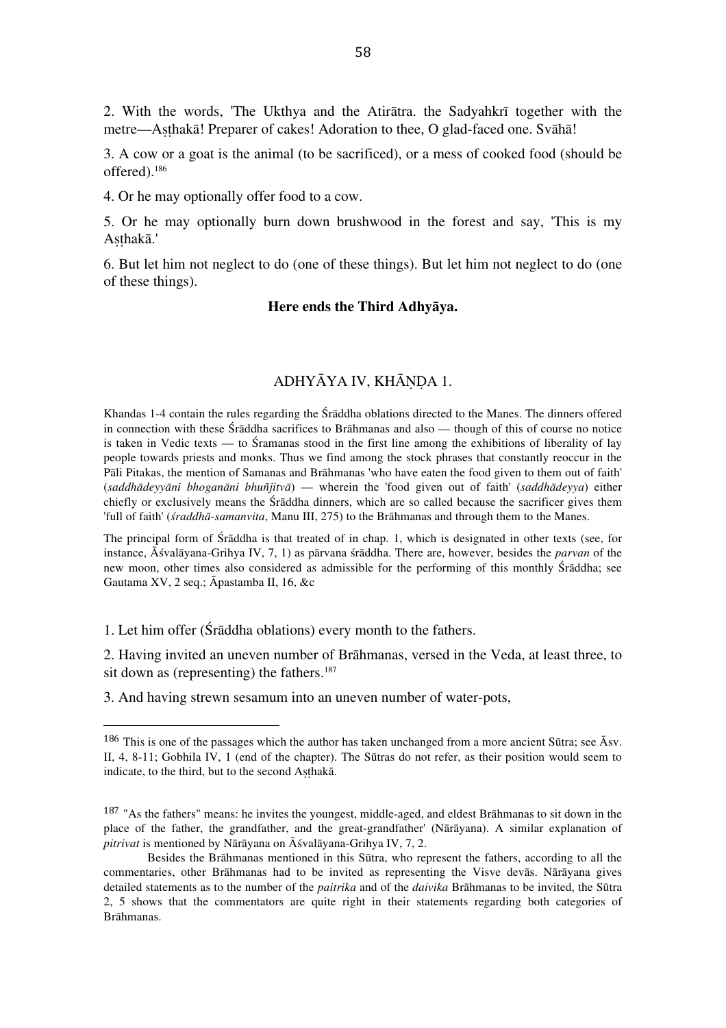2. With the words, 'The Ukthya and the Atirātra. the Sadyahkrī together with the metre—Aṣṭhakā! Preparer of cakes! Adoration to thee, O glad-faced one. Svāhā!

3. A cow or a goat is the animal (to be sacrificed), or a mess of cooked food (should be offered).[186]

4. Or he may optionally offer food to a cow.

5. Or he may optionally burn down brushwood in the forest and say, 'This is my Aṣṭhakā.'

6. But let him not neglect to do (one of these things). But let him not neglect to do (one of these things).

**Here ends the Third Adhyāya.**

## ADHYĀYA IV, KHĀṆḌA 1.

Khandas 1-4 contain the rules regarding the Śrāddha oblations directed to the Manes. The dinners offered in connection with these Śrāddha sacrifices to Brāhmanas and also — though of this of course no notice is taken in Vedic texts — to Śramanas stood in the first line among the exhibitions of liberality of lay people towards priests and monks. Thus we find among the stock phrases that constantly reoccur in the Pāli Pitakas, the mention of Samanas and Brāhmanas 'who have eaten the food given to them out of faith' (*saddhādeyyāni bhoganāni bhuñjitvā*) — wherein the 'food given out of faith' (*saddhādeyya*) either chiefly or exclusively means the Śrāddha dinners, which are so called because the sacrificer gives them 'full of faith' (*śraddhā-samanvita*, Manu III, 275) to the Brāhmanas and through them to the Manes.

The principal form of Śrāddha is that treated of in chap. 1, which is designated in other texts (see, for instance, Āśvalāyana-Grihya IV, 7, 1) as pārvana śrāddha. There are, however, besides the *parvan* of the new moon, other times also considered as admissible for the performing of this monthly Śrāddha; see Gautama XV, 2 seq.; Āpastamba II, 16, &c

1. Let him offer (Śrāddha oblations) every month to the fathers.

2. Having invited an uneven number of Brāhmanas, versed in the Veda, at least three, to sit down as (representing) the fathers.[187]

3. And having strewn sesamum into an uneven number of water-pots,

---

[186] This is one of the passages which the author has taken unchanged from a more ancient Sūtra; see Āsv. II, 4, 8-11; Gobhila IV, 1 (end of the chapter). The Sūtras do not refer, as their position would seem to indicate, to the third, but to the second Aṣṭhakā.

[187] "As the fathers" means: he invites the youngest, middle-aged, and eldest Brāhmanas to sit down in the place of the father, the grandfather, and the great-grandfather' (Nārāyana). A similar explanation of *pitrivat* is mentioned by Nārāyana on Āśvalāyana-Grihya IV, 7, 2.

Besides the Brāhmanas mentioned in this Sūtra, who represent the fathers, according to all the commentaries, other Brāhmanas had to be invited as representing the Visve devās. Nārāyana gives detailed statements as to the number of the *paitrika* and of the *daivika* Brāhmanas to be invited, the Sūtra 2, 5 shows that the commentators are quite right in their statements regarding both categories of Brāhmanas.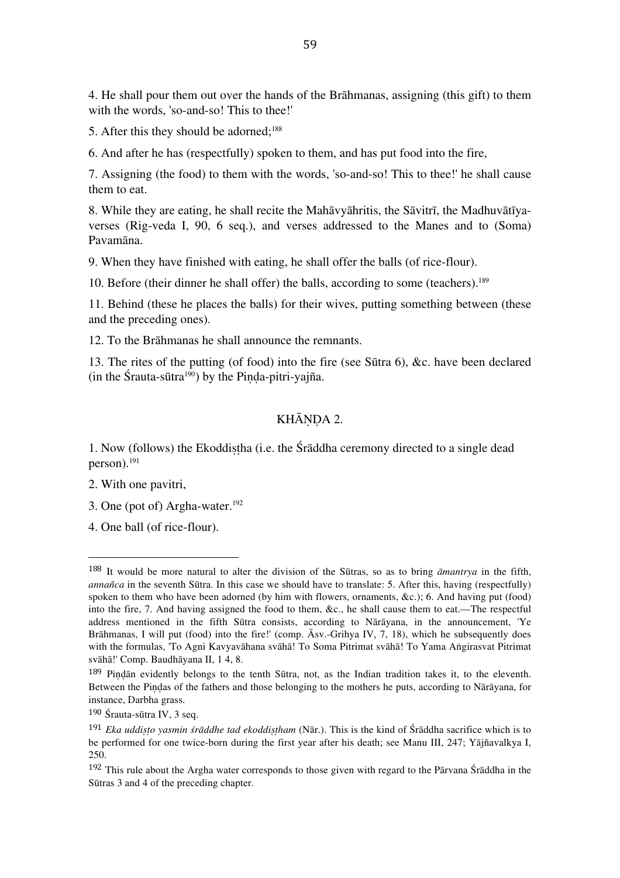4. He shall pour them out over the hands of the Brāhmanas, assigning (this gift) to them with the words, 'so-and-so! This to thee!'

5. After this they should be adorned;[188]

6. And after he has (respectfully) spoken to them, and has put food into the fire,

7. Assigning (the food) to them with the words, 'so-and-so! This to thee!' he shall cause them to eat.

8. While they are eating, he shall recite the Mahāvyāhritis, the Sāvitrī, the Madhuvātīya-verses (Rig-veda I, 90, 6 seq.), and verses addressed to the Manes and to (Soma) Pavamāna.

9. When they have finished with eating, he shall offer the balls (of rice-flour).

10. Before (their dinner he shall offer) the balls, according to some (teachers).[189]

11. Behind (these he places the balls) for their wives, putting something between (these and the preceding ones).

12. To the Brāhmanas he shall announce the remnants.

13. The rites of the putting (of food) into the fire (see Sūtra 6), &c. have been declared (in the Śrauta-sūtra[190]) by the Piṇḍa-pitri-yajña.

## KHĀṆḌA 2.

1. Now (follows) the Ekoddiṣṭha (i.e. the Śrāddha ceremony directed to a single dead person).[191]

2. With one pavitri,

3. One (pot of) Argha-water.[192]

4. One ball (of rice-flour).

---

188 It would be more natural to alter the division of the Sūtras, so as to bring *āmantrya* in the fifth, *annañca* in the seventh Sūtra. In this case we should have to translate: 5. After this, having (respectfully) spoken to them who have been adorned (by him with flowers, ornaments, &c.); 6. And having put (food) into the fire, 7. And having assigned the food to them, &c., he shall cause them to eat.—The respectful address mentioned in the fifth Sūtra consists, according to Nārāyana, in the announcement, 'Ye Brāhmanas, I will put (food) into the fire!' (comp. Āsv.-Grihya IV, 7, 18), which he subsequently does with the formulas, 'To Agni Kavyavāhana svāhā! To Soma Pitrimat svāhā! To Yama Aṅgirasvat Pitrimat svāhā!' Comp. Baudhāyana II, 1 4, 8.

189 Piṇḍān evidently belongs to the tenth Sūtra, not, as the Indian tradition takes it, to the eleventh. Between the Piṇḍas of the fathers and those belonging to the mothers he puts, according to Nārāyana, for instance, Darbha grass.

190 Śrauta-sūtra IV, 3 seq.

191 *Eka uddiṣṭo yasmin śrāddhe tad ekoddiṣṭham* (Nār.). This is the kind of Śrāddha sacrifice which is to be performed for one twice-born during the first year after his death; see Manu III, 247; Yājñavalkya I, 250.

192 This rule about the Argha water corresponds to those given with regard to the Pārvana Śrāddha in the Sūtras 3 and 4 of the preceding chapter.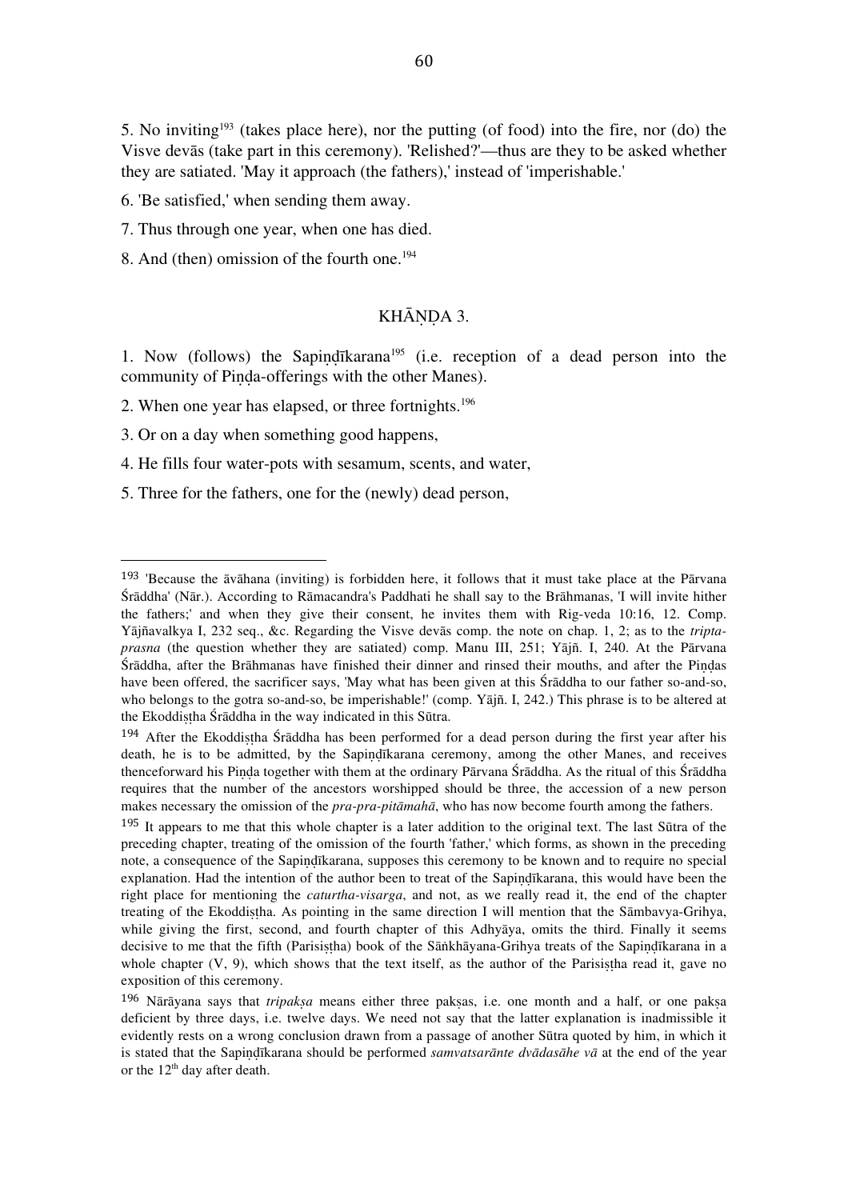5. No inviting[193] (takes place here), nor the putting (of food) into the fire, nor (do) the Visve devās (take part in this ceremony). 'Relished?'—thus are they to be asked whether they are satiated. 'May it approach (the fathers),' instead of 'imperishable.'

6. 'Be satisfied,' when sending them away.

7. Thus through one year, when one has died.

8. And (then) omission of the fourth one.[194]

## KHĀṆḌA 3.

1. Now (follows) the Sapiṇḍīkarana[195] (i.e. reception of a dead person into the community of Piṇḍa-offerings with the other Manes).

2. When one year has elapsed, or three fortnights.[196]

3. Or on a day when something good happens,

4. He fills four water-pots with sesamum, scents, and water,

5. Three for the fathers, one for the (newly) dead person,

---

[193] 'Because the āvāhana (inviting) is forbidden here, it follows that it must take place at the Pārvana Śrāddha' (Nār.). According to Rāmacandra's Paddhati he shall say to the Brāhmanas, 'I will invite hither the fathers;' and when they give their consent, he invites them with Rig-veda 10:16, 12. Comp. Yājñavalkya I, 232 seq., &c. Regarding the Visve devās comp. the note on chap. 1, 2; as to the *tripta-prasna* (the question whether they are satiated) comp. Manu III, 251; Yājñ. I, 240. At the Pārvana Śrāddha, after the Brāhmanas have finished their dinner and rinsed their mouths, and after the Piṇḍas have been offered, the sacrificer says, 'May what has been given at this Śrāddha to our father so-and-so, who belongs to the gotra so-and-so, be imperishable!' (comp. Yājñ. I, 242.) This phrase is to be altered at the Ekoddiṣṭha Śrāddha in the way indicated in this Sūtra.

[194] After the Ekoddiṣṭha Śrāddha has been performed for a dead person during the first year after his death, he is to be admitted, by the Sapiṇḍīkarana ceremony, among the other Manes, and receives thenceforward his Piṇḍa together with them at the ordinary Pārvana Śrāddha. As the ritual of this Śrāddha requires that the number of the ancestors worshipped should be three, the accession of a new person makes necessary the omission of the *pra-pra-pitāmahā*, who has now become fourth among the fathers.

[195] It appears to me that this whole chapter is a later addition to the original text. The last Sūtra of the preceding chapter, treating of the omission of the fourth 'father,' which forms, as shown in the preceding note, a consequence of the Sapiṇḍīkarana, supposes this ceremony to be known and to require no special explanation. Had the intention of the author been to treat of the Sapiṇḍīkarana, this would have been the right place for mentioning the *caturtha-visarga*, and not, as we really read it, the end of the chapter treating of the Ekoddiṣṭha. As pointing in the same direction I will mention that the Sāmbavya-Grihya, while giving the first, second, and fourth chapter of this Adhyāya, omits the third. Finally it seems decisive to me that the fifth (Parisiṣṭha) book of the Sāṅkhāyana-Grihya treats of the Sapiṇḍīkarana in a whole chapter (V, 9), which shows that the text itself, as the author of the Parisiṣṭha read it, gave no exposition of this ceremony.

[196] Nārāyana says that *tripakṣa* means either three pakṣas, i.e. one month and a half, or one pakṣa deficient by three days, i.e. twelve days. We need not say that the latter explanation is inadmissible it evidently rests on a wrong conclusion drawn from a passage of another Sūtra quoted by him, in which it is stated that the Sapiṇḍīkarana should be performed *samvatsarānte dvādasāhe vā* at the end of the year or the 12th day after death.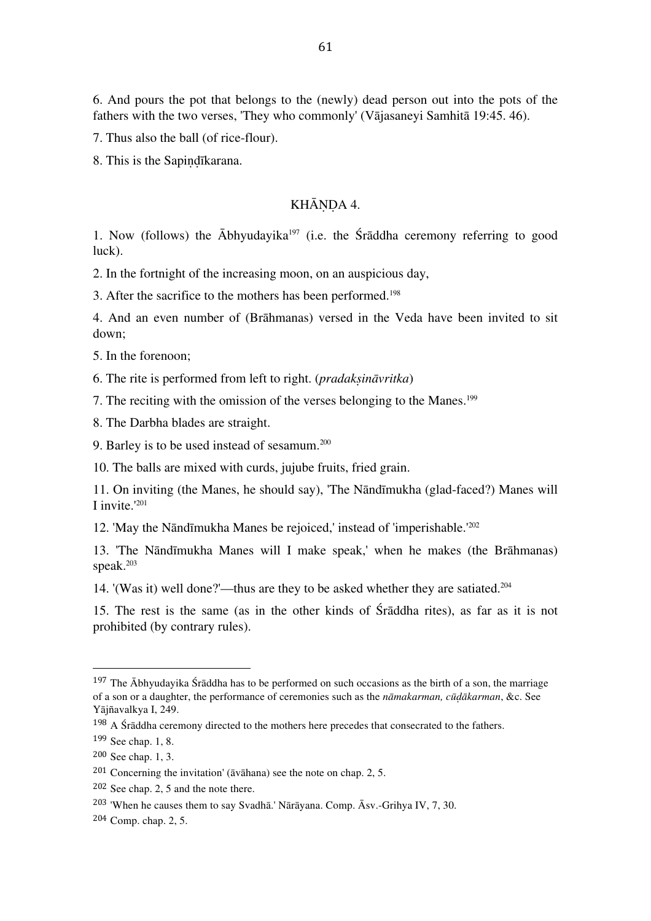6. And pours the pot that belongs to the (newly) dead person out into the pots of the fathers with the two verses, 'They who commonly' (Vājasaneyi Samhitā 19:45. 46).

7. Thus also the ball (of rice-flour).

8. This is the Sapiṇḍīkarana.

## KHĀṆḌA 4.

1. Now (follows) the Ābhyudayika[197] (i.e. the Śrāddha ceremony referring to good luck).

2. In the fortnight of the increasing moon, on an auspicious day,

3. After the sacrifice to the mothers has been performed.[198]

4. And an even number of (Brāhmanas) versed in the Veda have been invited to sit down;

5. In the forenoon;

6. The rite is performed from left to right. (*pradakṣināvritka*)

7. The reciting with the omission of the verses belonging to the Manes.[199]

8. The Darbha blades are straight.

9. Barley is to be used instead of sesamum.[200]

10. The balls are mixed with curds, jujube fruits, fried grain.

11. On inviting (the Manes, he should say), 'The Nāndīmukha (glad-faced?) Manes will I invite.'[201]

12. 'May the Nāndīmukha Manes be rejoiced,' instead of 'imperishable.'[202]

13. 'The Nāndīmukha Manes will I make speak,' when he makes (the Brāhmanas) speak.[203]

14. '(Was it) well done?'—thus are they to be asked whether they are satiated.[204]

15. The rest is the same (as in the other kinds of Śrāddha rites), as far as it is not prohibited (by contrary rules).

---

[197] The Ābhyudayika Śrāddha has to be performed on such occasions as the birth of a son, the marriage of a son or a daughter, the performance of ceremonies such as the *nāmakarman, cūḍākarman*, &c. See Yājñavalkya I, 249.

[198] A Śrāddha ceremony directed to the mothers here precedes that consecrated to the fathers.

[199] See chap. 1, 8.

[200] See chap. 1, 3.

[201] Concerning the invitation' (āvāhana) see the note on chap. 2, 5.

[202] See chap. 2, 5 and the note there.

[203] 'When he causes them to say Svadhā.' Nārāyana. Comp. Āsv.-Grihya IV, 7, 30.

[204] Comp. chap. 2, 5.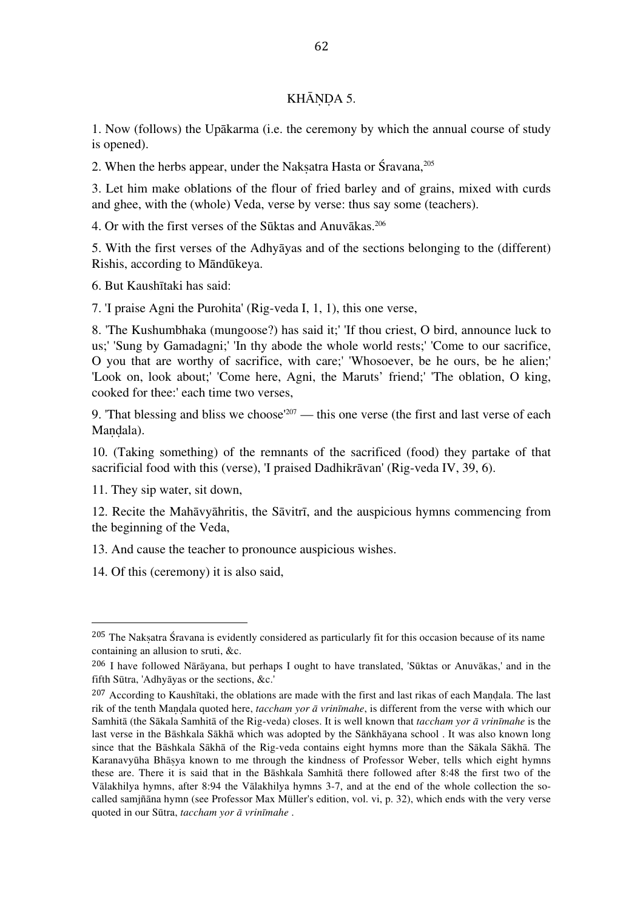## KHĀṆḌA 5.

1. Now (follows) the Upākarma (i.e. the ceremony by which the annual course of study is opened).

2. When the herbs appear, under the Nakṣatra Hasta or Śravana,[205]

3. Let him make oblations of the flour of fried barley and of grains, mixed with curds and ghee, with the (whole) Veda, verse by verse: thus say some (teachers).

4. Or with the first verses of the Sūktas and Anuvākas.[206]

5. With the first verses of the Adhyāyas and of the sections belonging to the (different) Rishis, according to Māndūkeya.

6. But Kaushītaki has said:

7. 'I praise Agni the Purohita' (Rig-veda I, 1, 1), this one verse,

8. 'The Kushumbhaka (mungoose?) has said it;' 'If thou criest, O bird, announce luck to us;' 'Sung by Gamadagni;' 'In thy abode the whole world rests;' 'Come to our sacrifice, O you that are worthy of sacrifice, with care;' 'Whosoever, be he ours, be he alien;' 'Look on, look about;' 'Come here, Agni, the Maruts' friend;' 'The oblation, O king, cooked for thee:' each time two verses,

9. 'That blessing and bliss we choose'[207] — this one verse (the first and last verse of each Maṇḍala).

10. (Taking something) of the remnants of the sacrificed (food) they partake of that sacrificial food with this (verse), 'I praised Dadhikrāvan' (Rig-veda IV, 39, 6).

11. They sip water, sit down,

12. Recite the Mahāvyāhritis, the Sāvitrī, and the auspicious hymns commencing from the beginning of the Veda,

13. And cause the teacher to pronounce auspicious wishes.

14. Of this (ceremony) it is also said,

---

[205] The Nakṣatra Śravana is evidently considered as particularly fit for this occasion because of its name containing an allusion to sruti, &c.

[206] I have followed Nārāyana, but perhaps I ought to have translated, 'Sūktas or Anuvākas,' and in the fifth Sūtra, 'Adhyāyas or the sections, &c.'

[207] According to Kaushītaki, the oblations are made with the first and last rikas of each Maṇḍala. The last rik of the tenth Maṇḍala quoted here, *taccham yor ā vrinīmahe*, is different from the verse with which our Samhitā (the Sākala Samhitā of the Rig-veda) closes. It is well known that *taccham yor ā vrinīmahe* is the last verse in the Bāshkala Sākhā which was adopted by the Sāṅkhāyana school . It was also known long since that the Bāshkala Sākhā of the Rig-veda contains eight hymns more than the Sākala Sākhā. The Karanavyūha Bhāṣya known to me through the kindness of Professor Weber, tells which eight hymns these are. There it is said that in the Bāshkala Samhitā there followed after 8:48 the first two of the Vālakhilya hymns, after 8:94 the Vālakhilya hymns 3-7, and at the end of the whole collection the so-called samjñāna hymn (see Professor Max Müller's edition, vol. vi, p. 32), which ends with the very verse quoted in our Sūtra, *taccham yor ā vrinīmahe* .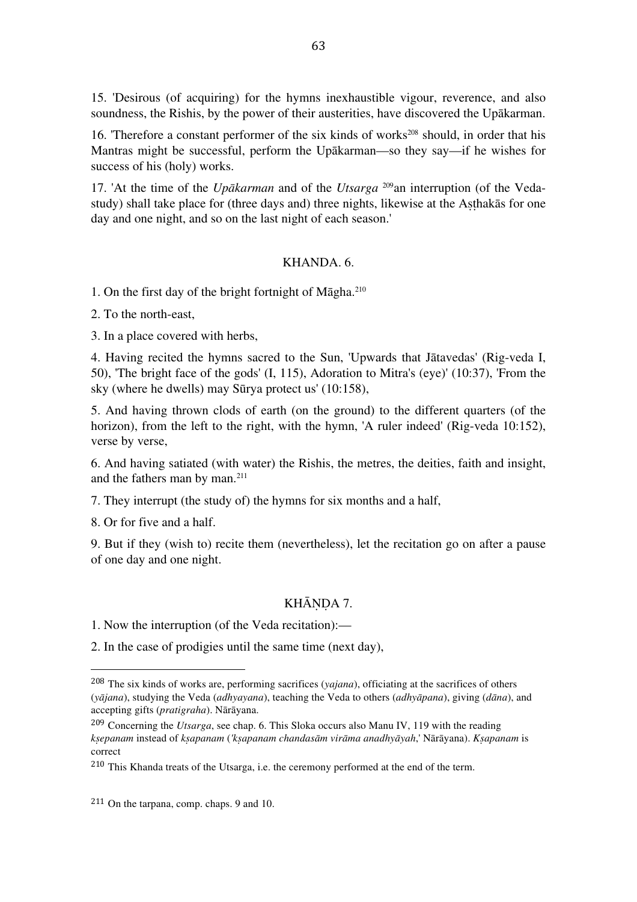15. 'Desirous (of acquiring) for the hymns inexhaustible vigour, reverence, and also soundness, the Rishis, by the power of their austerities, have discovered the Upākarman.

16. 'Therefore a constant performer of the six kinds of works[208] should, in order that his Mantras might be successful, perform the Upākarman—so they say—if he wishes for success of his (holy) works.

17. 'At the time of the *Upākarman* and of the *Utsarga* [209]an interruption (of the Veda-study) shall take place for (three days and) three nights, likewise at the Aṣṭhakās for one day and one night, and so on the last night of each season.'

## KHANDA. 6.

1. On the first day of the bright fortnight of Māgha.[210]

2. To the north-east,

3. In a place covered with herbs,

4. Having recited the hymns sacred to the Sun, 'Upwards that Jātavedas' (Rig-veda I, 50), 'The bright face of the gods' (I, 115), Adoration to Mitra's (eye)' (10:37), 'From the sky (where he dwells) may Sūrya protect us' (10:158),

5. And having thrown clods of earth (on the ground) to the different quarters (of the horizon), from the left to the right, with the hymn, 'A ruler indeed' (Rig-veda 10:152), verse by verse,

6. And having satiated (with water) the Rishis, the metres, the deities, faith and insight, and the fathers man by man.[211]

7. They interrupt (the study of) the hymns for six months and a half,

8. Or for five and a half.

9. But if they (wish to) recite them (nevertheless), let the recitation go on after a pause of one day and one night.

## KHĀṆḌA 7.

1. Now the interruption (of the Veda recitation):—

2. In the case of prodigies until the same time (next day),

---

[208] The six kinds of works are, performing sacrifices (*yajana*), officiating at the sacrifices of others (*yājana*), studying the Veda (*adhyayana*), teaching the Veda to others (*adhyāpana*), giving (*dāna*), and accepting gifts (*pratigraha*). Nārāyana.

[209] Concerning the *Utsarga*, see chap. 6. This Sloka occurs also Manu IV, 119 with the reading *kṣepanam* instead of *kṣapanam* (*'kṣapanam chandasām virāma anadhyāyah,'* Nārāyana). *Kṣapanam* is correct

[210] This Khanda treats of the Utsarga, i.e. the ceremony performed at the end of the term.

[211] On the tarpana, comp. chaps. 9 and 10.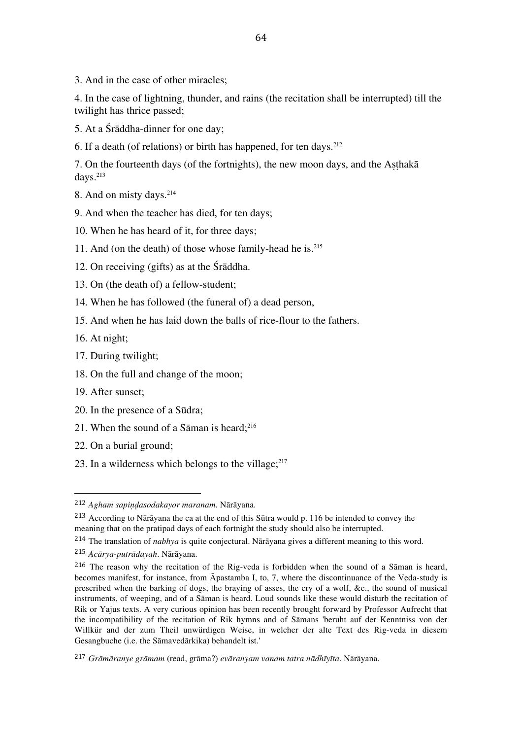3. And in the case of other miracles;

4. In the case of lightning, thunder, and rains (the recitation shall be interrupted) till the twilight has thrice passed;

5. At a Śrāddha-dinner for one day;

6. If a death (of relations) or birth has happened, for ten days.[212]

7. On the fourteenth days (of the fortnights), the new moon days, and the Aṣṭhakā days.[213]

8. And on misty days.[214]

9. And when the teacher has died, for ten days;

10. When he has heard of it, for three days;

11. And (on the death) of those whose family-head he is.[215]

12. On receiving (gifts) as at the Śrāddha.

13. On (the death of) a fellow-student;

14. When he has followed (the funeral of) a dead person,

15. And when he has laid down the balls of rice-flour to the fathers.

16. At night;

17. During twilight;

18. On the full and change of the moon;

19. After sunset;

20. In the presence of a Sūdra;

21. When the sound of a Sāman is heard;[216]

22. On a burial ground;

23. In a wilderness which belongs to the village;[217]

---

[212] *Agham sapiṇḍasodakayor maranam.* Nārāyana.

[213] According to Nārāyana the ca at the end of this Sūtra would p. 116 be intended to convey the meaning that on the pratipad days of each fortnight the study should also be interrupted.

[214] The translation of *nabhya* is quite conjectural. Nārāyana gives a different meaning to this word.

[215] *Ācārya-putrādayah*. Nārāyana.

[216] The reason why the recitation of the Rig-veda is forbidden when the sound of a Sāman is heard, becomes manifest, for instance, from Āpastamba I, to, 7, where the discontinuance of the Veda-study is prescribed when the barking of dogs, the braying of asses, the cry of a wolf, &c., the sound of musical instruments, of weeping, and of a Sāman is heard. Loud sounds like these would disturb the recitation of Rik or Yajus texts. A very curious opinion has been recently brought forward by Professor Aufrecht that the incompatibility of the recitation of Rik hymns and of Sāmans 'beruht auf der Kenntniss von der Willkür and der zum Theil unwürdigen Weise, in welcher der alte Text des Rig-veda in diesem Gesangbuche (i.e. the Sāmavedārkika) behandelt ist.'

[217] *Grāmāranye grāmam* (read, grāma?) *evāranyam vanam tatra nādhīyīta*. Nārāyana.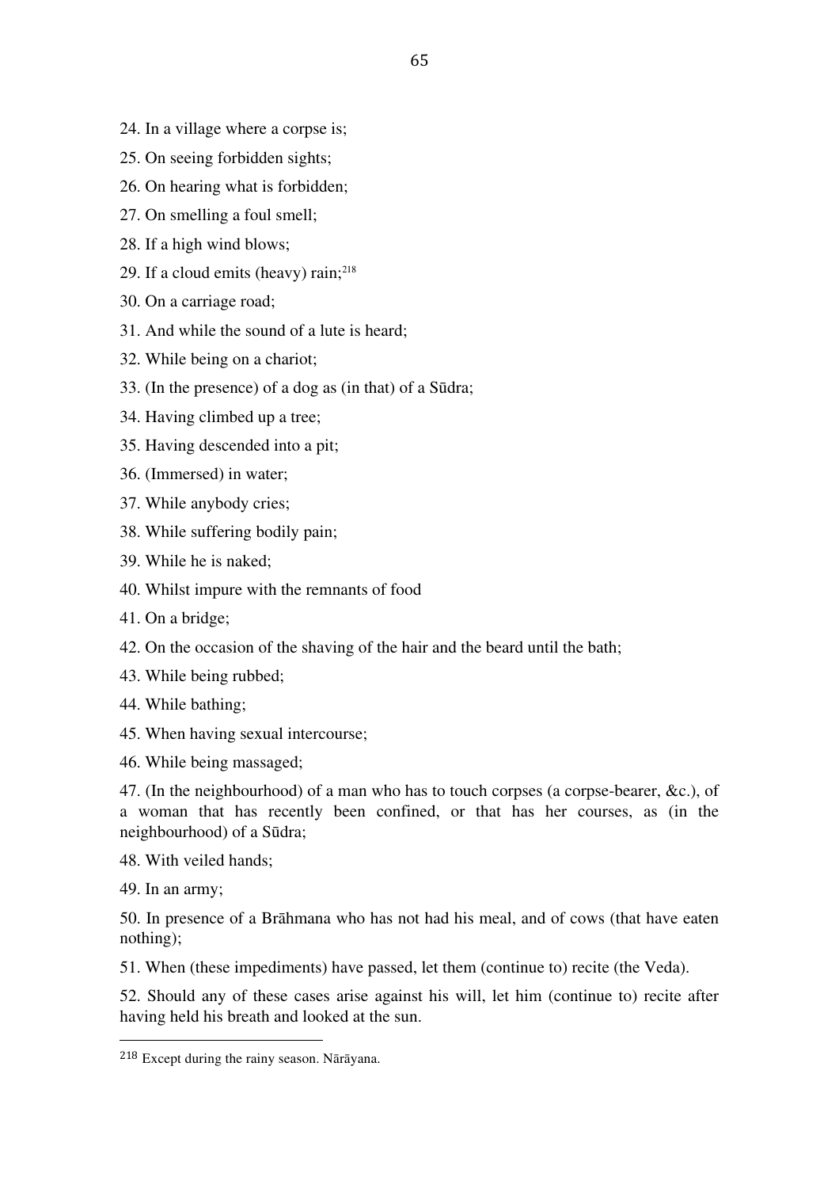24. In a village where a corpse is;

25. On seeing forbidden sights;

26. On hearing what is forbidden;

27. On smelling a foul smell;

28. If a high wind blows;

29. If a cloud emits (heavy) rain;[218]

30. On a carriage road;

31. And while the sound of a lute is heard;

32. While being on a chariot;

33. (In the presence) of a dog as (in that) of a Sūdra;

34. Having climbed up a tree;

35. Having descended into a pit;

36. (Immersed) in water;

37. While anybody cries;

38. While suffering bodily pain;

39. While he is naked;

40. Whilst impure with the remnants of food

41. On a bridge;

42. On the occasion of the shaving of the hair and the beard until the bath;

43. While being rubbed;

44. While bathing;

45. When having sexual intercourse;

46. While being massaged;

47. (In the neighbourhood) of a man who has to touch corpses (a corpse-bearer, &c.), of a woman that has recently been confined, or that has her courses, as (in the neighbourhood) of a Sūdra;

48. With veiled hands;

49. In an army;

50. In presence of a Brāhmana who has not had his meal, and of cows (that have eaten nothing);

51. When (these impediments) have passed, let them (continue to) recite (the Veda).

52. Should any of these cases arise against his will, let him (continue to) recite after having held his breath and looked at the sun.

---

[218] Except during the rainy season. Nārāyana.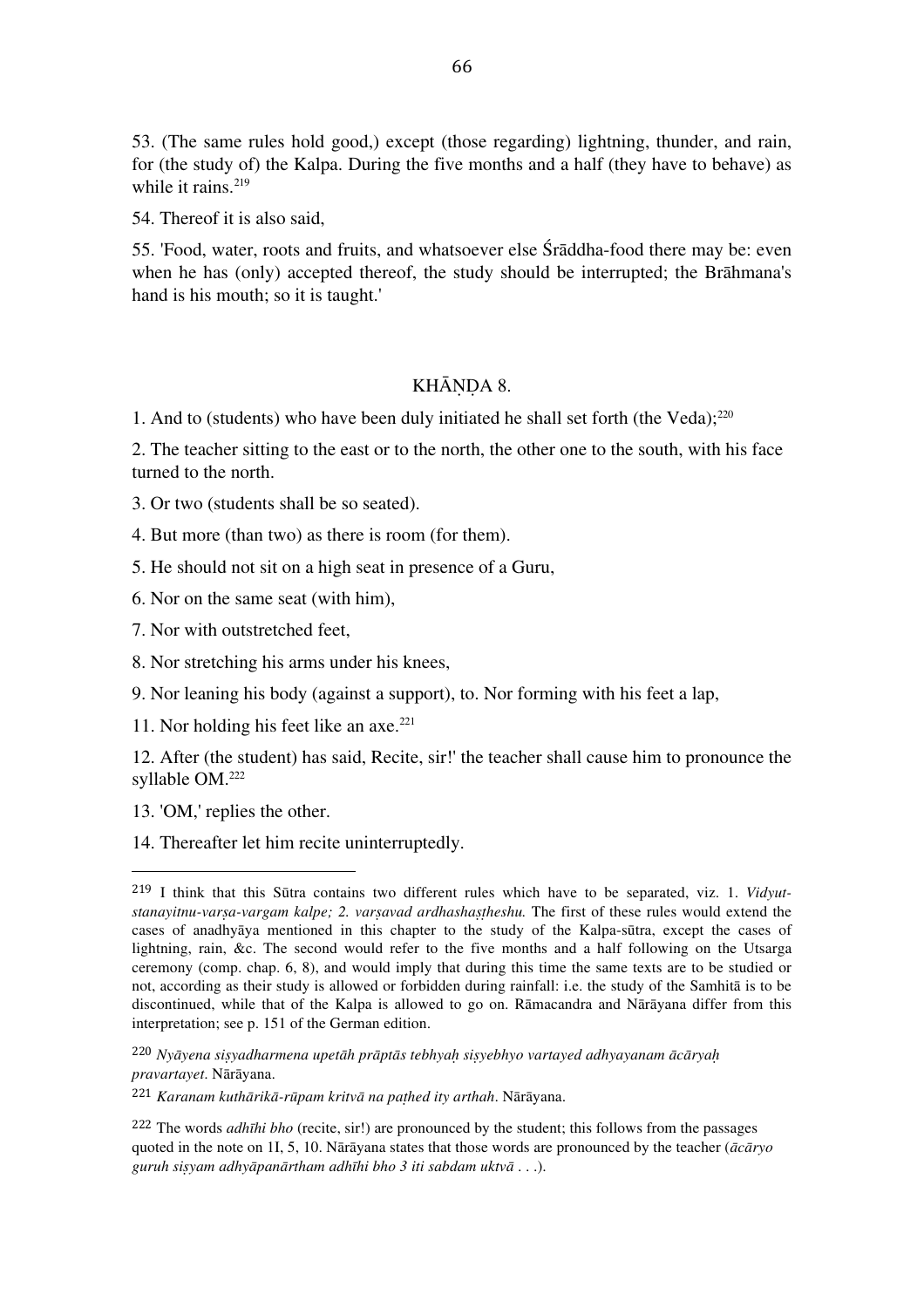53. (The same rules hold good,) except (those regarding) lightning, thunder, and rain, for (the study of) the Kalpa. During the five months and a half (they have to behave) as while it rains.[219]

54. Thereof it is also said,

55. 'Food, water, roots and fruits, and whatsoever else Śrāddha-food there may be: even when he has (only) accepted thereof, the study should be interrupted; the Brāhmana's hand is his mouth; so it is taught.'

## KHĀṆḌA 8.

1. And to (students) who have been duly initiated he shall set forth (the Veda);[220]

2. The teacher sitting to the east or to the north, the other one to the south, with his face turned to the north.

3. Or two (students shall be so seated).

4. But more (than two) as there is room (for them).

5. He should not sit on a high seat in presence of a Guru,

6. Nor on the same seat (with him),

7. Nor with outstretched feet,

8. Nor stretching his arms under his knees,

9. Nor leaning his body (against a support), to. Nor forming with his feet a lap,

11. Nor holding his feet like an axe.[221]

12. After (the student) has said, Recite, sir!' the teacher shall cause him to pronounce the syllable OM.[222]

13. 'OM,' replies the other.

14. Thereafter let him recite uninterruptedly.

---

[219] I think that this Sūtra contains two different rules which have to be separated, viz. 1. *Vidyut-stanayitnu-varṣa-vargam kalpe; 2. varṣavad ardhashaṣṭheshu.* The first of these rules would extend the cases of anadhyāya mentioned in this chapter to the study of the Kalpa-sūtra, except the cases of lightning, rain, &c. The second would refer to the five months and a half following on the Utsarga ceremony (comp. chap. 6, 8), and would imply that during this time the same texts are to be studied or not, according as their study is allowed or forbidden during rainfall: i.e. the study of the Samhitā is to be discontinued, while that of the Kalpa is allowed to go on. Rāmacandra and Nārāyana differ from this interpretation; see p. 151 of the German edition.

[220] *Nyāyena siṣyadharmena upetāh prāptās tebhyaḥ siṣyebhyo vartayed adhyayanam ācāryaḥ pravartayet*. Nārāyana.

[221] *Karanam kuthārikā-rūpam kritvā na paṭhed ity arthah*. Nārāyana.

[222] The words *adhīhi bho* (recite, sir!) are pronounced by the student; this follows from the passages quoted in the note on 1I, 5, 10. Nārāyana states that those words are pronounced by the teacher (*ācāryo guruh siṣyam adhyāpanārtham adhīhi bho 3 iti sabdam uktvā . . .*).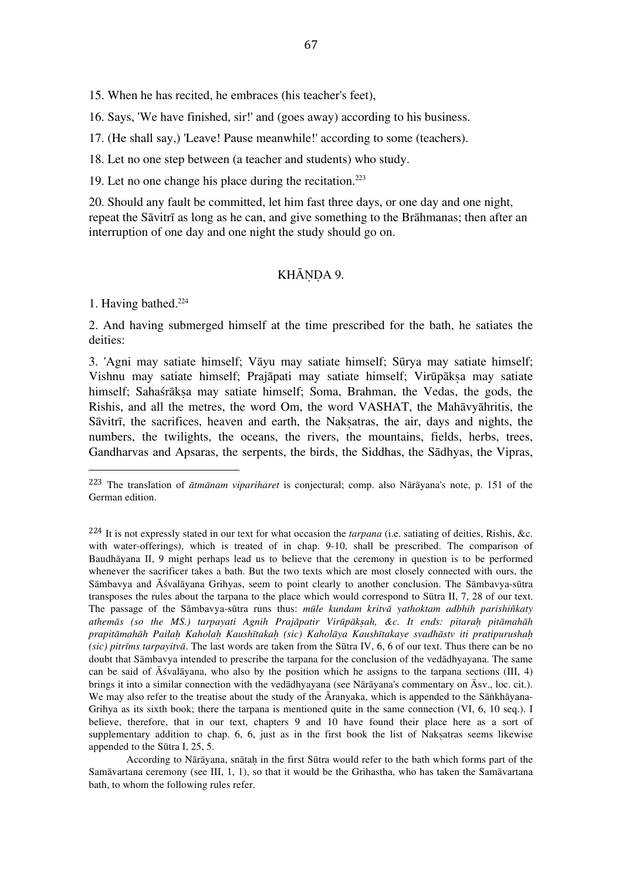15. When he has recited, he embraces (his teacher's feet),

16. Says, 'We have finished, sir!' and (goes away) according to his business.

17. (He shall say,) 'Leave! Pause meanwhile!' according to some (teachers).

18. Let no one step between (a teacher and students) who study.

19. Let no one change his place during the recitation.[223]

20. Should any fault be committed, let him fast three days, or one day and one night, repeat the Sāvitrī as long as he can, and give something to the Brāhmanas; then after an interruption of one day and one night the study should go on.

## KHĀṆḌA 9.

1. Having bathed.[224]

2. And having submerged himself at the time prescribed for the bath, he satiates the deities:

3. 'Agni may satiate himself; Vāyu may satiate himself; Sūrya may satiate himself; Vishnu may satiate himself; Prajāpati may satiate himself; Virūpākṣa may satiate himself; Sahaśrākṣa may satiate himself; Soma, Brahman, the Vedas, the gods, the Rishis, and all the metres, the word Om, the word VASHAT, the Mahāvyāhritis, the Sāvitrī, the sacrifices, heaven and earth, the Nakṣatras, the air, days and nights, the numbers, the twilights, the oceans, the rivers, the mountains, fields, herbs, trees, Gandharvas and Apsaras, the serpents, the birds, the Siddhas, the Sādhyas, the Vipras,

---

[223] The translation of *ātmānam vipariharet* is conjectural; comp. also Nārāyana's note, p. 151 of the German edition.

[224] It is not expressly stated in our text for what occasion the *tarpana* (i.e. satiating of deities, Rishis, &c. with water-offerings), which is treated of in chap. 9-10, shall be prescribed. The comparison of Baudhāyana II, 9 might perhaps lead us to believe that the ceremony in question is to be performed whenever the sacrificer takes a bath. But the two texts which are most closely connected with ours, the Sāmbavya and Āśvalāyana Grihyas, seem to point clearly to another conclusion. The Sāmbavya-sūtra transposes the rules about the tarpana to the place which would correspond to Sūtra II, 7, 28 of our text. The passage of the Sāmbavya-sūtra runs thus: *mūle kundam kritvā yathoktam adbhih parishiñkaty athemās (so the MS.) tarpayati Agnih Prajāpatir Virūpākṣah, &c. It ends: pitaraḥ pitāmahāh prapitāmahāh Pailaḥ Kaholaḥ Kaushītakaḥ (sic) Kaholāya Kaushītakaye svadhāstv iti pratipurushaḥ (sic) pitrīms tarpayitvā*. The last words are taken from the Sūtra IV, 6, 6 of our text. Thus there can be no doubt that Sāmbavya intended to prescribe the tarpana for the conclusion of the vedādhyayana. The same can be said of Āśvalāyana, who also by the position which he assigns to the tarpana sections (III, 4) brings it into a similar connection with the vedādhyayana (see Nārāyana's commentary on Āsv., loc. cit.). We may also refer to the treatise about the study of the Āranyaka, which is appended to the Sāṅkhāyana-Grihya as its sixth book; there the tarpana is mentioned quite in the same connection (VI, 6, 10 seq.). I believe, therefore, that in our text, chapters 9 and 10 have found their place here as a sort of supplementary addition to chap. 6, 6, just as in the first book the list of Nakṣatras seems likewise appended to the Sūtra I, 25, 5.

According to Nārāyana, snātaḥ in the first Sūtra would refer to the bath which forms part of the Samāvartana ceremony (see III, 1, 1), so that it would be the Grihastha, who has taken the Samāvartana bath, to whom the following rules refer.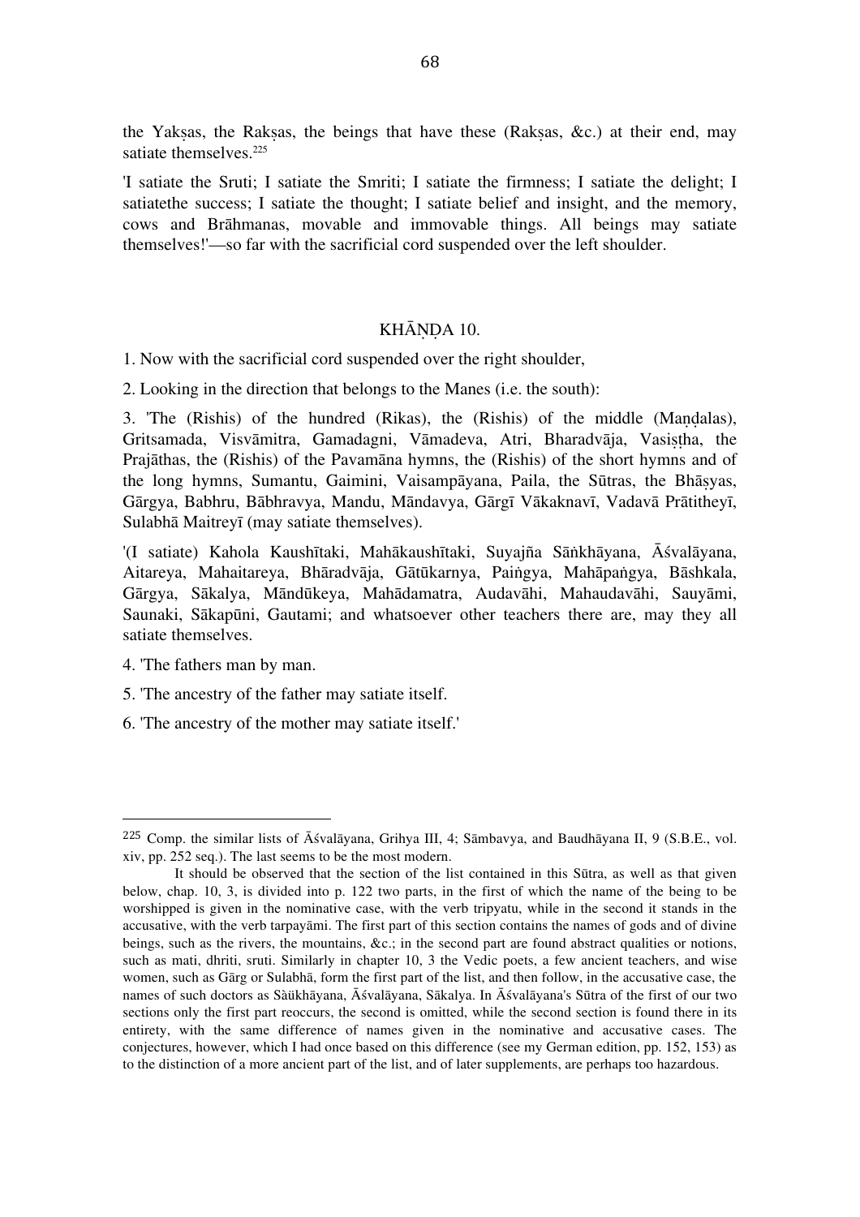the Yakṣas, the Rakṣas, the beings that have these (Rakṣas, &c.) at their end, may satiate themselves.[225]

'I satiate the Sruti; I satiate the Smriti; I satiate the firmness; I satiate the delight; I satiatethe success; I satiate the thought; I satiate belief and insight, and the memory, cows and Brāhmanas, movable and immovable things. All beings may satiate themselves!'—so far with the sacrificial cord suspended over the left shoulder.

## KHĀṆḌA 10.

1. Now with the sacrificial cord suspended over the right shoulder,

2. Looking in the direction that belongs to the Manes (i.e. the south):

3. 'The (Rishis) of the hundred (Rikas), the (Rishis) of the middle (Maṇḍalas), Gritsamada, Visvāmitra, Gamadagni, Vāmadeva, Atri, Bharadvāja, Vasiṣṭha, the Prajāthas, the (Rishis) of the Pavamāna hymns, the (Rishis) of the short hymns and of the long hymns, Sumantu, Gaimini, Vaisampāyana, Paila, the Sūtras, the Bhāṣyas, Gārgya, Babhru, Bābhravya, Mandu, Māndavya, Gārgī Vākaknavī, Vadavā Prātitheyī, Sulabhā Maitreyī (may satiate themselves).

'(I satiate) Kahola Kaushītaki, Mahākaushītaki, Suyajña Sāṅkhāyana, Āśvalāyana, Aitareya, Mahaitareya, Bhāradvāja, Gātūkarnya, Paiṅgya, Mahāpaṅgya, Bāshkala, Gārgya, Sākalya, Māndūkeya, Mahādamatra, Audavāhi, Mahaudavāhi, Sauyāmi, Saunaki, Sākapūni, Gautami; and whatsoever other teachers there are, may they all satiate themselves.

4. 'The fathers man by man.

5. 'The ancestry of the father may satiate itself.

6. 'The ancestry of the mother may satiate itself.'

---

[225] Comp. the similar lists of Āśvalāyana, Grihya III, 4; Sāmbavya, and Baudhāyana II, 9 (S.B.E., vol. xiv, pp. 252 seq.). The last seems to be the most modern.

It should be observed that the section of the list contained in this Sūtra, as well as that given below, chap. 10, 3, is divided into p. 122 two parts, in the first of which the name of the being to be worshipped is given in the nominative case, with the verb tripyatu, while in the second it stands in the accusative, with the verb tarpayāmi. The first part of this section contains the names of gods and of divine beings, such as the rivers, the mountains, &c.; in the second part are found abstract qualities or notions, such as mati, dhriti, sruti. Similarly in chapter 10, 3 the Vedic poets, a few ancient teachers, and wise women, such as Gārg or Sulabhā, form the first part of the list, and then follow, in the accusative case, the names of such doctors as Sàükhāyana, Āśvalāyana, Sākalya. In Āśvalāyana's Sūtra of the first of our two sections only the first part reoccurs, the second is omitted, while the second section is found there in its entirety, with the same difference of names given in the nominative and accusative cases. The conjectures, however, which I had once based on this difference (see my German edition, pp. 152, 153) as to the distinction of a more ancient part of the list, and of later supplements, are perhaps too hazardous.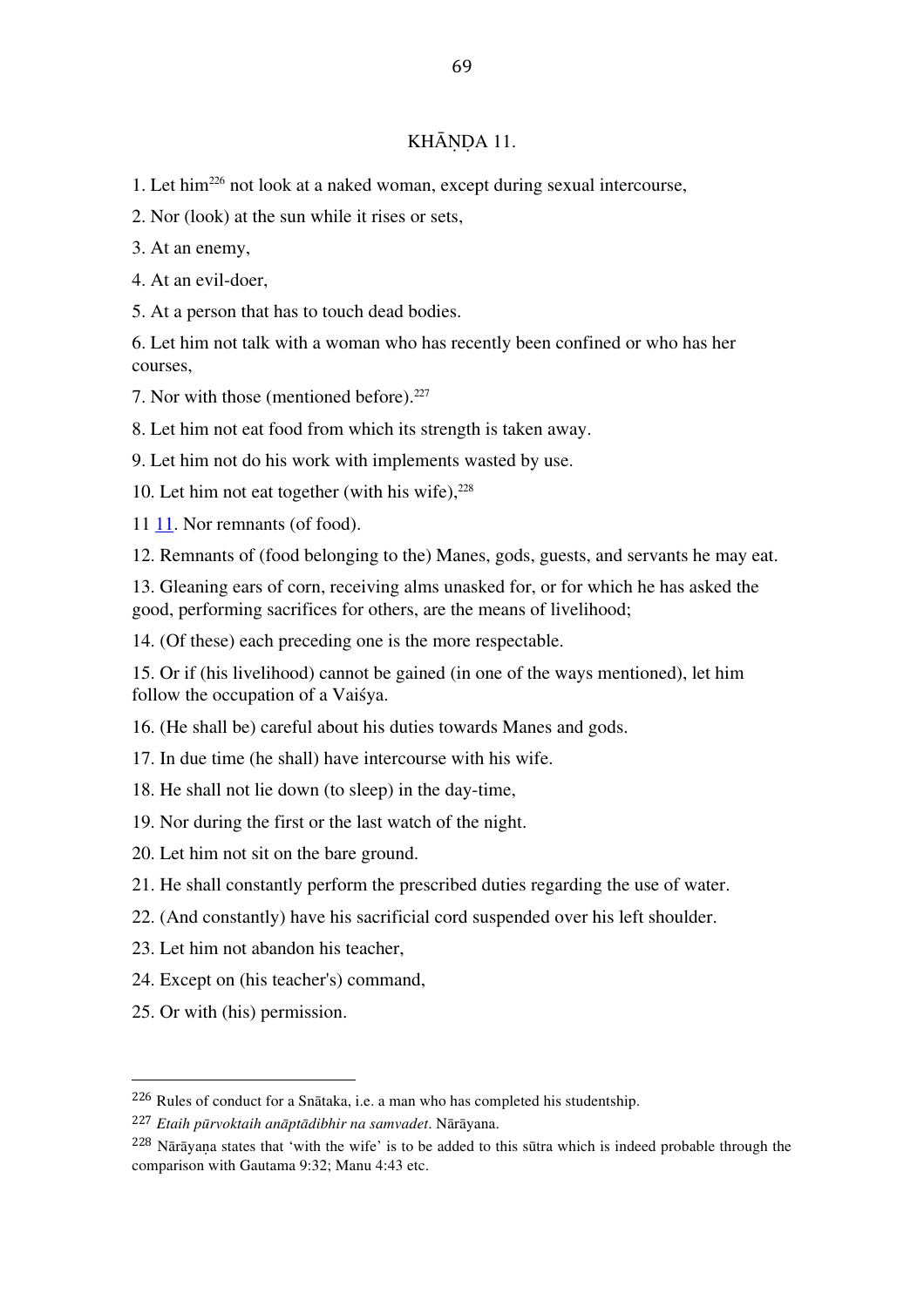## KHĀṆḌA 11.

1. Let him[226] not look at a naked woman, except during sexual intercourse,

2. Nor (look) at the sun while it rises or sets,

3. At an enemy,

4. At an evil-doer,

5. At a person that has to touch dead bodies.

6. Let him not talk with a woman who has recently been confined or who has her courses,

7. Nor with those (mentioned before).[227]

8. Let him not eat food from which its strength is taken away.

9. Let him not do his work with implements wasted by use.

10. Let him not eat together (with his wife),[228]

11 11. Nor remnants (of food).

12. Remnants of (food belonging to the) Manes, gods, guests, and servants he may eat.

13. Gleaning ears of corn, receiving alms unasked for, or for which he has asked the good, performing sacrifices for others, are the means of livelihood;

14. (Of these) each preceding one is the more respectable.

15. Or if (his livelihood) cannot be gained (in one of the ways mentioned), let him follow the occupation of a Vaiśya.

16. (He shall be) careful about his duties towards Manes and gods.

17. In due time (he shall) have intercourse with his wife.

18. He shall not lie down (to sleep) in the day-time,

19. Nor during the first or the last watch of the night.

20. Let him not sit on the bare ground.

21. He shall constantly perform the prescribed duties regarding the use of water.

22. (And constantly) have his sacrificial cord suspended over his left shoulder.

23. Let him not abandon his teacher,

24. Except on (his teacher's) command,

25. Or with (his) permission.

---

[226] Rules of conduct for a Snātaka, i.e. a man who has completed his studentship.

[227] *Etaih pūrvoktaih anāptādibhir na samvadet*. Nārāyana.

[228] Nārāyaṇa states that 'with the wife' is to be added to this sūtra which is indeed probable through the comparison with Gautama 9:32; Manu 4:43 etc.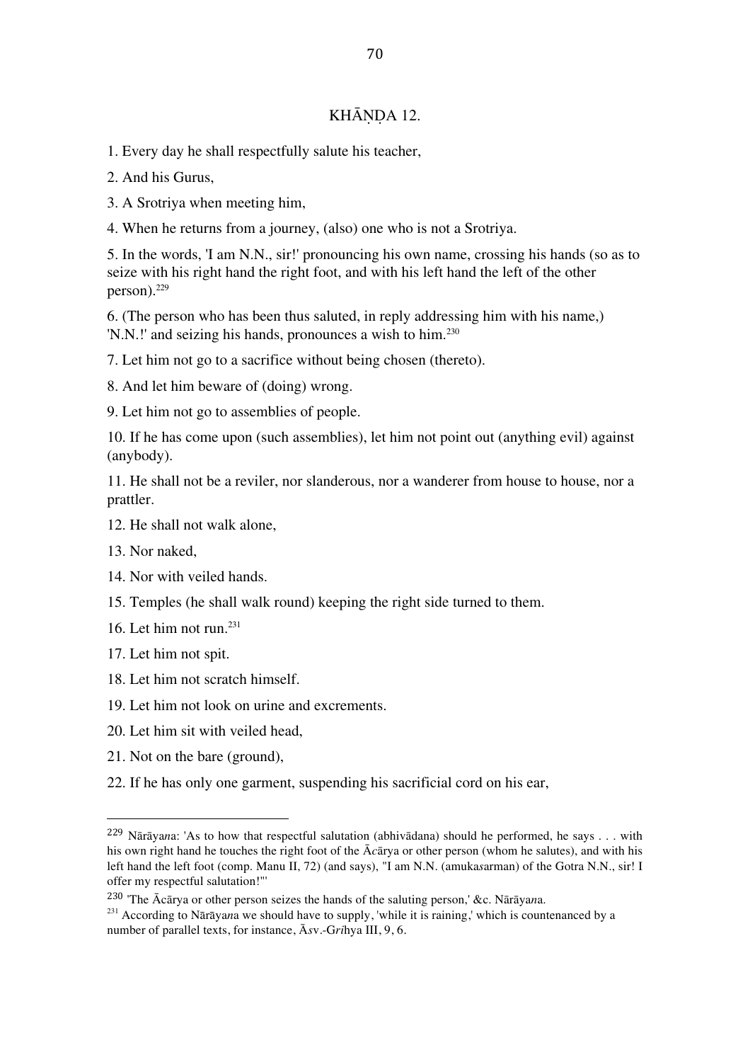## KHĀṆḌA 12.

1. Every day he shall respectfully salute his teacher,

2. And his Gurus,

3. A Srotriya when meeting him,

4. When he returns from a journey, (also) one who is not a Srotriya.

5. In the words, 'I am N.N., sir!' pronouncing his own name, crossing his hands (so as to seize with his right hand the right foot, and with his left hand the left of the other person).[229]

6. (The person who has been thus saluted, in reply addressing him with his name,) 'N.N.!' and seizing his hands, pronounces a wish to him.[230]

7. Let him not go to a sacrifice without being chosen (thereto).

8. And let him beware of (doing) wrong.

9. Let him not go to assemblies of people.

10. If he has come upon (such assemblies), let him not point out (anything evil) against (anybody).

11. He shall not be a reviler, nor slanderous, nor a wanderer from house to house, nor a prattler.

12. He shall not walk alone,

13. Nor naked,

14. Nor with veiled hands.

15. Temples (he shall walk round) keeping the right side turned to them.

16. Let him not run.[231]

17. Let him not spit.

18. Let him not scratch himself.

19. Let him not look on urine and excrements.

20. Let him sit with veiled head,

21. Not on the bare (ground),

22. If he has only one garment, suspending his sacrificial cord on his ear,

---

[229] Nārāya*n*a: 'As to how that respectful salutation (abhivādana) should he performed, he says . . . with his own right hand he touches the right foot of the Ā*c*ārya or other person (whom he salutes), and with his left hand the left foot (comp. Manu II, 72) (and says), "I am N.N. (amuka*s*arman) of the Gotra N.N., sir! I offer my respectful salutation!"'

[230] 'The Ācārya or other person seizes the hands of the saluting person,' &c. Nārāya*n*a.

[231] According to Nārāya*n*a we should have to supply, 'while it is raining,' which is countenanced by a number of parallel texts, for instance, Ā*s*v.-G*ri*hya III, 9, 6.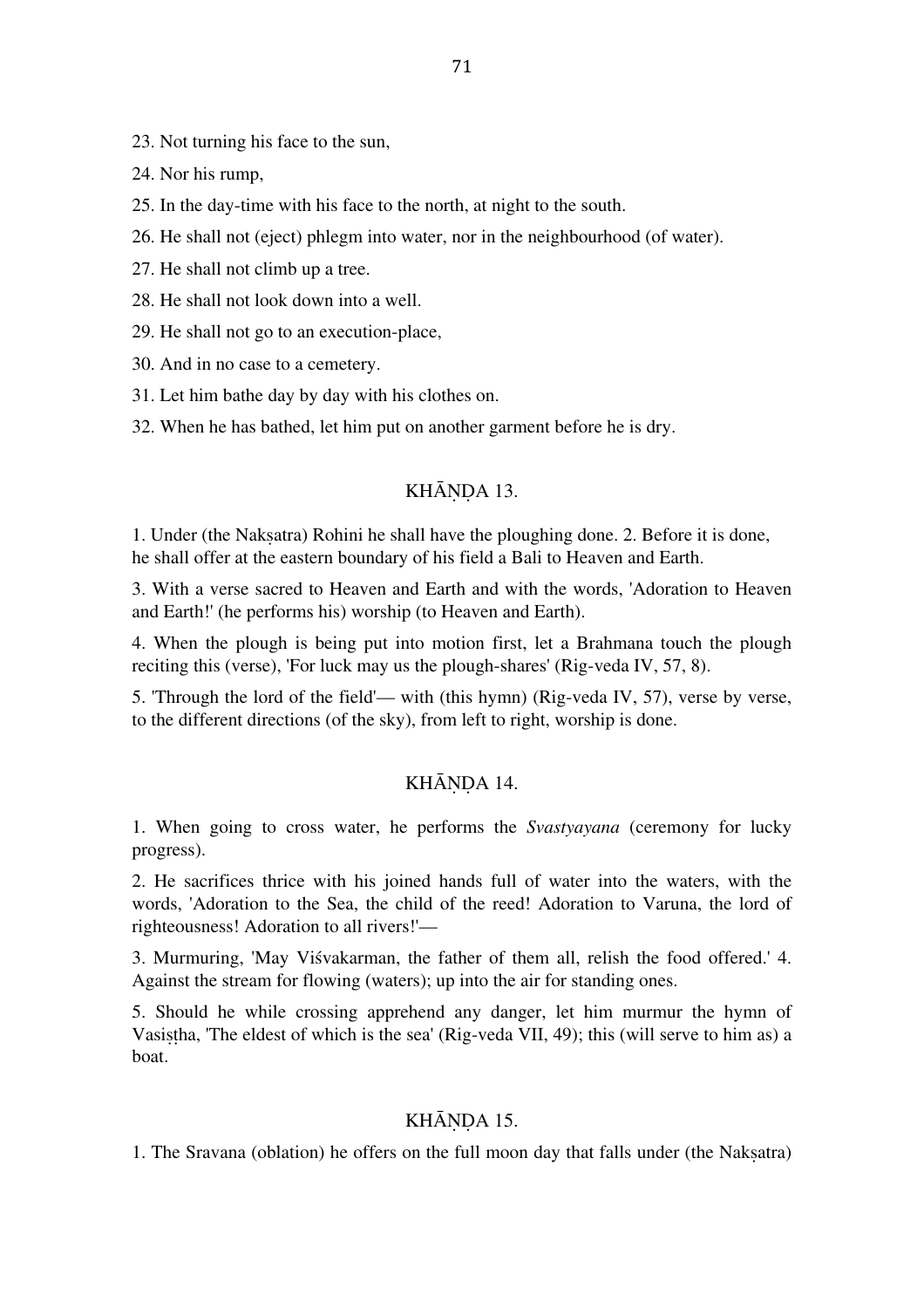23. Not turning his face to the sun,

24. Nor his rump,

25. In the day-time with his face to the north, at night to the south.

26. He shall not (eject) phlegm into water, nor in the neighbourhood (of water).

27. He shall not climb up a tree.

28. He shall not look down into a well.

29. He shall not go to an execution-place,

30. And in no case to a cemetery.

31. Let him bathe day by day with his clothes on.

32. When he has bathed, let him put on another garment before he is dry.

## KHĀṆḌA 13.

1. Under (the Nakṣatra) Rohini he shall have the ploughing done. 2. Before it is done, he shall offer at the eastern boundary of his field a Bali to Heaven and Earth.

3. With a verse sacred to Heaven and Earth and with the words, 'Adoration to Heaven and Earth!' (he performs his) worship (to Heaven and Earth).

4. When the plough is being put into motion first, let a Brahmana touch the plough reciting this (verse), 'For luck may us the plough-shares' (Rig-veda IV, 57, 8).

5. 'Through the lord of the field'— with (this hymn) (Rig-veda IV, 57), verse by verse, to the different directions (of the sky), from left to right, worship is done.

## KHĀṆḌA 14.

1. When going to cross water, he performs the *Svastyayana* (ceremony for lucky progress).

2. He sacrifices thrice with his joined hands full of water into the waters, with the words, 'Adoration to the Sea, the child of the reed! Adoration to Varuna, the lord of righteousness! Adoration to all rivers!'—

3. Murmuring, 'May Viśvakarman, the father of them all, relish the food offered.' 4. Against the stream for flowing (waters); up into the air for standing ones.

5. Should he while crossing apprehend any danger, let him murmur the hymn of Vasiṣṭha, 'The eldest of which is the sea' (Rig-veda VII, 49); this (will serve to him as) a boat.

## KHĀṆḌA 15.

1. The Sravana (oblation) he offers on the full moon day that falls under (the Nakṣatra)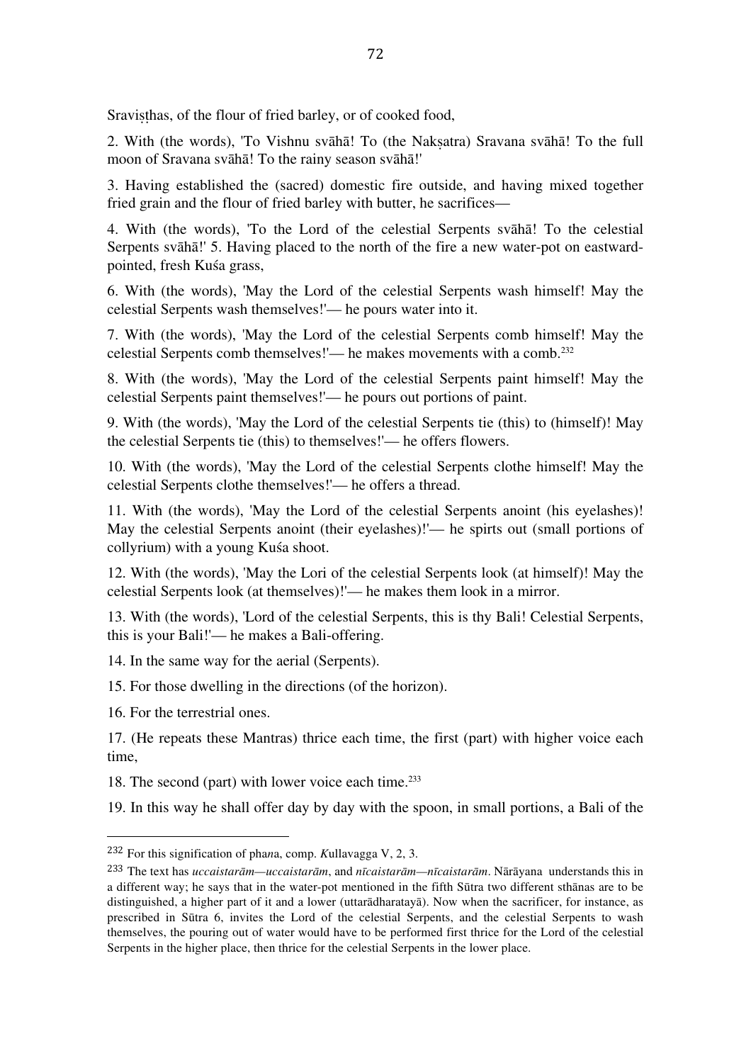Sraviṣṭhas, of the flour of fried barley, or of cooked food,

2. With (the words), 'To Vishnu svāhā! To (the Nakṣatra) Sravana svāhā! To the full moon of Sravana svāhā! To the rainy season svāhā!'

3. Having established the (sacred) domestic fire outside, and having mixed together fried grain and the flour of fried barley with butter, he sacrifices—

4. With (the words), 'To the Lord of the celestial Serpents svāhā! To the celestial Serpents svāhā!' 5. Having placed to the north of the fire a new water-pot on eastward-pointed, fresh Kuśa grass,

6. With (the words), 'May the Lord of the celestial Serpents wash himself! May the celestial Serpents wash themselves!'— he pours water into it.

7. With (the words), 'May the Lord of the celestial Serpents comb himself! May the celestial Serpents comb themselves!'— he makes movements with a comb.[232]

8. With (the words), 'May the Lord of the celestial Serpents paint himself! May the celestial Serpents paint themselves!'— he pours out portions of paint.

9. With (the words), 'May the Lord of the celestial Serpents tie (this) to (himself)! May the celestial Serpents tie (this) to themselves!'— he offers flowers.

10. With (the words), 'May the Lord of the celestial Serpents clothe himself! May the celestial Serpents clothe themselves!'— he offers a thread.

11. With (the words), 'May the Lord of the celestial Serpents anoint (his eyelashes)! May the celestial Serpents anoint (their eyelashes)!'— he spirts out (small portions of collyrium) with a young Kuśa shoot.

12. With (the words), 'May the Lori of the celestial Serpents look (at himself)! May the celestial Serpents look (at themselves)!'— he makes them look in a mirror.

13. With (the words), 'Lord of the celestial Serpents, this is thy Bali! Celestial Serpents, this is your Bali!'— he makes a Bali-offering.

14. In the same way for the aerial (Serpents).

15. For those dwelling in the directions (of the horizon).

16. For the terrestrial ones.

17. (He repeats these Mantras) thrice each time, the first (part) with higher voice each time,

18. The second (part) with lower voice each time.[233]

19. In this way he shall offer day by day with the spoon, in small portions, a Bali of the

---

232 For this signification of pha*n*a, comp. *K*ullavagga V, 2, 3.

233 The text has *uccaistarām—uccaistarām*, and *nīcaistarām—nīcaistarām*. Nārāyana understands this in a different way; he says that in the water-pot mentioned in the fifth Sūtra two different sthānas are to be distinguished, a higher part of it and a lower (uttarādharatayā). Now when the sacrificer, for instance, as prescribed in Sūtra 6, invites the Lord of the celestial Serpents, and the celestial Serpents to wash themselves, the pouring out of water would have to be performed first thrice for the Lord of the celestial Serpents in the higher place, then thrice for the celestial Serpents in the lower place.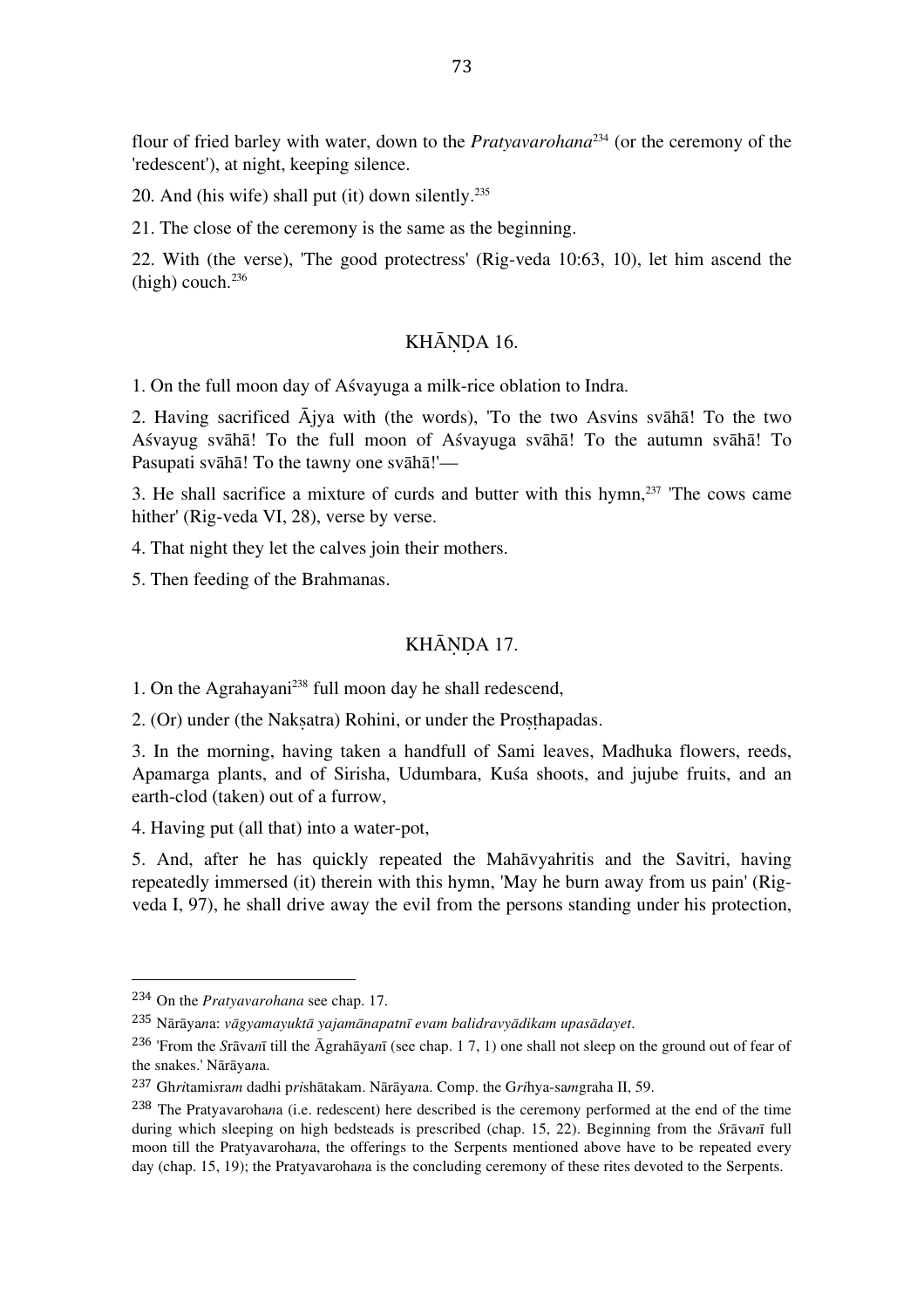flour of fried barley with water, down to the *Pratyavarohana*[234] (or the ceremony of the 'redescent'), at night, keeping silence.

20. And (his wife) shall put (it) down silently.[235]

21. The close of the ceremony is the same as the beginning.

22. With (the verse), 'The good protectress' (Rig-veda 10:63, 10), let him ascend the (high) couch.[236]

## KHĀṆḌA 16.

1. On the full moon day of Aśvayuga a milk-rice oblation to Indra.

2. Having sacrificed Ājya with (the words), 'To the two Asvins svāhā! To the two Aśvayug svāhā! To the full moon of Aśvayuga svāhā! To the autumn svāhā! To Pasupati svāhā! To the tawny one svāhā!'—

3. He shall sacrifice a mixture of curds and butter with this hymn,[237] 'The cows came hither' (Rig-veda VI, 28), verse by verse.

4. That night they let the calves join their mothers.

5. Then feeding of the Brahmanas.

## KHĀṆḌA 17.

1. On the Agrahayani[238] full moon day he shall redescend,

2. (Or) under (the Nakṣatra) Rohini, or under the Proṣṭhapadas.

3. In the morning, having taken a handfull of Sami leaves, Madhuka flowers, reeds, Apamarga plants, and of Sirisha, Udumbara, Kuśa shoots, and jujube fruits, and an earth-clod (taken) out of a furrow,

4. Having put (all that) into a water-pot,

5. And, after he has quickly repeated the Mahāvyahritis and the Savitri, having repeatedly immersed (it) therein with this hymn, 'May he burn away from us pain' (Rig-veda I, 97), he shall drive away the evil from the persons standing under his protection,

---

[234] On the *Pratyavarohana* see chap. 17.

[235] Nārāya*n*a: *vāgyamayuktā yajamānapatnī evam balidravyādikam upasādayet*.

[236] 'From the *S*rāva*n*ī till the Āgrahāya*n*ī (see chap. 1 7, 1) one shall not sleep on the ground out of fear of the snakes.' Nārāya*n*a.

[237] Gh*ri*tami*s*ra*m* dadhi p*ri*shātakam. Nārāya*n*a. Comp. the G*ri*hya-sa*m*graha II, 59.

[238] The Pratyavaroha*n*a (i.e. redescent) here described is the ceremony performed at the end of the time during which sleeping on high bedsteads is prescribed (chap. 15, 22). Beginning from the *S*rāva*n*ī full moon till the Pratyavaroha*n*a, the offerings to the Serpents mentioned above have to be repeated every day (chap. 15, 19); the Pratyavaroha*n*a is the concluding ceremony of these rites devoted to the Serpents.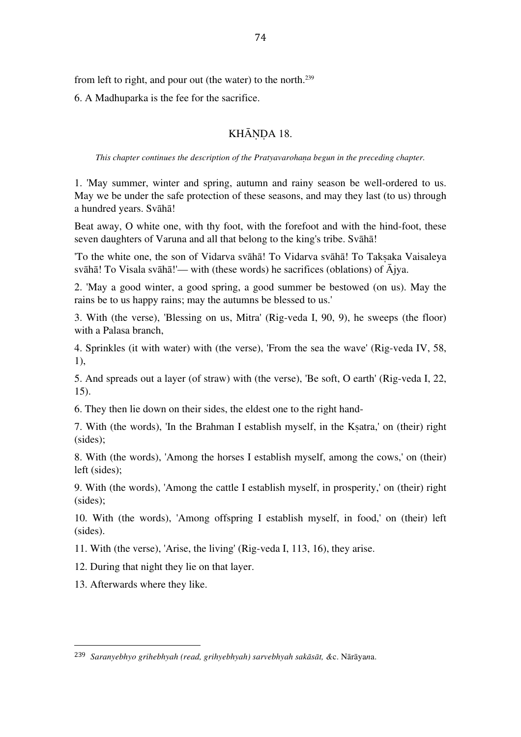from left to right, and pour out (the water) to the north.[239]

6. A Madhuparka is the fee for the sacrifice.

## KHĀṆḌA 18.

*This chapter continues the description of the Pratyavarohaṇa begun in the preceding chapter.*

1. 'May summer, winter and spring, autumn and rainy season be well-ordered to us. May we be under the safe protection of these seasons, and may they last (to us) through a hundred years. Svāhā!

Beat away, O white one, with thy foot, with the forefoot and with the hind-foot, these seven daughters of Varuna and all that belong to the king's tribe. Svāhā!

'To the white one, the son of Vidarva svāhā! To Vidarva svāhā! To Takṣaka Vaisaleya svāhā! To Visala svāhā!'— with (these words) he sacrifices (oblations) of Ājya.

2. 'May a good winter, a good spring, a good summer be bestowed (on us). May the rains be to us happy rains; may the autumns be blessed to us.'

3. With (the verse), 'Blessing on us, Mitra' (Rig-veda I, 90, 9), he sweeps (the floor) with a Palasa branch,

4. Sprinkles (it with water) with (the verse), 'From the sea the wave' (Rig-veda IV, 58, 1),

5. And spreads out a layer (of straw) with (the verse), 'Be soft, O earth' (Rig-veda I, 22, 15).

6. They then lie down on their sides, the eldest one to the right hand-

7. With (the words), 'In the Brahman I establish myself, in the Kṣatra,' on (their) right (sides);

8. With (the words), 'Among the horses I establish myself, among the cows,' on (their) left (sides);

9. With (the words), 'Among the cattle I establish myself, in prosperity,' on (their) right (sides);

10. With (the words), 'Among offspring I establish myself, in food,' on (their) left (sides).

11. With (the verse), 'Arise, the living' (Rig-veda I, 113, 16), they arise.

12. During that night they lie on that layer.

13. Afterwards where they like.

---

[239] *Saranyebhyo grihebhyah (read, grihyebhyah) sarvebhyah sakāsāt, &*c. Nārāya*n*a.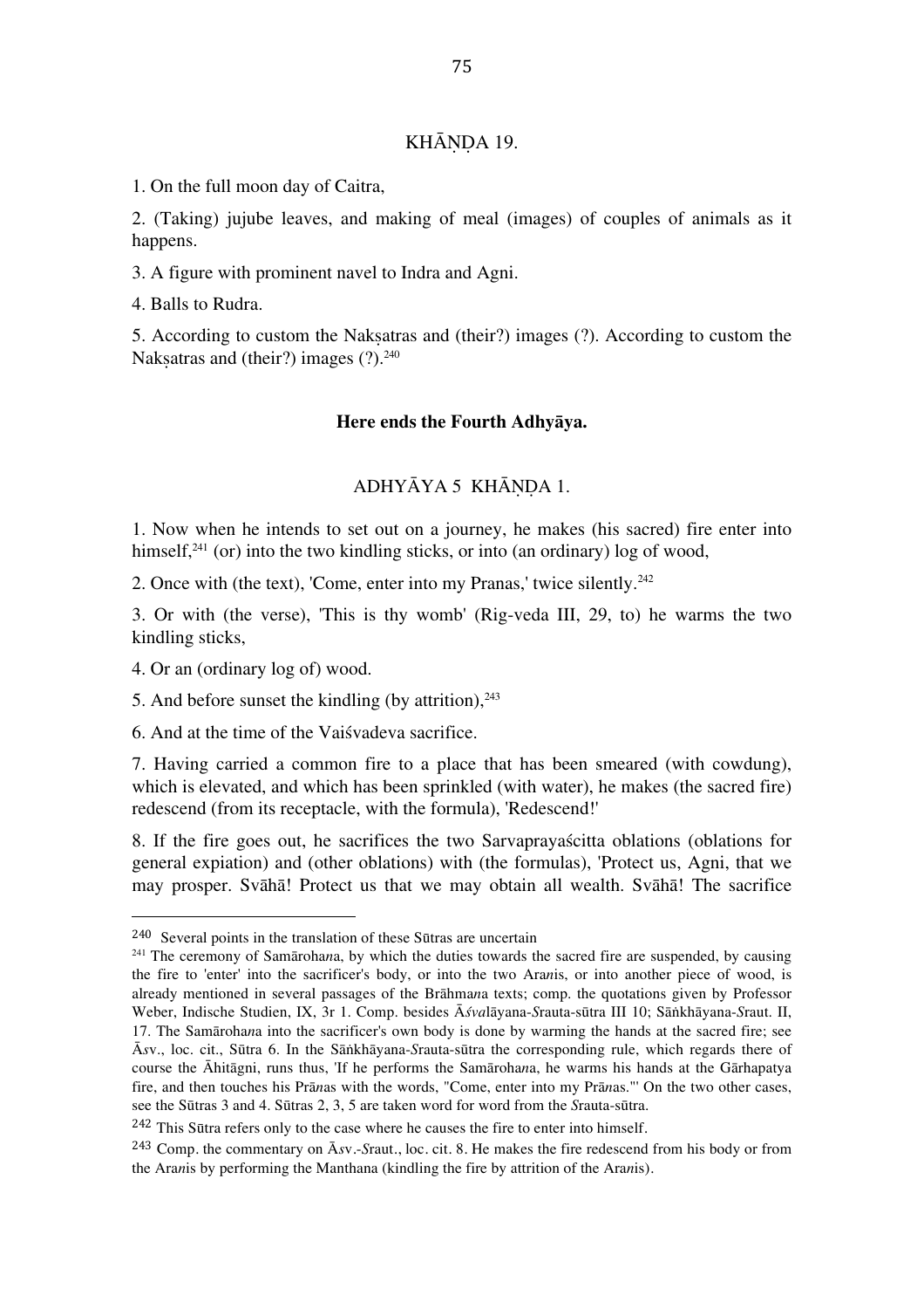## KHĀṆḌA 19.

1. On the full moon day of Caitra,

2. (Taking) jujube leaves, and making of meal (images) of couples of animals as it happens.

3. A figure with prominent navel to Indra and Agni.

4. Balls to Rudra.

5. According to custom the Nakṣatras and (their?) images (?). According to custom the Nakṣatras and (their?) images (?).[240]

**Here ends the Fourth Adhyāya.**

## ADHYĀYA 5 KHĀṆḌA 1.

1. Now when he intends to set out on a journey, he makes (his sacred) fire enter into himself,[241] (or) into the two kindling sticks, or into (an ordinary) log of wood,

2. Once with (the text), 'Come, enter into my Pranas,' twice silently.[242]

3. Or with (the verse), 'This is thy womb' (Rig-veda III, 29, to) he warms the two kindling sticks,

4. Or an (ordinary log of) wood.

5. And before sunset the kindling (by attrition),[243]

6. And at the time of the Vaiśvadeva sacrifice.

7. Having carried a common fire to a place that has been smeared (with cowdung), which is elevated, and which has been sprinkled (with water), he makes (the sacred fire) redescend (from its receptacle, with the formula), 'Redescend!'

8. If the fire goes out, he sacrifices the two Sarvaprayaścitta oblations (oblations for general expiation) and (other oblations) with (the formulas), 'Protect us, Agni, that we may prosper. Svāhā! Protect us that we may obtain all wealth. Svāhā! The sacrifice

---

[240] Several points in the translation of these Sūtras are uncertain

[241] The ceremony of Samāroha*n*a, by which the duties towards the sacred fire are suspended, by causing the fire to 'enter' into the sacrificer's body, or into the two Ara*n*is, or into another piece of wood, is already mentioned in several passages of the Brāhma*n*a texts; comp. the quotations given by Professor Weber, Indische Studien, IX, 3r 1. Comp. besides Ā*śva*lāyana-*S*rauta-sūtra III 10; Sāṅkhāyana-*S*raut. II, 17. The Samāroha*n*a into the sacrificer's own body is done by warming the hands at the sacred fire; see Ā*s*v., loc. cit., Sūtra 6. In the Sāṅkhāyana-*S*rauta-sūtra the corresponding rule, which regards there of course the Āhitāgni, runs thus, 'If he performs the Samāroha*n*a, he warms his hands at the Gārhapatya fire, and then touches his Prā*n*as with the words, "Come, enter into my Prā*n*as."' On the two other cases, see the Sūtras 3 and 4. Sūtras 2, 3, 5 are taken word for word from the *S*rauta-sūtra.

[242] This Sūtra refers only to the case where he causes the fire to enter into himself.

[243] Comp. the commentary on Ā*s*v.-*S*raut., loc. cit. 8. He makes the fire redescend from his body or from the Ara*n*is by performing the Manthana (kindling the fire by attrition of the Ara*n*is).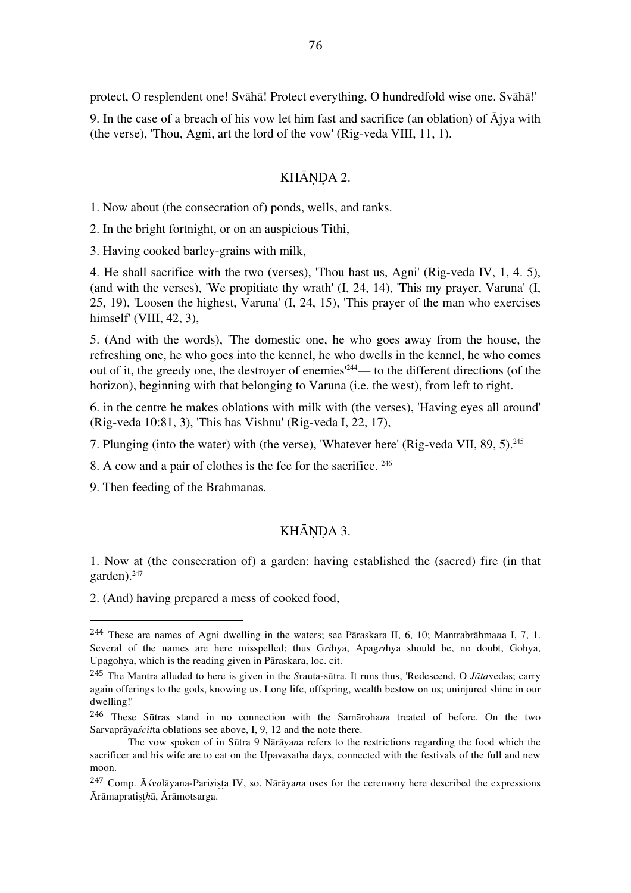protect, O resplendent one! Svāhā! Protect everything, O hundredfold wise one. Svāhā!'

9. In the case of a breach of his vow let him fast and sacrifice (an oblation) of Ājya with (the verse), 'Thou, Agni, art the lord of the vow' (Rig-veda VIII, 11, 1).

## KHĀṆḌA 2.

1. Now about (the consecration of) ponds, wells, and tanks.

2. In the bright fortnight, or on an auspicious Tithi,

3. Having cooked barley-grains with milk,

4. He shall sacrifice with the two (verses), 'Thou hast us, Agni' (Rig-veda IV, 1, 4. 5), (and with the verses), 'We propitiate thy wrath' (I, 24, 14), 'This my prayer, Varuna' (I, 25, 19), 'Loosen the highest, Varuna' (I, 24, 15), 'This prayer of the man who exercises himself' (VIII, 42, 3),

5. (And with the words), 'The domestic one, he who goes away from the house, the refreshing one, he who goes into the kennel, he who dwells in the kennel, he who comes out of it, the greedy one, the destroyer of enemies'[244]— to the different directions (of the horizon), beginning with that belonging to Varuna (i.e. the west), from left to right.

6. in the centre he makes oblations with milk with (the verses), 'Having eyes all around' (Rig-veda 10:81, 3), 'This has Vishnu' (Rig-veda I, 22, 17),

7. Plunging (into the water) with (the verse), 'Whatever here' (Rig-veda VII, 89, 5).[245]

8. A cow and a pair of clothes is the fee for the sacrifice. [246]

9. Then feeding of the Brahmanas.

## KHĀṆḌA 3.

1. Now at (the consecration of) a garden: having established the (sacred) fire (in that garden).[247]

2. (And) having prepared a mess of cooked food,

---

[244] These are names of Agni dwelling in the waters; see Pāraskara II, 6, 10; Mantrabrāhma*n*a I, 7, 1. Several of the names are here misspelled; thus G*ri*hya, Apag*ri*hya should be, no doubt, Gohya, Upagohya, which is the reading given in Pāraskara, loc. cit.

[245] The Mantra alluded to here is given in the *S*rauta-sūtra. It runs thus, 'Redescend, O *Jāta*vedas; carry again offerings to the gods, knowing us. Long life, offspring, wealth bestow on us; uninjured shine in our dwelling!'

[246] These Sūtras stand in no connection with the Samāroha*n*a treated of before. On the two Sarvaprāya*ścit*ta oblations see above, I, 9, 12 and the note there.

The vow spoken of in Sūtra 9 Nārāya*n*a refers to the restrictions regarding the food which the sacrificer and his wife are to eat on the Upavasatha days, connected with the festivals of the full and new moon.

[247] Comp. Ā*śva*lāyana-Pari*s*iṣṭa IV, so. Nārāya*n*a uses for the ceremony here described the expressions Ārāmapratiṣ*ṭh*ā, Ārāmotsarga.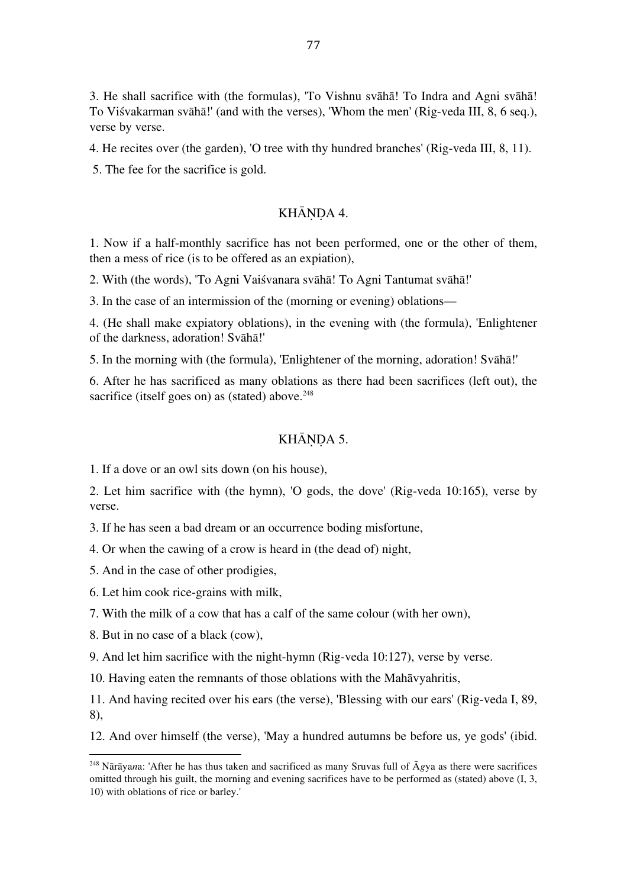3. He shall sacrifice with (the formulas), 'To Vishnu svāhā! To Indra and Agni svāhā! To Viśvakarman svāhā!' (and with the verses), 'Whom the men' (Rig-veda III, 8, 6 seq.), verse by verse.

4. He recites over (the garden), 'O tree with thy hundred branches' (Rig-veda III, 8, 11).

5. The fee for the sacrifice is gold.

## KHĀṆḌA 4.

1. Now if a half-monthly sacrifice has not been performed, one or the other of them, then a mess of rice (is to be offered as an expiation),

2. With (the words), 'To Agni Vaiśvanara svāhā! To Agni Tantumat svāhā!'

3. In the case of an intermission of the (morning or evening) oblations—

4. (He shall make expiatory oblations), in the evening with (the formula), 'Enlightener of the darkness, adoration! Svāhā!'

5. In the morning with (the formula), 'Enlightener of the morning, adoration! Svāhā!'

6. After he has sacrificed as many oblations as there had been sacrifices (left out), the sacrifice (itself goes on) as (stated) above.[248]

## KHĀṆḌA 5.

1. If a dove or an owl sits down (on his house),

2. Let him sacrifice with (the hymn), 'O gods, the dove' (Rig-veda 10:165), verse by verse.

3. If he has seen a bad dream or an occurrence boding misfortune,

4. Or when the cawing of a crow is heard in (the dead of) night,

5. And in the case of other prodigies,

6. Let him cook rice-grains with milk,

7. With the milk of a cow that has a calf of the same colour (with her own),

8. But in no case of a black (cow),

9. And let him sacrifice with the night-hymn (Rig-veda 10:127), verse by verse.

10. Having eaten the remnants of those oblations with the Mahāvyahritis,

11. And having recited over his ears (the verse), 'Blessing with our ears' (Rig-veda I, 89, 8),

12. And over himself (the verse), 'May a hundred autumns be before us, ye gods' (ibid.

---

[248] Nārāya*n*a: 'After he has thus taken and sacrificed as many Sruvas full of Ā*g*ya as there were sacrifices omitted through his guilt, the morning and evening sacrifices have to be performed as (stated) above (I, 3, 10) with oblations of rice or barley.'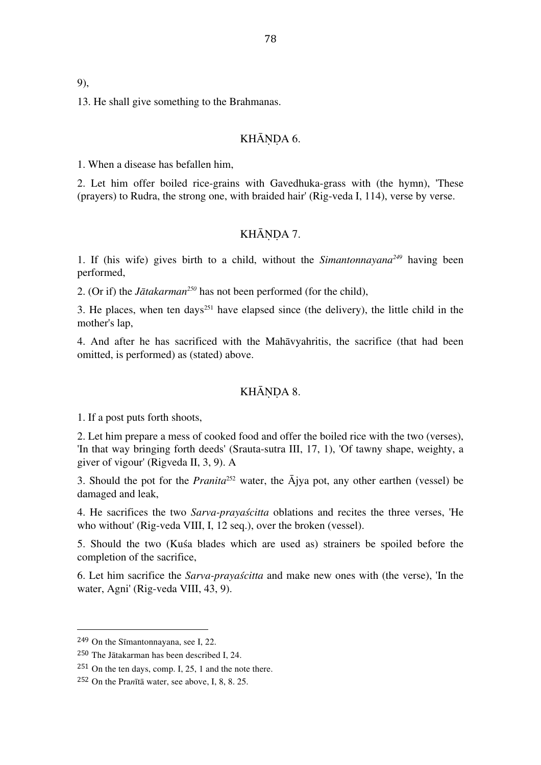9),

13. He shall give something to the Brahmanas.

## KHĀṆḌA 6.

1. When a disease has befallen him,

2. Let him offer boiled rice-grains with Gavedhuka-grass with (the hymn), 'These (prayers) to Rudra, the strong one, with braided hair' (Rig-veda I, 114), verse by verse.

## KHĀṆḌA 7.

1. If (his wife) gives birth to a child, without the *Simantonnayana*[249] having been performed,

2. (Or if) the *Jātakarman*[250] has not been performed (for the child),

3. He places, when ten days[251] have elapsed since (the delivery), the little child in the mother's lap,

4. And after he has sacrificed with the Mahāvyahritis, the sacrifice (that had been omitted, is performed) as (stated) above.

## KHĀṆḌA 8.

1. If a post puts forth shoots,

2. Let him prepare a mess of cooked food and offer the boiled rice with the two (verses), 'In that way bringing forth deeds' (Srauta-sutra III, 17, 1), 'Of tawny shape, weighty, a giver of vigour' (Rigveda II, 3, 9). A

3. Should the pot for the *Pranita*[252] water, the Ājya pot, any other earthen (vessel) be damaged and leak,

4. He sacrifices the two *Sarva-prayaścitta* oblations and recites the three verses, 'He who without' (Rig-veda VIII, I, 12 seq.), over the broken (vessel).

5. Should the two (Kuśa blades which are used as) strainers be spoiled before the completion of the sacrifice,

6. Let him sacrifice the *Sarva-prayaścitta* and make new ones with (the verse), 'In the water, Agni' (Rig-veda VIII, 43, 9).

---

[249] On the Sīmantonnayana, see I, 22.

[250] The Jātakarman has been described I, 24.

[251] On the ten days, comp. I, 25, 1 and the note there.

[252] On the Pra*n*ītā water, see above, I, 8, 8. 25.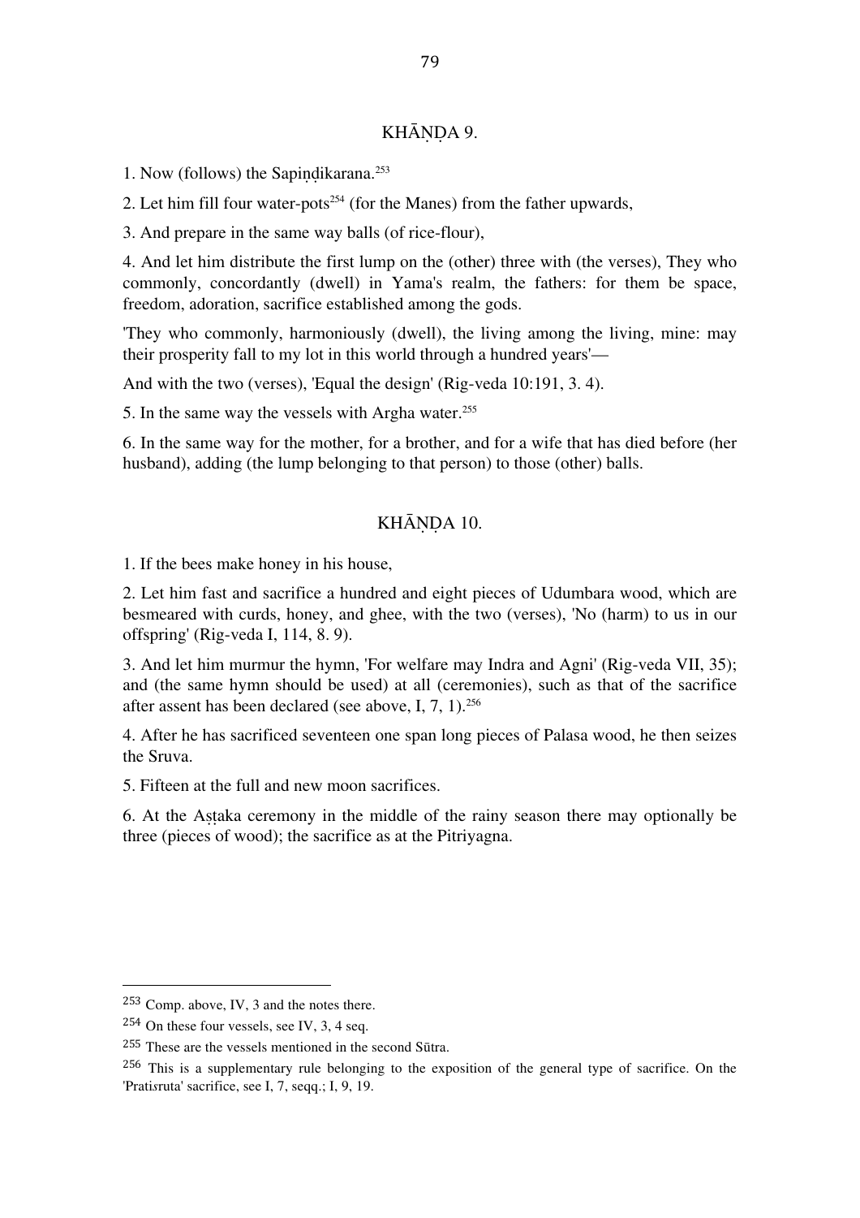## KHĀṆḌA 9.

1. Now (follows) the Sapiṇḍikarana.[253]

2. Let him fill four water-pots[254] (for the Manes) from the father upwards,

3. And prepare in the same way balls (of rice-flour),

4. And let him distribute the first lump on the (other) three with (the verses), They who commonly, concordantly (dwell) in Yama's realm, the fathers: for them be space, freedom, adoration, sacrifice established among the gods.

'They who commonly, harmoniously (dwell), the living among the living, mine: may their prosperity fall to my lot in this world through a hundred years'—

And with the two (verses), 'Equal the design' (Rig-veda 10:191, 3. 4).

5. In the same way the vessels with Argha water.[255]

6. In the same way for the mother, for a brother, and for a wife that has died before (her husband), adding (the lump belonging to that person) to those (other) balls.

## KHĀṆḌA 10.

1. If the bees make honey in his house,

2. Let him fast and sacrifice a hundred and eight pieces of Udumbara wood, which are besmeared with curds, honey, and ghee, with the two (verses), 'No (harm) to us in our offspring' (Rig-veda I, 114, 8. 9).

3. And let him murmur the hymn, 'For welfare may Indra and Agni' (Rig-veda VII, 35); and (the same hymn should be used) at all (ceremonies), such as that of the sacrifice after assent has been declared (see above, I, 7, 1).[256]

4. After he has sacrificed seventeen one span long pieces of Palasa wood, he then seizes the Sruva.

5. Fifteen at the full and new moon sacrifices.

6. At the Aṣṭaka ceremony in the middle of the rainy season there may optionally be three (pieces of wood); the sacrifice as at the Pitriyagna.

---

253 Comp. above, IV, 3 and the notes there.

254 On these four vessels, see IV, 3, 4 seq.

255 These are the vessels mentioned in the second Sūtra.

256 This is a supplementary rule belonging to the exposition of the general type of sacrifice. On the 'Pratisruta' sacrifice, see I, 7, seqq.; I, 9, 19.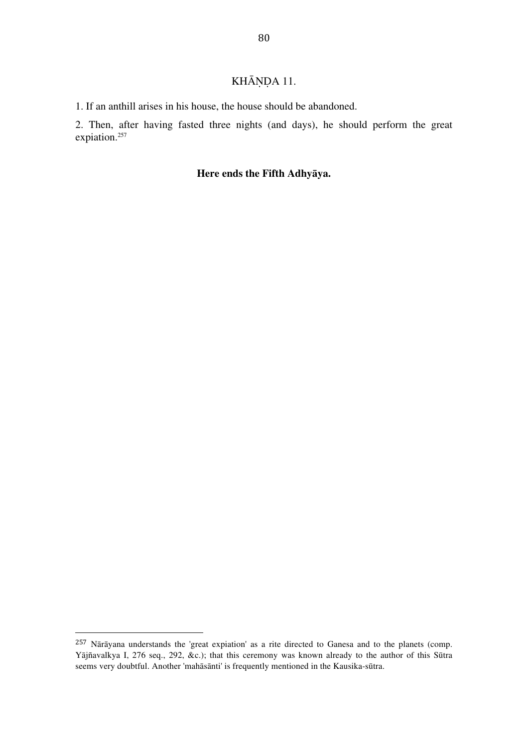## KHĀṆḌA 11.

1. If an anthill arises in his house, the house should be abandoned.

2. Then, after having fasted three nights (and days), he should perform the great expiation.[257]

**Here ends the Fifth Adhyāya.**

---

[257] Nārāyana understands the 'great expiation' as a rite directed to Ganesa and to the planets (comp. Yājñavalkya I, 276 seq., 292, &c.); that this ceremony was known already to the author of this Sūtra seems very doubtful. Another 'mahāsānti' is frequently mentioned in the Kausika-sūtra.